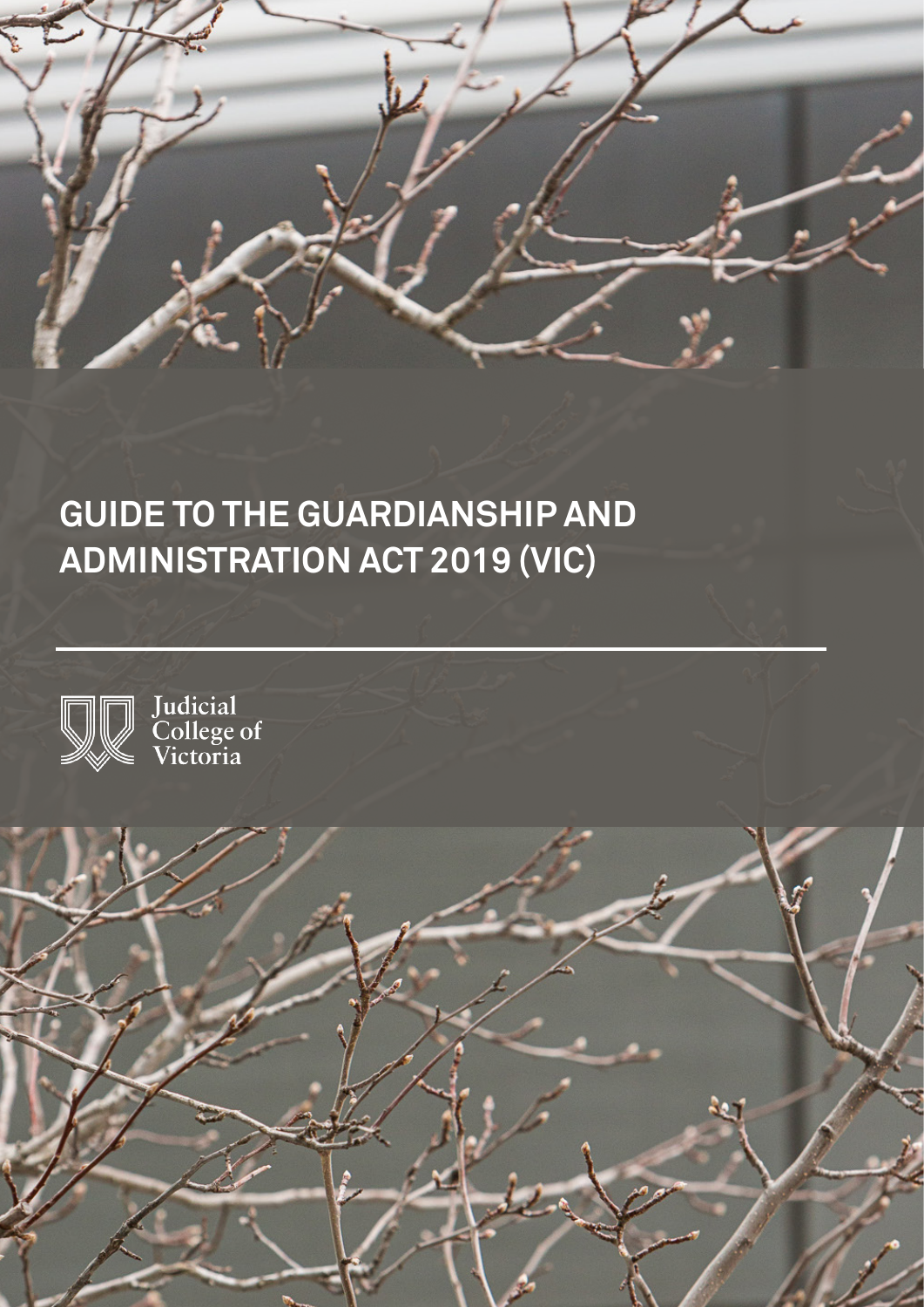# GUIDE TO THE GUARDIANSHIP AND ADMINISTRATION ACT 2019 (VIC)

Judicial College of Victoria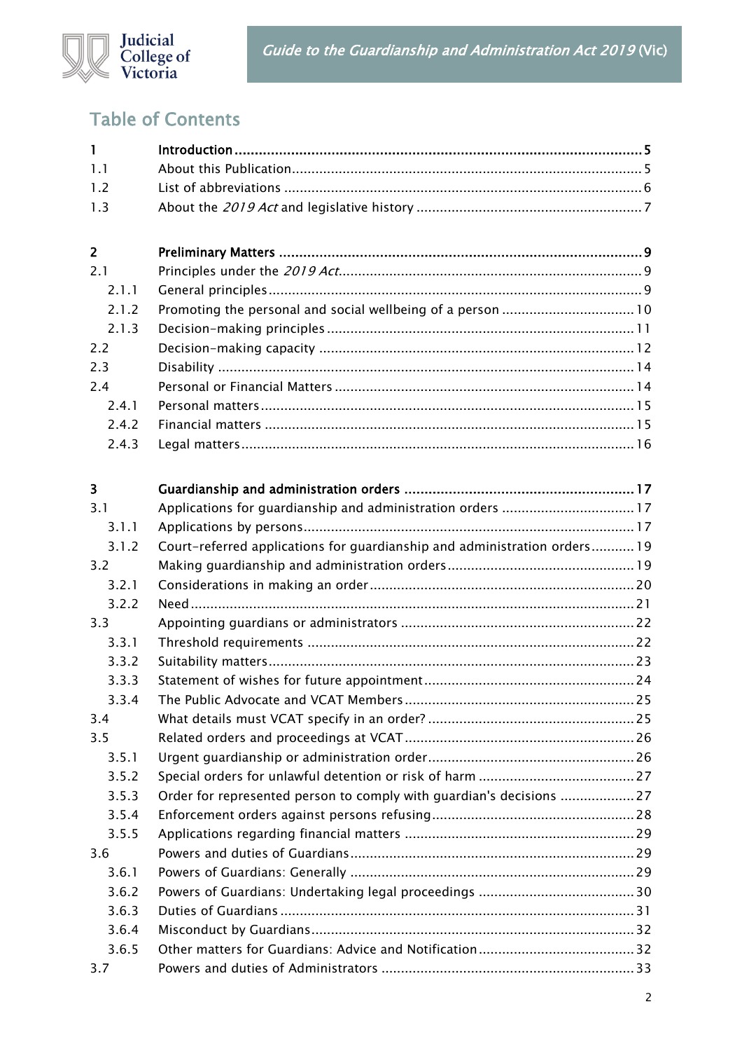## Table of Contents

| | | |
|---|---|---|
| **1** | **Introduction** | **5** |
| 1.1 | About this Publication | 5 |
| 1.2 | List of abbreviations | 6 |
| 1.3 | About the *2019 Act* and legislative history | 7 |
| **2** | **Preliminary Matters** | **9** |
| 2.1 | Principles under the *2019 Act* | 9 |
| 2.1.1 | General principles | 9 |
| 2.1.2 | Promoting the personal and social wellbeing of a person | 10 |
| 2.1.3 | Decision-making principles | 11 |
| 2.2 | Decision-making capacity | 12 |
| 2.3 | Disability | 14 |
| 2.4 | Personal or Financial Matters | 14 |
| 2.4.1 | Personal matters | 15 |
| 2.4.2 | Financial matters | 15 |
| 2.4.3 | Legal matters | 16 |
| **3** | **Guardianship and administration orders** | **17** |
| 3.1 | Applications for guardianship and administration orders | 17 |
| 3.1.1 | Applications by persons | 17 |
| 3.1.2 | Court-referred applications for guardianship and administration orders | 19 |
| 3.2 | Making guardianship and administration orders | 19 |
| 3.2.1 | Considerations in making an order | 20 |
| 3.2.2 | Need | 21 |
| 3.3 | Appointing guardians or administrators | 22 |
| 3.3.1 | Threshold requirements | 22 |
| 3.3.2 | Suitability matters | 23 |
| 3.3.3 | Statement of wishes for future appointment | 24 |
| 3.3.4 | The Public Advocate and VCAT Members | 25 |
| 3.4 | What details must VCAT specify in an order? | 25 |
| 3.5 | Related orders and proceedings at VCAT | 26 |
| 3.5.1 | Urgent guardianship or administration order | 26 |
| 3.5.2 | Special orders for unlawful detention or risk of harm | 27 |
| 3.5.3 | Order for represented person to comply with guardian's decisions | 27 |
| 3.5.4 | Enforcement orders against persons refusing | 28 |
| 3.5.5 | Applications regarding financial matters | 29 |
| 3.6 | Powers and duties of Guardians | 29 |
| 3.6.1 | Powers of Guardians: Generally | 29 |
| 3.6.2 | Powers of Guardians: Undertaking legal proceedings | 30 |
| 3.6.3 | Duties of Guardians | 31 |
| 3.6.4 | Misconduct by Guardians | 32 |
| 3.6.5 | Other matters for Guardians: Advice and Notification | 32 |
| 3.7 | Powers and duties of Administrators | 33 |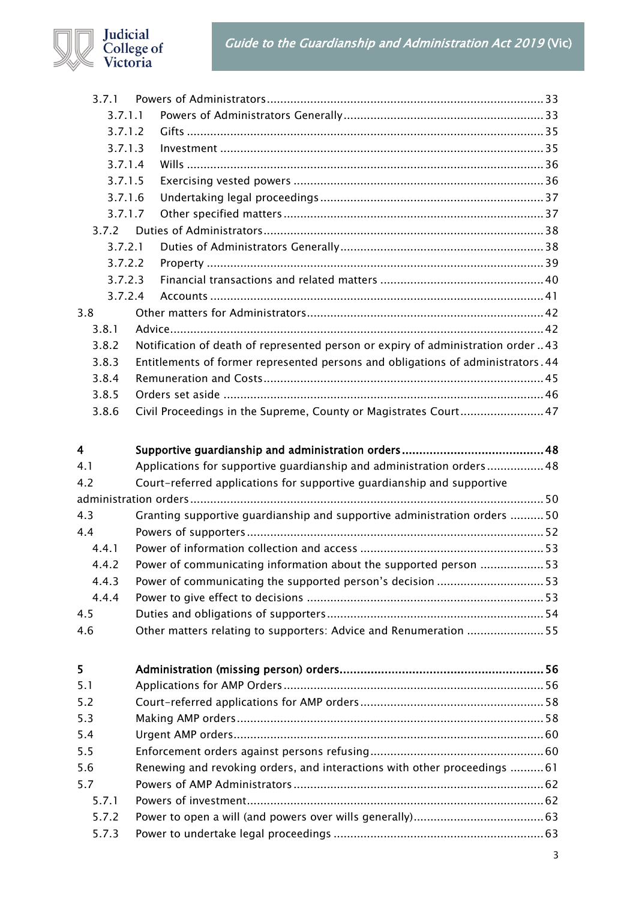3.7.1 Powers of Administrators ........................................................................................ 33

3.7.1.1 Powers of Administrators Generally ................................................................ 33

3.7.1.2 Gifts ............................................................................................................... 35

3.7.1.3 Investment ..................................................................................................... 35

3.7.1.4 Wills ............................................................................................................... 36

3.7.1.5 Exercising vested powers .............................................................................. 36

3.7.1.6 Undertaking legal proceedings ...................................................................... 37

3.7.1.7 Other specified matters ................................................................................. 37

3.7.2 Duties of Administrators ......................................................................................... 38

3.7.2.1 Duties of Administrators Generally ................................................................ 38

3.7.2.2 Property ......................................................................................................... 39

3.7.2.3 Financial transactions and related matters .................................................... 40

3.7.2.4 Accounts ........................................................................................................ 41

3.8 Other matters for Administrators ............................................................................. 42

3.8.1 Advice .................................................................................................................... 42

3.8.2 Notification of death of represented person or expiry of administration order .. 43

3.8.3 Entitlements of former represented persons and obligations of administrators . 44

3.8.4 Remuneration and Costs ........................................................................................ 45

3.8.5 Orders set aside ..................................................................................................... 46

3.8.6 Civil Proceedings in the Supreme, County or Magistrates Court .......................... 47

**4 Supportive guardianship and administration orders ............................................ 48**

4.1 Applications for supportive guardianship and administration orders ................. 48

4.2 Court-referred applications for supportive guardianship and supportive administration orders ............................................................................................................ 50

4.3 Granting supportive guardianship and supportive administration orders ........... 50

4.4 Powers of supporters ............................................................................................... 52

4.4.1 Power of information collection and access ......................................................... 53

4.4.2 Power of communicating information about the supported person .................... 53

4.4.3 Power of communicating the supported person's decision ................................. 53

4.4.4 Power to give effect to decisions .......................................................................... 53

4.5 Duties and obligations of supporters ...................................................................... 54

4.6 Other matters relating to supporters: Advice and Renumeration ........................ 55

**5 Administration (missing person) orders .............................................................. 56**

5.1 Applications for AMP Orders .................................................................................. 56

5.2 Court-referred applications for AMP orders ........................................................... 58

5.3 Making AMP orders ................................................................................................. 58

5.4 Urgent AMP orders .................................................................................................. 60

5.5 Enforcement orders against persons refusing ....................................................... 60

5.6 Renewing and revoking orders, and interactions with other proceedings ........... 61

5.7 Powers of AMP Administrators ............................................................................... 62

5.7.1 Powers of investment ............................................................................................ 62

5.7.2 Power to open a will (and powers over wills generally) ....................................... 63

5.7.3 Power to undertake legal proceedings .................................................................. 63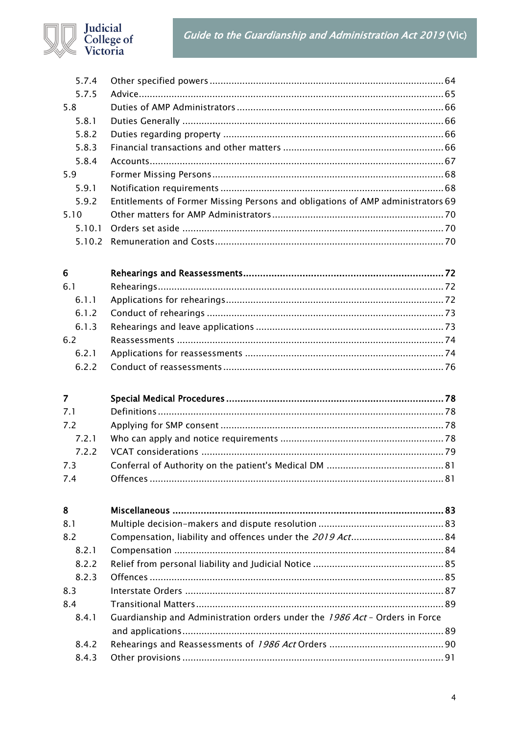| | | |
|---|---|---|
| 5.7.4 | Other specified powers | 64 |
| 5.7.5 | Advice | 65 |
| 5.8 | Duties of AMP Administrators | 66 |
| 5.8.1 | Duties Generally | 66 |
| 5.8.2 | Duties regarding property | 66 |
| 5.8.3 | Financial transactions and other matters | 66 |
| 5.8.4 | Accounts | 67 |
| 5.9 | Former Missing Persons | 68 |
| 5.9.1 | Notification requirements | 68 |
| 5.9.2 | Entitlements of Former Missing Persons and obligations of AMP administrators | 69 |
| 5.10 | Other matters for AMP Administrators | 70 |
| 5.10.1 | Orders set aside | 70 |
| 5.10.2 | Remuneration and Costs | 70 |
| **6** | **Rehearings and Reassessments** | **72** |
| 6.1 | Rehearings | 72 |
| 6.1.1 | Applications for rehearings | 72 |
| 6.1.2 | Conduct of rehearings | 73 |
| 6.1.3 | Rehearings and leave applications | 73 |
| 6.2 | Reassessments | 74 |
| 6.2.1 | Applications for reassessments | 74 |
| 6.2.2 | Conduct of reassessments | 76 |
| **7** | **Special Medical Procedures** | **78** |
| 7.1 | Definitions | 78 |
| 7.2 | Applying for SMP consent | 78 |
| 7.2.1 | Who can apply and notice requirements | 78 |
| 7.2.2 | VCAT considerations | 79 |
| 7.3 | Conferral of Authority on the patient's Medical DM | 81 |
| 7.4 | Offences | 81 |
| **8** | **Miscellaneous** | **83** |
| 8.1 | Multiple decision-makers and dispute resolution | 83 |
| 8.2 | Compensation, liability and offences under the *2019 Act* | 84 |
| 8.2.1 | Compensation | 84 |
| 8.2.2 | Relief from personal liability and Judicial Notice | 85 |
| 8.2.3 | Offences | 85 |
| 8.3 | Interstate Orders | 87 |
| 8.4 | Transitional Matters | 89 |
| 8.4.1 | Guardianship and Administration orders under the *1986 Act* – Orders in Force and applications | 89 |
| 8.4.2 | Rehearings and Reassessments of *1986 Act* Orders | 90 |
| 8.4.3 | Other provisions | 91 |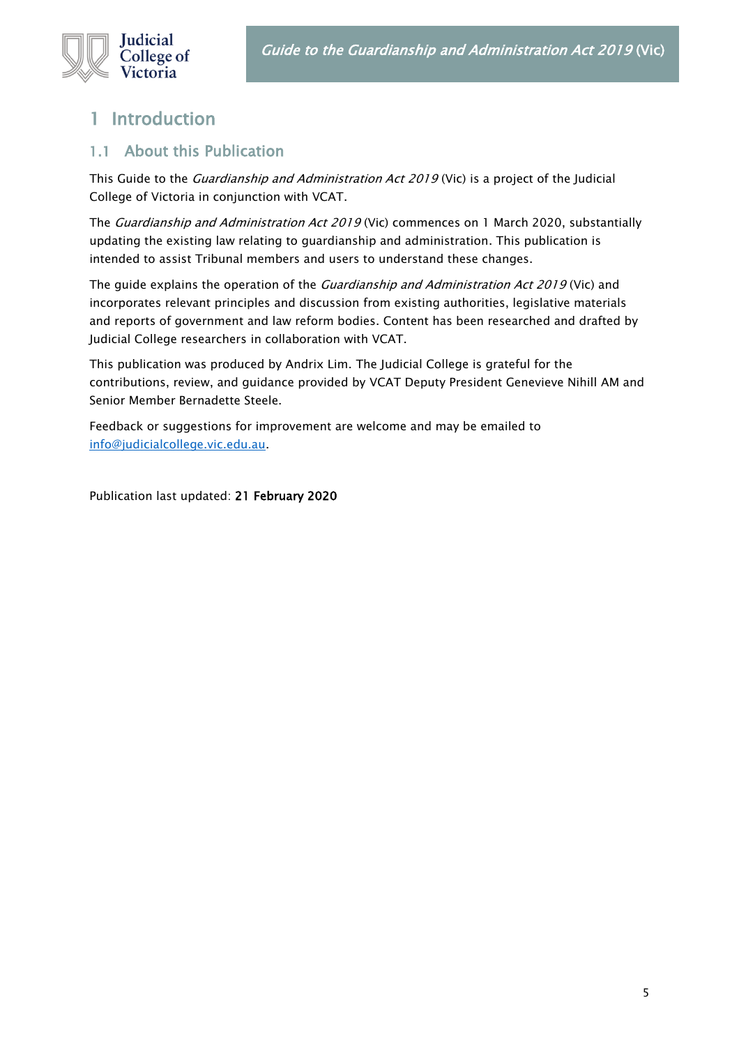# 1 Introduction

## 1.1 About this Publication

This Guide to the *Guardianship and Administration Act 2019* (Vic) is a project of the Judicial College of Victoria in conjunction with VCAT.

The *Guardianship and Administration Act 2019* (Vic) commences on 1 March 2020, substantially updating the existing law relating to guardianship and administration. This publication is intended to assist Tribunal members and users to understand these changes.

The guide explains the operation of the *Guardianship and Administration Act 2019* (Vic) and incorporates relevant principles and discussion from existing authorities, legislative materials and reports of government and law reform bodies. Content has been researched and drafted by Judicial College researchers in collaboration with VCAT.

This publication was produced by Andrix Lim. The Judicial College is grateful for the contributions, review, and guidance provided by VCAT Deputy President Genevieve Nihill AM and Senior Member Bernadette Steele.

Feedback or suggestions for improvement are welcome and may be emailed to [info@judicialcollege.vic.edu.au](mailto:info@judicialcollege.vic.edu.au).

Publication last updated: **21 February 2020**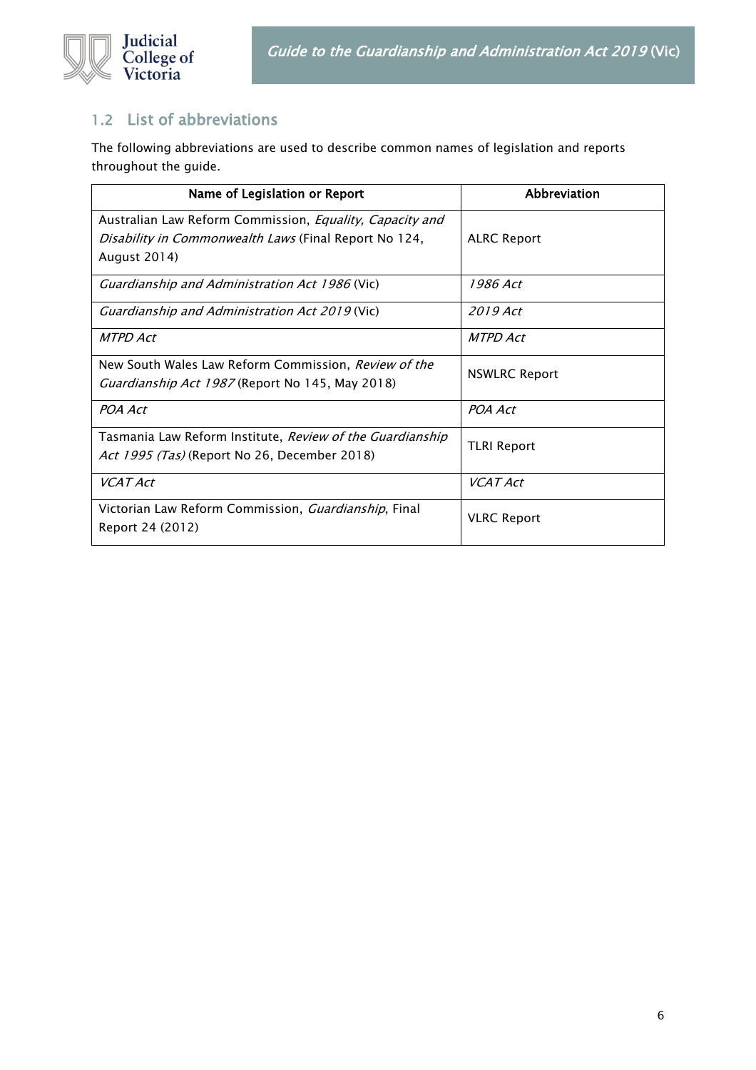## 1.2 List of abbreviations

The following abbreviations are used to describe common names of legislation and reports throughout the guide.

| Name of Legislation or Report | Abbreviation |
|---|---|
| Australian Law Reform Commission, *Equality, Capacity and Disability in Commonwealth Laws* (Final Report No 124, August 2014) | ALRC Report |
| *Guardianship and Administration Act 1986* (Vic) | *1986 Act* |
| *Guardianship and Administration Act 2019* (Vic) | *2019 Act* |
| *MTPD Act* | *MTPD Act* |
| New South Wales Law Reform Commission, *Review of the Guardianship Act 1987* (Report No 145, May 2018) | NSWLRC Report |
| *POA Act* | *POA Act* |
| Tasmania Law Reform Institute, *Review of the Guardianship Act 1995 (Tas)* (Report No 26, December 2018) | TLRI Report |
| *VCAT Act* | *VCAT Act* |
| Victorian Law Reform Commission, *Guardianship*, Final Report 24 (2012) | VLRC Report |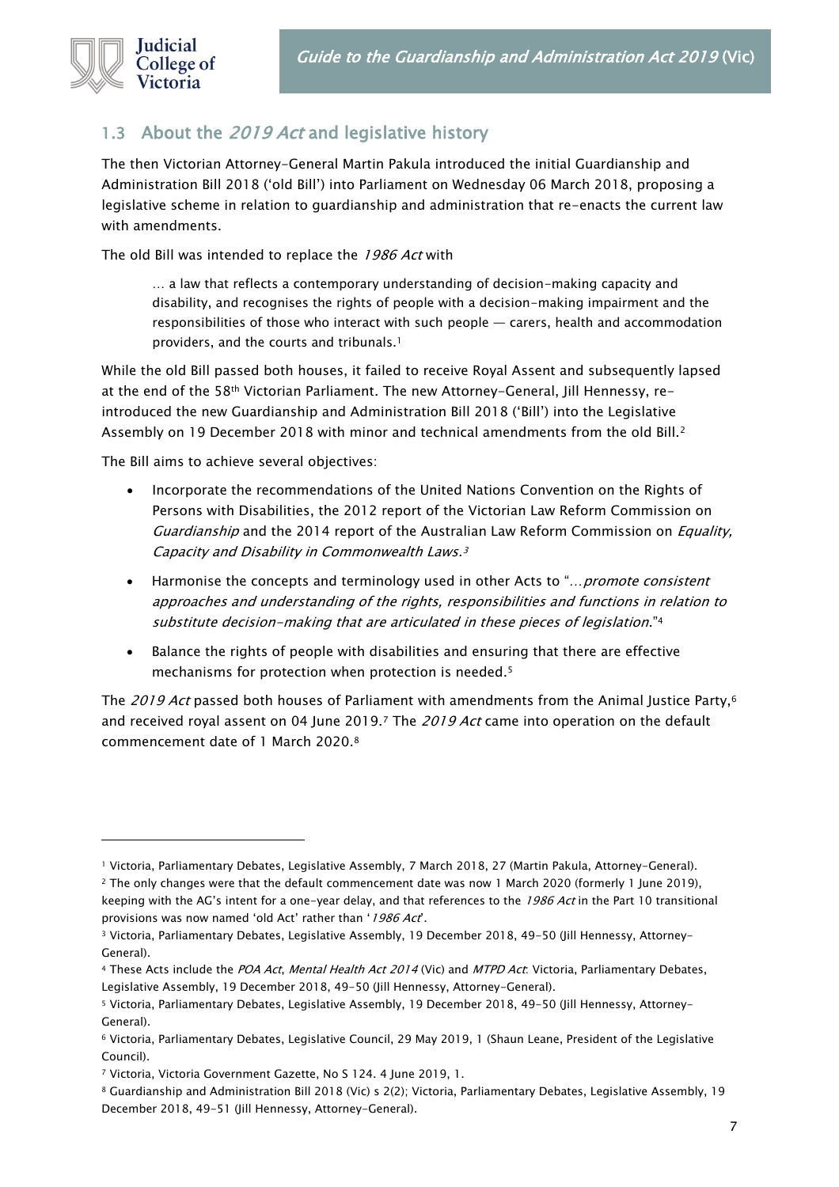## 1.3 About the *2019 Act* and legislative history

The then Victorian Attorney-General Martin Pakula introduced the initial Guardianship and Administration Bill 2018 ('old Bill') into Parliament on Wednesday 06 March 2018, proposing a legislative scheme in relation to guardianship and administration that re-enacts the current law with amendments.

The old Bill was intended to replace the *1986 Act* with

> … a law that reflects a contemporary understanding of decision-making capacity and disability, and recognises the rights of people with a decision-making impairment and the responsibilities of those who interact with such people — carers, health and accommodation providers, and the courts and tribunals.[1]

While the old Bill passed both houses, it failed to receive Royal Assent and subsequently lapsed at the end of the 58th Victorian Parliament. The new Attorney-General, Jill Hennessy, re-introduced the new Guardianship and Administration Bill 2018 ('Bill') into the Legislative Assembly on 19 December 2018 with minor and technical amendments from the old Bill.[2]

The Bill aims to achieve several objectives:

- Incorporate the recommendations of the United Nations Convention on the Rights of Persons with Disabilities, the 2012 report of the Victorian Law Reform Commission on *Guardianship* and the 2014 report of the Australian Law Reform Commission on *Equality, Capacity and Disability in Commonwealth Laws.*[3]
- Harmonise the concepts and terminology used in other Acts to "…*promote consistent approaches and understanding of the rights, responsibilities and functions in relation to substitute decision-making that are articulated in these pieces of legislation*."[4]
- Balance the rights of people with disabilities and ensuring that there are effective mechanisms for protection when protection is needed.[5]

The *2019 Act* passed both houses of Parliament with amendments from the Animal Justice Party,[6] and received royal assent on 04 June 2019.[7] The *2019 Act* came into operation on the default commencement date of 1 March 2020.[8]

---

[1] Victoria, Parliamentary Debates, Legislative Assembly, 7 March 2018, 27 (Martin Pakula, Attorney-General).

[2] The only changes were that the default commencement date was now 1 March 2020 (formerly 1 June 2019), keeping with the AG's intent for a one-year delay, and that references to the *1986 Act* in the Part 10 transitional provisions was now named 'old Act' rather than '*1986 Act*'.

[3] Victoria, Parliamentary Debates, Legislative Assembly, 19 December 2018, 49-50 (Jill Hennessy, Attorney-General).

[4] These Acts include the *POA Act*, *Mental Health Act 2014* (Vic) and *MTPD Act*: Victoria, Parliamentary Debates, Legislative Assembly, 19 December 2018, 49-50 (Jill Hennessy, Attorney-General).

[5] Victoria, Parliamentary Debates, Legislative Assembly, 19 December 2018, 49-50 (Jill Hennessy, Attorney-General).

[6] Victoria, Parliamentary Debates, Legislative Council, 29 May 2019, 1 (Shaun Leane, President of the Legislative Council).

[7] Victoria, Victoria Government Gazette, No S 124. 4 June 2019, 1.

[8] Guardianship and Administration Bill 2018 (Vic) s 2(2); Victoria, Parliamentary Debates, Legislative Assembly, 19 December 2018, 49-51 (Jill Hennessy, Attorney-General).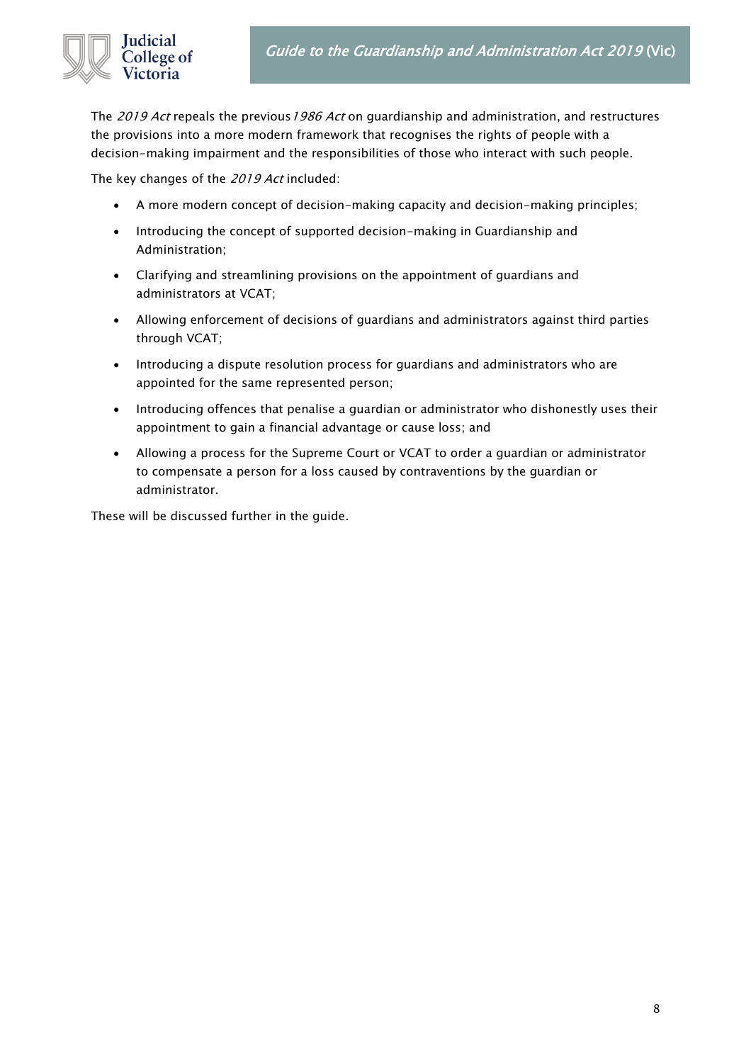The *2019 Act* repeals the previous *1986 Act* on guardianship and administration, and restructures the provisions into a more modern framework that recognises the rights of people with a decision-making impairment and the responsibilities of those who interact with such people.

The key changes of the *2019 Act* included:

- A more modern concept of decision-making capacity and decision-making principles;
- Introducing the concept of supported decision-making in Guardianship and Administration;
- Clarifying and streamlining provisions on the appointment of guardians and administrators at VCAT;
- Allowing enforcement of decisions of guardians and administrators against third parties through VCAT;
- Introducing a dispute resolution process for guardians and administrators who are appointed for the same represented person;
- Introducing offences that penalise a guardian or administrator who dishonestly uses their appointment to gain a financial advantage or cause loss; and
- Allowing a process for the Supreme Court or VCAT to order a guardian or administrator to compensate a person for a loss caused by contraventions by the guardian or administrator.

These will be discussed further in the guide.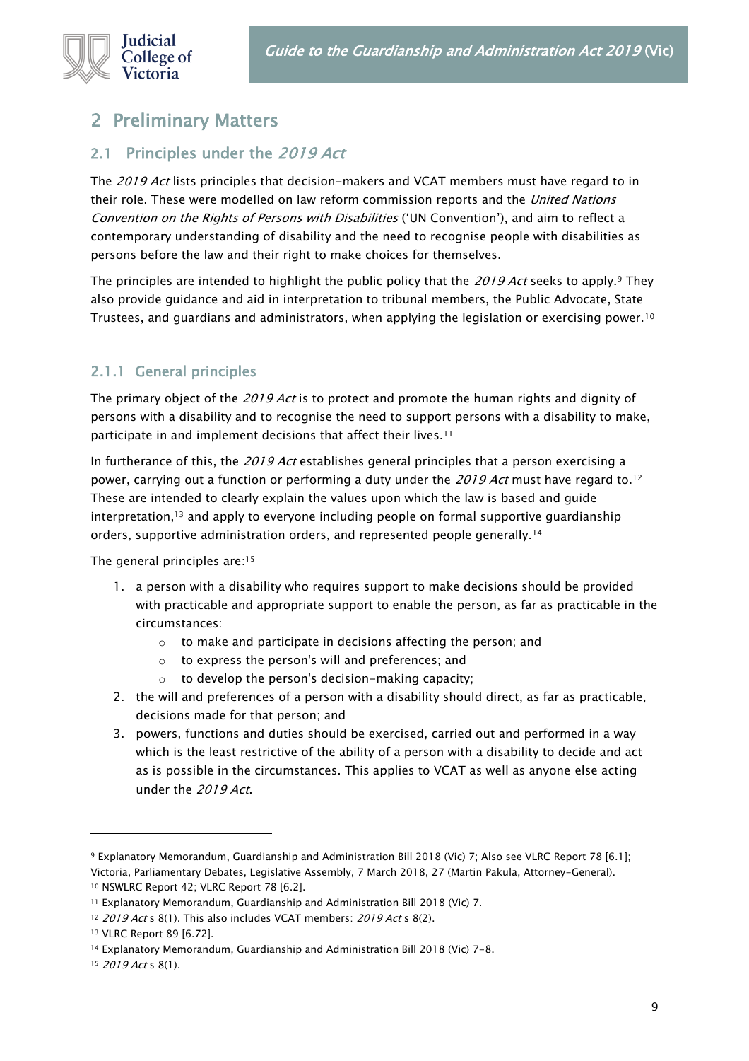## 2 Preliminary Matters

### 2.1 Principles under the *2019 Act*

The *2019 Act* lists principles that decision-makers and VCAT members must have regard to in their role. These were modelled on law reform commission reports and the *United Nations Convention on the Rights of Persons with Disabilities* ('UN Convention'), and aim to reflect a contemporary understanding of disability and the need to recognise people with disabilities as persons before the law and their right to make choices for themselves.

The principles are intended to highlight the public policy that the *2019 Act* seeks to apply.[9] They also provide guidance and aid in interpretation to tribunal members, the Public Advocate, State Trustees, and guardians and administrators, when applying the legislation or exercising power.[10]

#### 2.1.1 General principles

The primary object of the *2019 Act* is to protect and promote the human rights and dignity of persons with a disability and to recognise the need to support persons with a disability to make, participate in and implement decisions that affect their lives.[11]

In furtherance of this, the *2019 Act* establishes general principles that a person exercising a power, carrying out a function or performing a duty under the *2019 Act* must have regard to.[12] These are intended to clearly explain the values upon which the law is based and guide interpretation,[13] and apply to everyone including people on formal supportive guardianship orders, supportive administration orders, and represented people generally.[14]

The general principles are:[15]

1. a person with a disability who requires support to make decisions should be provided with practicable and appropriate support to enable the person, as far as practicable in the circumstances:
   - to make and participate in decisions affecting the person; and
   - to express the person's will and preferences; and
   - to develop the person's decision-making capacity;
2. the will and preferences of a person with a disability should direct, as far as practicable, decisions made for that person; and
3. powers, functions and duties should be exercised, carried out and performed in a way which is the least restrictive of the ability of a person with a disability to decide and act as is possible in the circumstances. This applies to VCAT as well as anyone else acting under the *2019 Act*.

---

[9] Explanatory Memorandum, Guardianship and Administration Bill 2018 (Vic) 7; Also see VLRC Report 78 [6.1]; Victoria, Parliamentary Debates, Legislative Assembly, 7 March 2018, 27 (Martin Pakula, Attorney-General).

[10] NSWLRC Report 42; VLRC Report 78 [6.2].

[11] Explanatory Memorandum, Guardianship and Administration Bill 2018 (Vic) 7.

[12] *2019 Act* s 8(1). This also includes VCAT members: *2019 Act* s 8(2).

[13] VLRC Report 89 [6.72].

[14] Explanatory Memorandum, Guardianship and Administration Bill 2018 (Vic) 7-8.

[15] *2019 Act* s 8(1).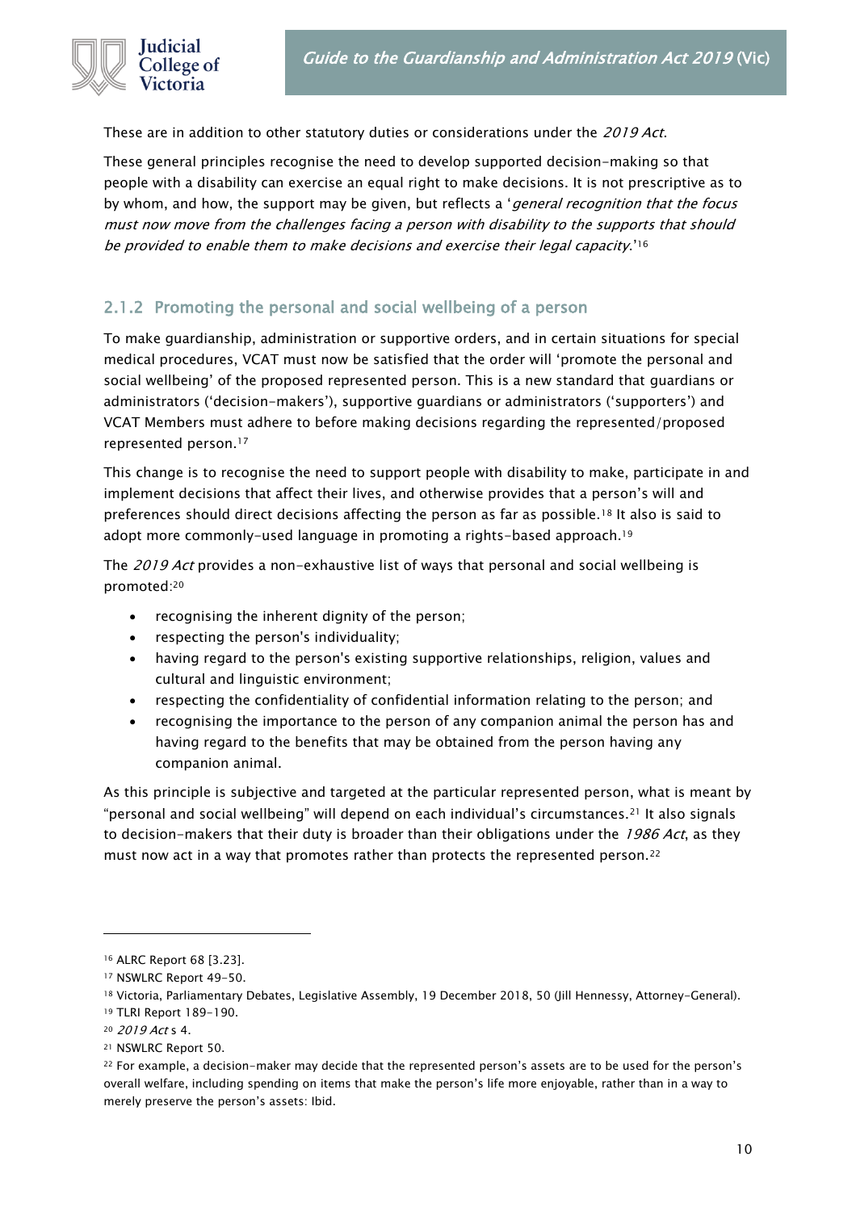These are in addition to other statutory duties or considerations under the *2019 Act*.

These general principles recognise the need to develop supported decision-making so that people with a disability can exercise an equal right to make decisions. It is not prescriptive as to by whom, and how, the support may be given, but reflects a '*general recognition that the focus must now move from the challenges facing a person with disability to the supports that should be provided to enable them to make decisions and exercise their legal capacity*.'[16]

### 2.1.2 Promoting the personal and social wellbeing of a person

To make guardianship, administration or supportive orders, and in certain situations for special medical procedures, VCAT must now be satisfied that the order will 'promote the personal and social wellbeing' of the proposed represented person. This is a new standard that guardians or administrators ('decision-makers'), supportive guardians or administrators ('supporters') and VCAT Members must adhere to before making decisions regarding the represented/proposed represented person.[17]

This change is to recognise the need to support people with disability to make, participate in and implement decisions that affect their lives, and otherwise provides that a person's will and preferences should direct decisions affecting the person as far as possible.[18] It also is said to adopt more commonly-used language in promoting a rights-based approach.[19]

The *2019 Act* provides a non-exhaustive list of ways that personal and social wellbeing is promoted:[20]

- recognising the inherent dignity of the person;
- respecting the person's individuality;
- having regard to the person's existing supportive relationships, religion, values and cultural and linguistic environment;
- respecting the confidentiality of confidential information relating to the person; and
- recognising the importance to the person of any companion animal the person has and having regard to the benefits that may be obtained from the person having any companion animal.

As this principle is subjective and targeted at the particular represented person, what is meant by "personal and social wellbeing" will depend on each individual's circumstances.[21] It also signals to decision-makers that their duty is broader than their obligations under the *1986 Act*, as they must now act in a way that promotes rather than protects the represented person.[22]

---

[16] ALRC Report 68 [3.23].

[17] NSWLRC Report 49-50.

[18] Victoria, Parliamentary Debates, Legislative Assembly, 19 December 2018, 50 (Jill Hennessy, Attorney-General).

[19] TLRI Report 189-190.

[20] *2019 Act* s 4.

[21] NSWLRC Report 50.

[22] For example, a decision-maker may decide that the represented person's assets are to be used for the person's overall welfare, including spending on items that make the person's life more enjoyable, rather than in a way to merely preserve the person's assets: Ibid.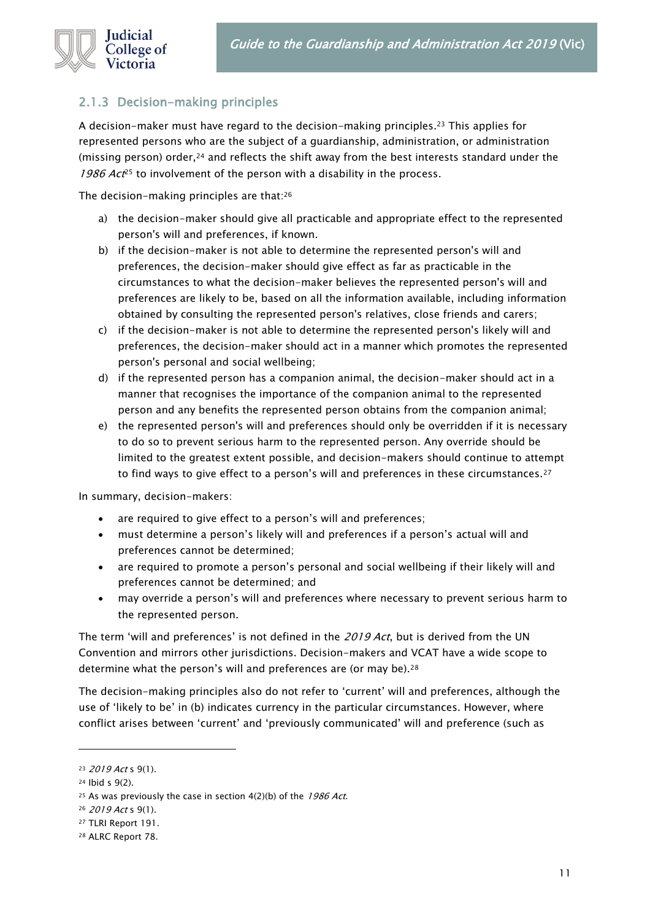### 2.1.3 Decision-making principles

A decision-maker must have regard to the decision-making principles.[23] This applies for represented persons who are the subject of a guardianship, administration, or administration (missing person) order,[24] and reflects the shift away from the best interests standard under the *1986 Act*[25] to involvement of the person with a disability in the process.

The decision-making principles are that:[26]

a) the decision-maker should give all practicable and appropriate effect to the represented person's will and preferences, if known.
b) if the decision-maker is not able to determine the represented person's will and preferences, the decision-maker should give effect as far as practicable in the circumstances to what the decision-maker believes the represented person's will and preferences are likely to be, based on all the information available, including information obtained by consulting the represented person's relatives, close friends and carers;
c) if the decision-maker is not able to determine the represented person's likely will and preferences, the decision-maker should act in a manner which promotes the represented person's personal and social wellbeing;
d) if the represented person has a companion animal, the decision-maker should act in a manner that recognises the importance of the companion animal to the represented person and any benefits the represented person obtains from the companion animal;
e) the represented person's will and preferences should only be overridden if it is necessary to do so to prevent serious harm to the represented person. Any override should be limited to the greatest extent possible, and decision-makers should continue to attempt to find ways to give effect to a person's will and preferences in these circumstances.[27]

In summary, decision-makers:

- are required to give effect to a person's will and preferences;
- must determine a person's likely will and preferences if a person's actual will and preferences cannot be determined;
- are required to promote a person's personal and social wellbeing if their likely will and preferences cannot be determined; and
- may override a person's will and preferences where necessary to prevent serious harm to the represented person.

The term 'will and preferences' is not defined in the *2019 Act*, but is derived from the UN Convention and mirrors other jurisdictions. Decision-makers and VCAT have a wide scope to determine what the person's will and preferences are (or may be).[28]

The decision-making principles also do not refer to 'current' will and preferences, although the use of 'likely to be' in (b) indicates currency in the particular circumstances. However, where conflict arises between 'current' and 'previously communicated' will and preference (such as

---

[23] *2019 Act* s 9(1).
[24] Ibid s 9(2).
[25] As was previously the case in section 4(2)(b) of the *1986 Act*.
[26] *2019 Act* s 9(1).
[27] TLRI Report 191.
[28] ALRC Report 78.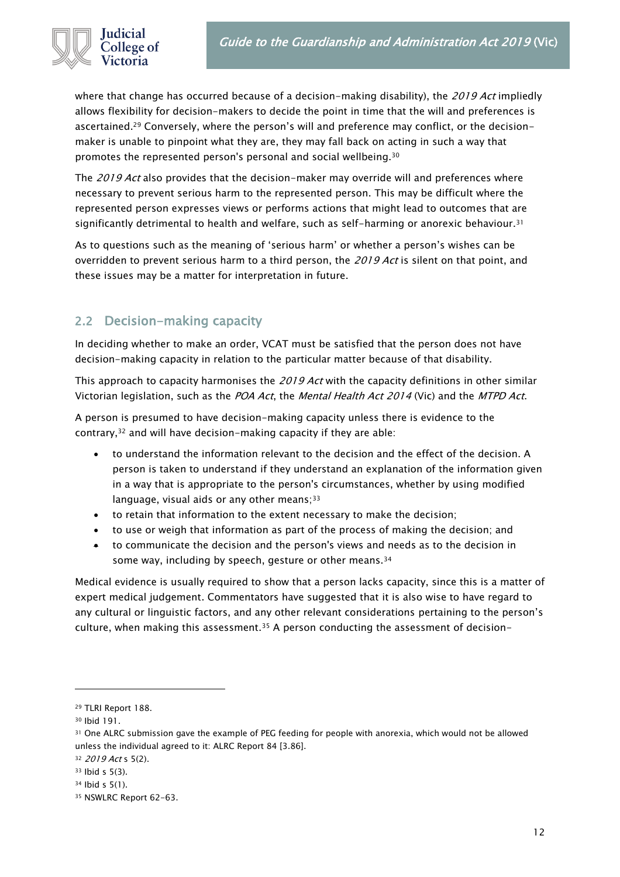where that change has occurred because of a decision-making disability), the *2019 Act* impliedly allows flexibility for decision-makers to decide the point in time that the will and preferences is ascertained.[29] Conversely, where the person's will and preference may conflict, or the decision-maker is unable to pinpoint what they are, they may fall back on acting in such a way that promotes the represented person's personal and social wellbeing.[30]

The *2019 Act* also provides that the decision-maker may override will and preferences where necessary to prevent serious harm to the represented person. This may be difficult where the represented person expresses views or performs actions that might lead to outcomes that are significantly detrimental to health and welfare, such as self-harming or anorexic behaviour.[31]

As to questions such as the meaning of 'serious harm' or whether a person's wishes can be overridden to prevent serious harm to a third person, the *2019 Act* is silent on that point, and these issues may be a matter for interpretation in future.

## 2.2 Decision-making capacity

In deciding whether to make an order, VCAT must be satisfied that the person does not have decision-making capacity in relation to the particular matter because of that disability.

This approach to capacity harmonises the *2019 Act* with the capacity definitions in other similar Victorian legislation, such as the *POA Act*, the *Mental Health Act 2014* (Vic) and the *MTPD Act*.

A person is presumed to have decision-making capacity unless there is evidence to the contrary,[32] and will have decision-making capacity if they are able:

- to understand the information relevant to the decision and the effect of the decision. A person is taken to understand if they understand an explanation of the information given in a way that is appropriate to the person's circumstances, whether by using modified language, visual aids or any other means;[33]
- to retain that information to the extent necessary to make the decision;
- to use or weigh that information as part of the process of making the decision; and
- to communicate the decision and the person's views and needs as to the decision in some way, including by speech, gesture or other means.[34]

Medical evidence is usually required to show that a person lacks capacity, since this is a matter of expert medical judgement. Commentators have suggested that it is also wise to have regard to any cultural or linguistic factors, and any other relevant considerations pertaining to the person's culture, when making this assessment.[35] A person conducting the assessment of decision-

---

[29] TLRI Report 188.

[30] Ibid 191.

[31] One ALRC submission gave the example of PEG feeding for people with anorexia, which would not be allowed unless the individual agreed to it: ALRC Report 84 [3.86].

[32] *2019 Act* s 5(2).

[33] Ibid s 5(3).

[34] Ibid s 5(1).

[35] NSWLRC Report 62-63.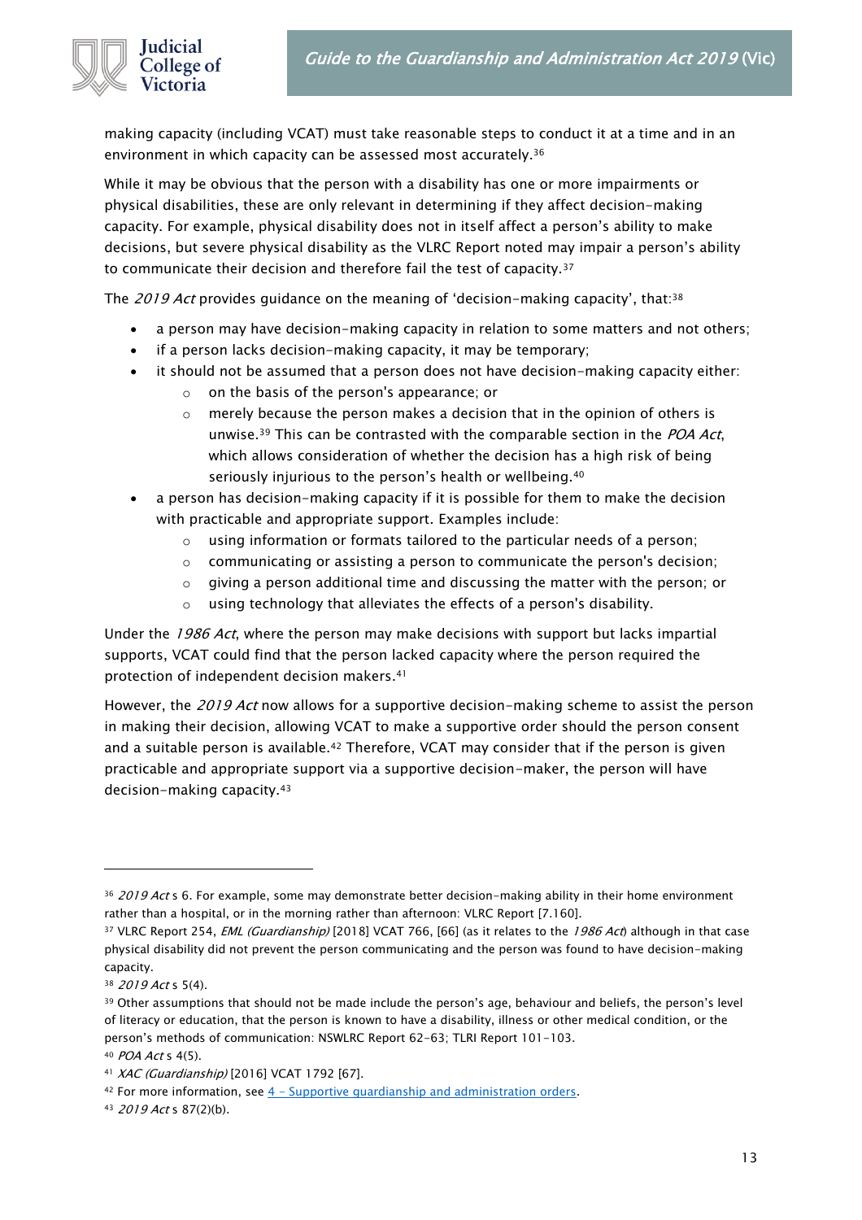making capacity (including VCAT) must take reasonable steps to conduct it at a time and in an environment in which capacity can be assessed most accurately.[36]

While it may be obvious that the person with a disability has one or more impairments or physical disabilities, these are only relevant in determining if they affect decision-making capacity. For example, physical disability does not in itself affect a person's ability to make decisions, but severe physical disability as the VLRC Report noted may impair a person's ability to communicate their decision and therefore fail the test of capacity.[37]

The *2019 Act* provides guidance on the meaning of 'decision-making capacity', that:[38]

- a person may have decision-making capacity in relation to some matters and not others;
- if a person lacks decision-making capacity, it may be temporary;
- it should not be assumed that a person does not have decision-making capacity either:
  - on the basis of the person's appearance; or
  - merely because the person makes a decision that in the opinion of others is unwise.[39] This can be contrasted with the comparable section in the *POA Act*, which allows consideration of whether the decision has a high risk of being seriously injurious to the person's health or wellbeing.[40]
- a person has decision-making capacity if it is possible for them to make the decision with practicable and appropriate support. Examples include:
  - using information or formats tailored to the particular needs of a person;
  - communicating or assisting a person to communicate the person's decision;
  - giving a person additional time and discussing the matter with the person; or
  - using technology that alleviates the effects of a person's disability.

Under the *1986 Act*, where the person may make decisions with support but lacks impartial supports, VCAT could find that the person lacked capacity where the person required the protection of independent decision makers.[41]

However, the *2019 Act* now allows for a supportive decision-making scheme to assist the person in making their decision, allowing VCAT to make a supportive order should the person consent and a suitable person is available.[42] Therefore, VCAT may consider that if the person is given practicable and appropriate support via a supportive decision-maker, the person will have decision-making capacity.[43]

---

[36] *2019 Act* s 6. For example, some may demonstrate better decision-making ability in their home environment rather than a hospital, or in the morning rather than afternoon: VLRC Report [7.160].

[37] VLRC Report 254, *EML (Guardianship)* [2018] VCAT 766, [66] (as it relates to the *1986 Act*) although in that case physical disability did not prevent the person communicating and the person was found to have decision-making capacity.

[38] *2019 Act* s 5(4).

[39] Other assumptions that should not be made include the person's age, behaviour and beliefs, the person's level of literacy or education, that the person is known to have a disability, illness or other medical condition, or the person's methods of communication: NSWLRC Report 62-63; TLRI Report 101-103.

[40] *POA Act* s 4(5).

[41] *XAC (Guardianship)* [2016] VCAT 1792 [67].

[42] For more information, see 4 – Supportive guardianship and administration orders.

[43] *2019 Act* s 87(2)(b).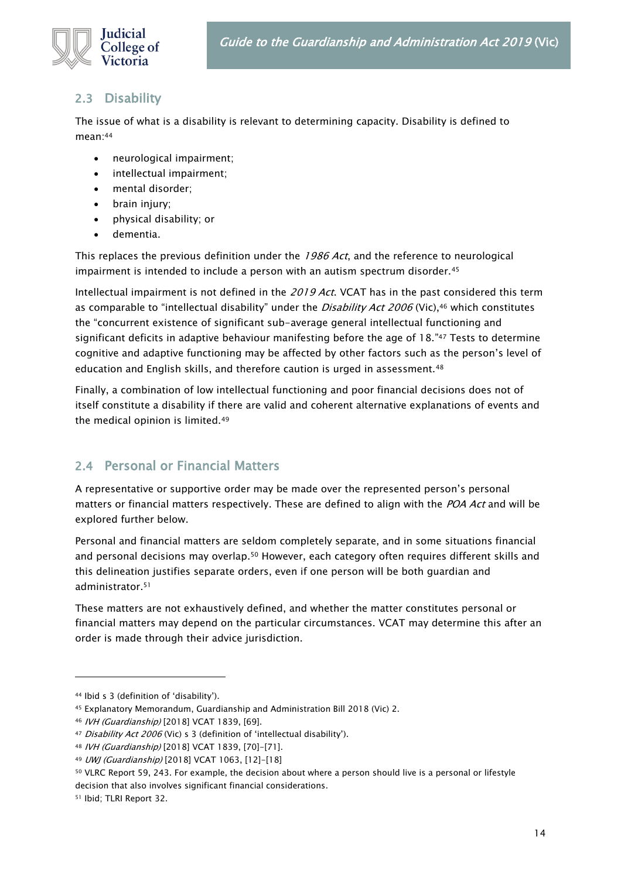## 2.3 Disability

The issue of what is a disability is relevant to determining capacity. Disability is defined to mean:[44]

- neurological impairment;
- intellectual impairment;
- mental disorder;
- brain injury;
- physical disability; or
- dementia.

This replaces the previous definition under the *1986 Act*, and the reference to neurological impairment is intended to include a person with an autism spectrum disorder.[45]

Intellectual impairment is not defined in the *2019 Act*. VCAT has in the past considered this term as comparable to "intellectual disability" under the *Disability Act 2006* (Vic),[46] which constitutes the "concurrent existence of significant sub-average general intellectual functioning and significant deficits in adaptive behaviour manifesting before the age of 18."[47] Tests to determine cognitive and adaptive functioning may be affected by other factors such as the person's level of education and English skills, and therefore caution is urged in assessment.[48]

Finally, a combination of low intellectual functioning and poor financial decisions does not of itself constitute a disability if there are valid and coherent alternative explanations of events and the medical opinion is limited.[49]

## 2.4 Personal or Financial Matters

A representative or supportive order may be made over the represented person's personal matters or financial matters respectively. These are defined to align with the *POA Act* and will be explored further below.

Personal and financial matters are seldom completely separate, and in some situations financial and personal decisions may overlap.[50] However, each category often requires different skills and this delineation justifies separate orders, even if one person will be both guardian and administrator.[51]

These matters are not exhaustively defined, and whether the matter constitutes personal or financial matters may depend on the particular circumstances. VCAT may determine this after an order is made through their advice jurisdiction.

---

[44] Ibid s 3 (definition of 'disability').

[45] Explanatory Memorandum, Guardianship and Administration Bill 2018 (Vic) 2.

[46] *IVH (Guardianship)* [2018] VCAT 1839, [69].

[47] *Disability Act 2006* (Vic) s 3 (definition of 'intellectual disability').

[48] *IVH (Guardianship)* [2018] VCAT 1839, [70]–[71].

[49] *UWJ (Guardianship)* [2018] VCAT 1063, [12]–[18]

[50] VLRC Report 59, 243. For example, the decision about where a person should live is a personal or lifestyle decision that also involves significant financial considerations.

[51] Ibid; TLRI Report 32.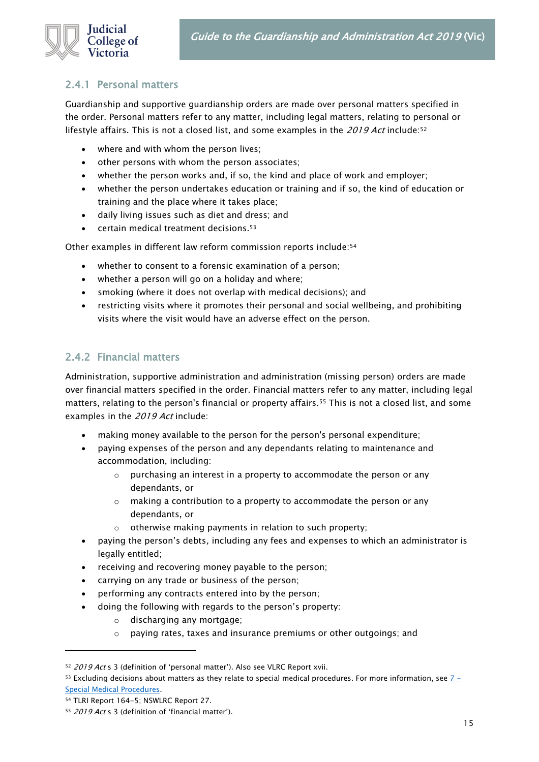### 2.4.1 Personal matters

Guardianship and supportive guardianship orders are made over personal matters specified in the order. Personal matters refer to any matter, including legal matters, relating to personal or lifestyle affairs. This is not a closed list, and some examples in the *2019 Act* include:[52]

- where and with whom the person lives;
- other persons with whom the person associates;
- whether the person works and, if so, the kind and place of work and employer;
- whether the person undertakes education or training and if so, the kind of education or training and the place where it takes place;
- daily living issues such as diet and dress; and
- certain medical treatment decisions.[53]

Other examples in different law reform commission reports include:[54]

- whether to consent to a forensic examination of a person;
- whether a person will go on a holiday and where;
- smoking (where it does not overlap with medical decisions); and
- restricting visits where it promotes their personal and social wellbeing, and prohibiting visits where the visit would have an adverse effect on the person.

### 2.4.2 Financial matters

Administration, supportive administration and administration (missing person) orders are made over financial matters specified in the order. Financial matters refer to any matter, including legal matters, relating to the person's financial or property affairs.[55] This is not a closed list, and some examples in the *2019 Act* include:

- making money available to the person for the person's personal expenditure;
- paying expenses of the person and any dependants relating to maintenance and accommodation, including:
  - purchasing an interest in a property to accommodate the person or any dependants, or
  - making a contribution to a property to accommodate the person or any dependants, or
  - otherwise making payments in relation to such property;
- paying the person's debts, including any fees and expenses to which an administrator is legally entitled;
- receiving and recovering money payable to the person;
- carrying on any trade or business of the person;
- performing any contracts entered into by the person;
- doing the following with regards to the person's property:
  - discharging any mortgage;
  - paying rates, taxes and insurance premiums or other outgoings; and

---

[52] *2019 Act* s 3 (definition of 'personal matter'). Also see VLRC Report xvii.

[53] Excluding decisions about matters as they relate to special medical procedures. For more information, see [7 – Special Medical Procedures](#).

[54] TLRI Report 164-5; NSWLRC Report 27.

[55] *2019 Act* s 3 (definition of 'financial matter').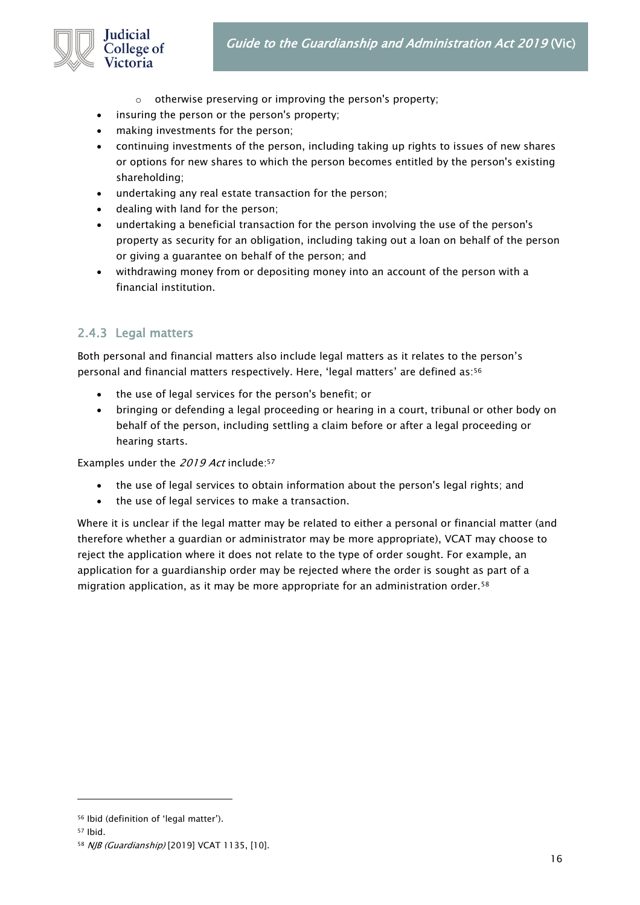- otherwise preserving or improving the person's property;
- insuring the person or the person's property;
- making investments for the person;
- continuing investments of the person, including taking up rights to issues of new shares or options for new shares to which the person becomes entitled by the person's existing shareholding;
- undertaking any real estate transaction for the person;
- dealing with land for the person;
- undertaking a beneficial transaction for the person involving the use of the person's property as security for an obligation, including taking out a loan on behalf of the person or giving a guarantee on behalf of the person; and
- withdrawing money from or depositing money into an account of the person with a financial institution.

### 2.4.3 Legal matters

Both personal and financial matters also include legal matters as it relates to the person's personal and financial matters respectively. Here, 'legal matters' are defined as:[56]

- the use of legal services for the person's benefit; or
- bringing or defending a legal proceeding or hearing in a court, tribunal or other body on behalf of the person, including settling a claim before or after a legal proceeding or hearing starts.

Examples under the *2019 Act* include:[57]

- the use of legal services to obtain information about the person's legal rights; and
- the use of legal services to make a transaction.

Where it is unclear if the legal matter may be related to either a personal or financial matter (and therefore whether a guardian or administrator may be more appropriate), VCAT may choose to reject the application where it does not relate to the type of order sought. For example, an application for a guardianship order may be rejected where the order is sought as part of a migration application, as it may be more appropriate for an administration order.[58]

---

[56] Ibid (definition of 'legal matter').

[57] Ibid.

[58] *NJB (Guardianship)* [2019] VCAT 1135, [10].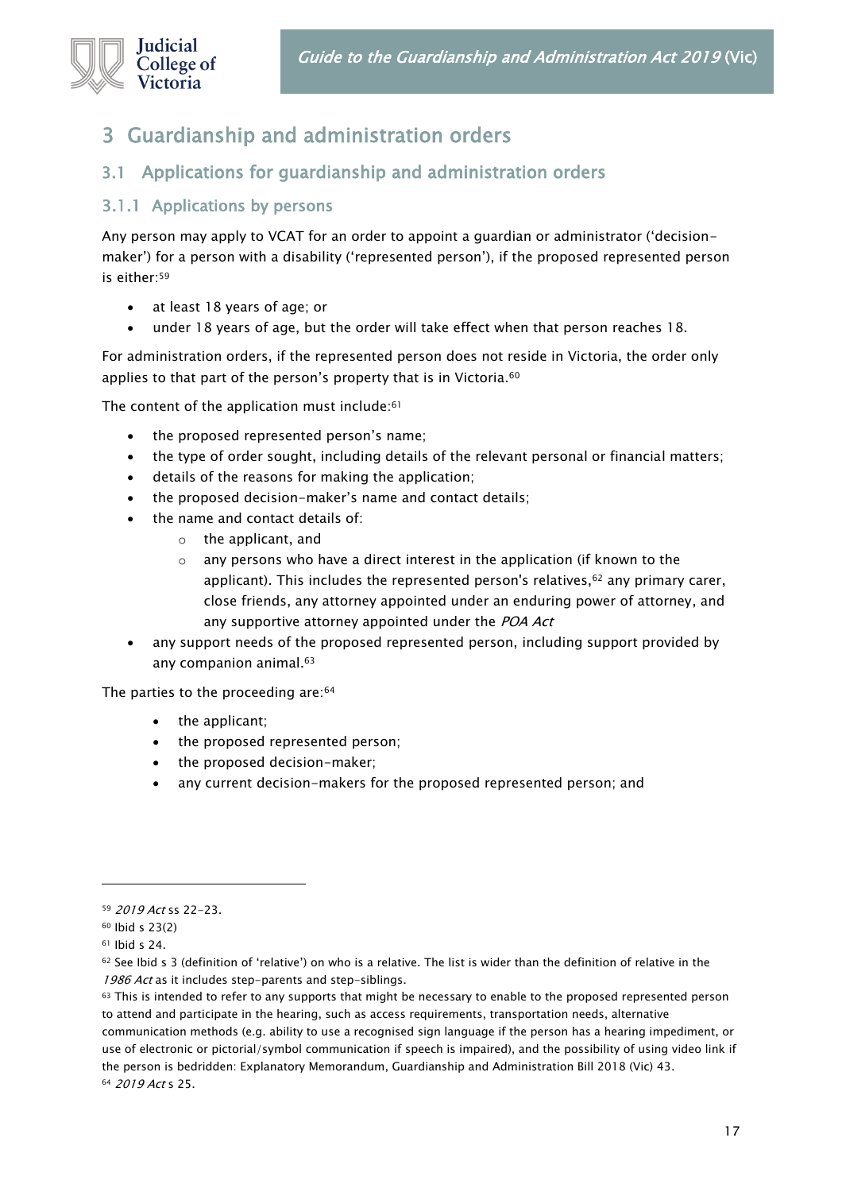# 3 Guardianship and administration orders

## 3.1 Applications for guardianship and administration orders

### 3.1.1 Applications by persons

Any person may apply to VCAT for an order to appoint a guardian or administrator ('decision-maker') for a person with a disability ('represented person'), if the proposed represented person is either:[59]

- at least 18 years of age; or
- under 18 years of age, but the order will take effect when that person reaches 18.

For administration orders, if the represented person does not reside in Victoria, the order only applies to that part of the person's property that is in Victoria.[60]

The content of the application must include:[61]

- the proposed represented person's name;
- the type of order sought, including details of the relevant personal or financial matters;
- details of the reasons for making the application;
- the proposed decision-maker's name and contact details;
- the name and contact details of:
  - the applicant, and
  - any persons who have a direct interest in the application (if known to the applicant). This includes the represented person's relatives,[62] any primary carer, close friends, any attorney appointed under an enduring power of attorney, and any supportive attorney appointed under the *POA Act*
- any support needs of the proposed represented person, including support provided by any companion animal.[63]

The parties to the proceeding are:[64]

- the applicant;
- the proposed represented person;
- the proposed decision-maker;
- any current decision-makers for the proposed represented person; and

---

[59] *2019 Act* ss 22–23.

[60] Ibid s 23(2)

[61] Ibid s 24.

[62] See Ibid s 3 (definition of 'relative') on who is a relative. The list is wider than the definition of relative in the *1986 Act* as it includes step-parents and step-siblings.

[63] This is intended to refer to any supports that might be necessary to enable to the proposed represented person to attend and participate in the hearing, such as access requirements, transportation needs, alternative communication methods (e.g. ability to use a recognised sign language if the person has a hearing impediment, or use of electronic or pictorial/symbol communication if speech is impaired), and the possibility of using video link if the person is bedridden: Explanatory Memorandum, Guardianship and Administration Bill 2018 (Vic) 43.

[64] *2019 Act* s 25.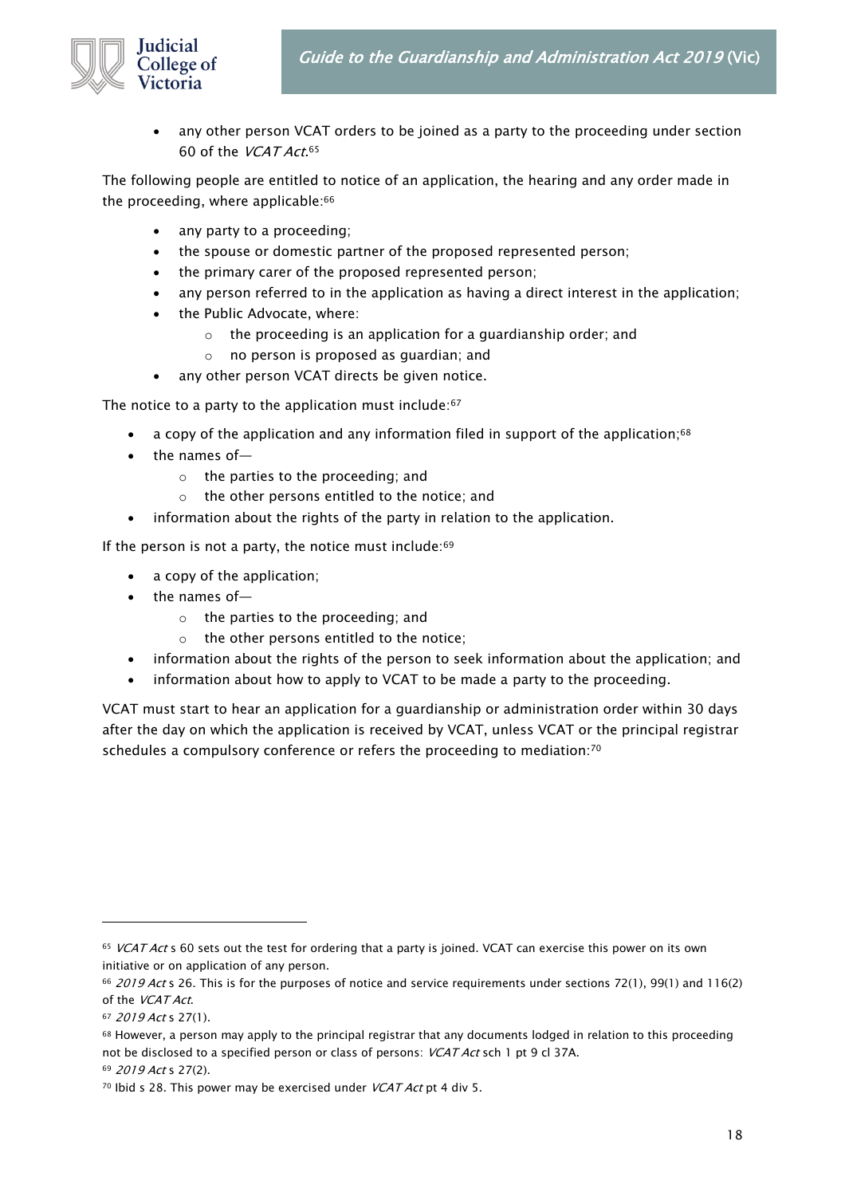- any other person VCAT orders to be joined as a party to the proceeding under section 60 of the *VCAT Act*.[65]

The following people are entitled to notice of an application, the hearing and any order made in the proceeding, where applicable:[66]

- any party to a proceeding;
- the spouse or domestic partner of the proposed represented person;
- the primary carer of the proposed represented person;
- any person referred to in the application as having a direct interest in the application;
- the Public Advocate, where:
    - the proceeding is an application for a guardianship order; and
    - no person is proposed as guardian; and
- any other person VCAT directs be given notice.

The notice to a party to the application must include:[67]

- a copy of the application and any information filed in support of the application;[68]
- the names of—
    - the parties to the proceeding; and
    - the other persons entitled to the notice; and
- information about the rights of the party in relation to the application.

If the person is not a party, the notice must include:[69]

- a copy of the application;
- the names of—
    - the parties to the proceeding; and
    - the other persons entitled to the notice;
- information about the rights of the person to seek information about the application; and
- information about how to apply to VCAT to be made a party to the proceeding.

VCAT must start to hear an application for a guardianship or administration order within 30 days after the day on which the application is received by VCAT, unless VCAT or the principal registrar schedules a compulsory conference or refers the proceeding to mediation:[70]

---

[65] *VCAT Act* s 60 sets out the test for ordering that a party is joined. VCAT can exercise this power on its own initiative or on application of any person.

[66] *2019 Act* s 26. This is for the purposes of notice and service requirements under sections 72(1), 99(1) and 116(2) of the *VCAT Act*.

[67] *2019 Act* s 27(1).

[68] However, a person may apply to the principal registrar that any documents lodged in relation to this proceeding not be disclosed to a specified person or class of persons: *VCAT Act* sch 1 pt 9 cl 37A.

[69] *2019 Act* s 27(2).

[70] Ibid s 28. This power may be exercised under *VCAT Act* pt 4 div 5.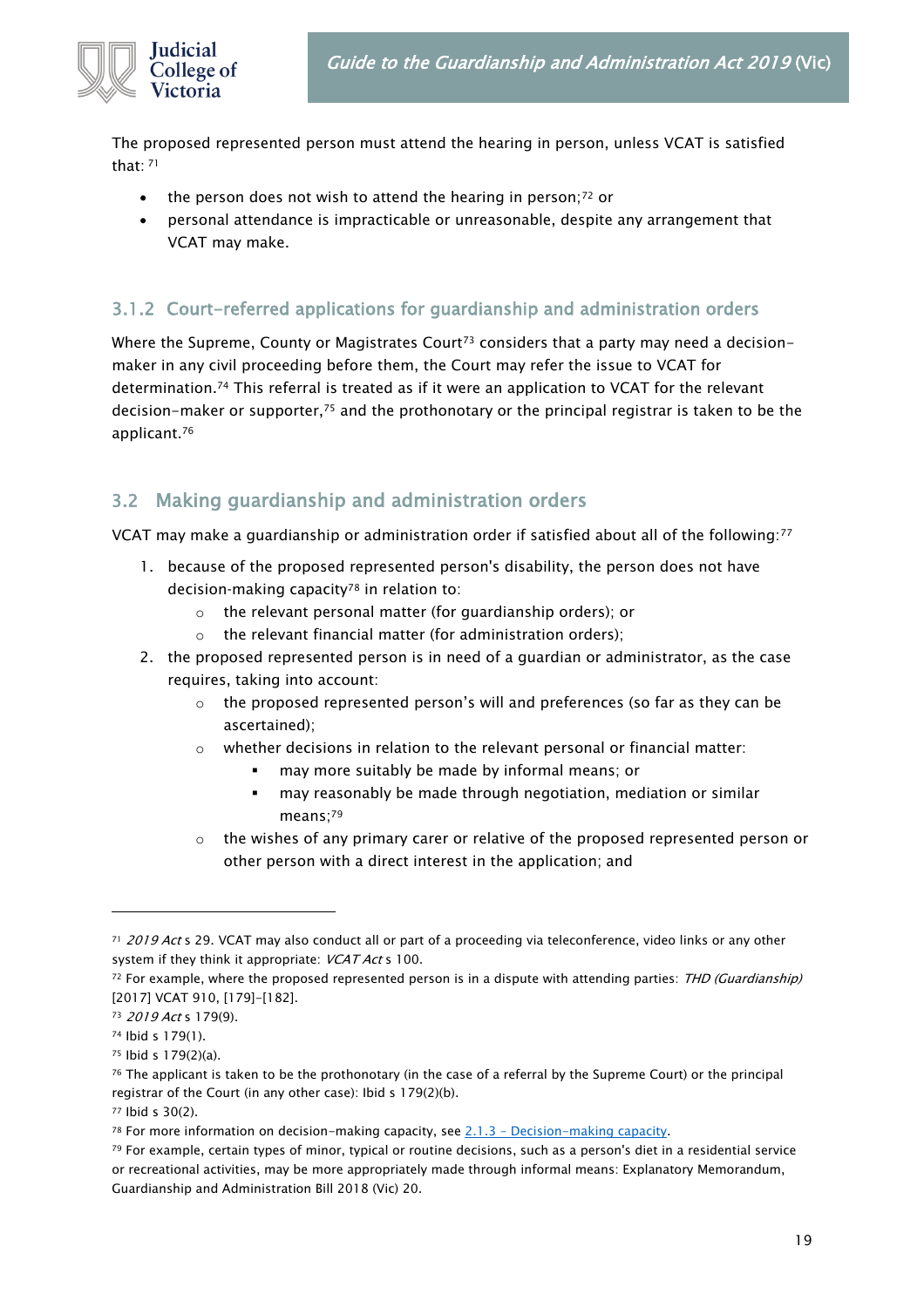The proposed represented person must attend the hearing in person, unless VCAT is satisfied that: [71]

- the person does not wish to attend the hearing in person;[72] or
- personal attendance is impracticable or unreasonable, despite any arrangement that VCAT may make.

### 3.1.2 Court-referred applications for guardianship and administration orders

Where the Supreme, County or Magistrates Court[73] considers that a party may need a decision-maker in any civil proceeding before them, the Court may refer the issue to VCAT for determination.[74] This referral is treated as if it were an application to VCAT for the relevant decision-maker or supporter,[75] and the prothonotary or the principal registrar is taken to be the applicant.[76]

## 3.2 Making guardianship and administration orders

VCAT may make a guardianship or administration order if satisfied about all of the following:[77]

1. because of the proposed represented person's disability, the person does not have decision-making capacity[78] in relation to:
    - the relevant personal matter (for guardianship orders); or
    - the relevant financial matter (for administration orders);
2. the proposed represented person is in need of a guardian or administrator, as the case requires, taking into account:
    - the proposed represented person's will and preferences (so far as they can be ascertained);
    - whether decisions in relation to the relevant personal or financial matter:
        - may more suitably be made by informal means; or
        - may reasonably be made through negotiation, mediation or similar means;[79]
    - the wishes of any primary carer or relative of the proposed represented person or other person with a direct interest in the application; and

---

[71] *2019 Act* s 29. VCAT may also conduct all or part of a proceeding via teleconference, video links or any other system if they think it appropriate: *VCAT Act* s 100.

[72] For example, where the proposed represented person is in a dispute with attending parties: *THD (Guardianship)* [2017] VCAT 910, [179]–[182].

[73] *2019 Act* s 179(9).

[74] Ibid s 179(1).

[75] Ibid s 179(2)(a).

[76] The applicant is taken to be the prothonotary (in the case of a referral by the Supreme Court) or the principal registrar of the Court (in any other case): Ibid s 179(2)(b).

[77] Ibid s 30(2).

[78] For more information on decision-making capacity, see 2.1.3 – Decision-making capacity.

[79] For example, certain types of minor, typical or routine decisions, such as a person's diet in a residential service or recreational activities, may be more appropriately made through informal means: Explanatory Memorandum, Guardianship and Administration Bill 2018 (Vic) 20.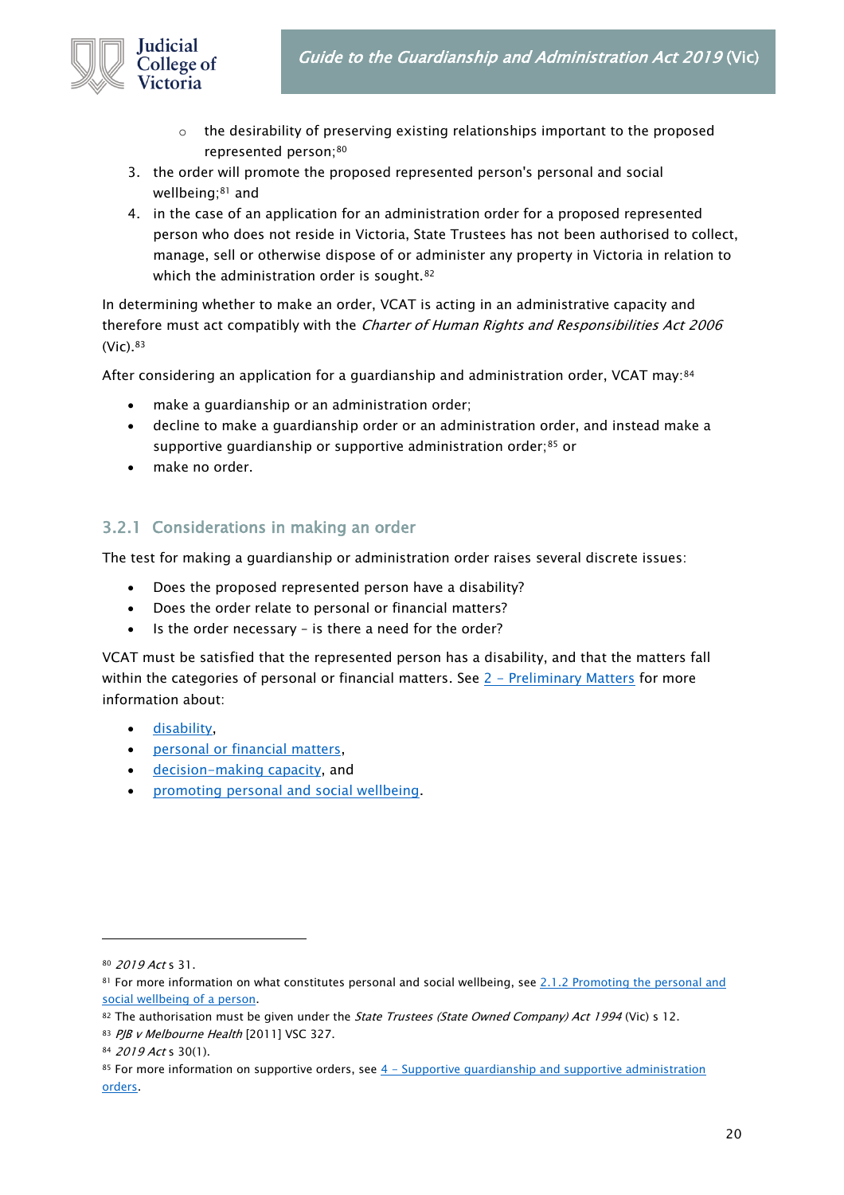- the desirability of preserving existing relationships important to the proposed represented person;[80]
3. the order will promote the proposed represented person's personal and social wellbeing;[81] and
4. in the case of an application for an administration order for a proposed represented person who does not reside in Victoria, State Trustees has not been authorised to collect, manage, sell or otherwise dispose of or administer any property in Victoria in relation to which the administration order is sought.[82]

In determining whether to make an order, VCAT is acting in an administrative capacity and therefore must act compatibly with the *Charter of Human Rights and Responsibilities Act 2006* (Vic).[83]

After considering an application for a guardianship and administration order, VCAT may:[84]

- make a guardianship or an administration order;
- decline to make a guardianship order or an administration order, and instead make a supportive guardianship or supportive administration order;[85] or
- make no order.

### 3.2.1 Considerations in making an order

The test for making a guardianship or administration order raises several discrete issues:

- Does the proposed represented person have a disability?
- Does the order relate to personal or financial matters?
- Is the order necessary – is there a need for the order?

VCAT must be satisfied that the represented person has a disability, and that the matters fall within the categories of personal or financial matters. See 2 – Preliminary Matters for more information about:

- disability,
- personal or financial matters,
- decision-making capacity, and
- promoting personal and social wellbeing.

---

[80] *2019 Act* s 31.

[81] For more information on what constitutes personal and social wellbeing, see 2.1.2 Promoting the personal and social wellbeing of a person.

[82] The authorisation must be given under the *State Trustees (State Owned Company) Act 1994* (Vic) s 12.

[83] *PJB v Melbourne Health* [2011] VSC 327.

[84] *2019 Act* s 30(1).

[85] For more information on supportive orders, see 4 – Supportive guardianship and supportive administration orders.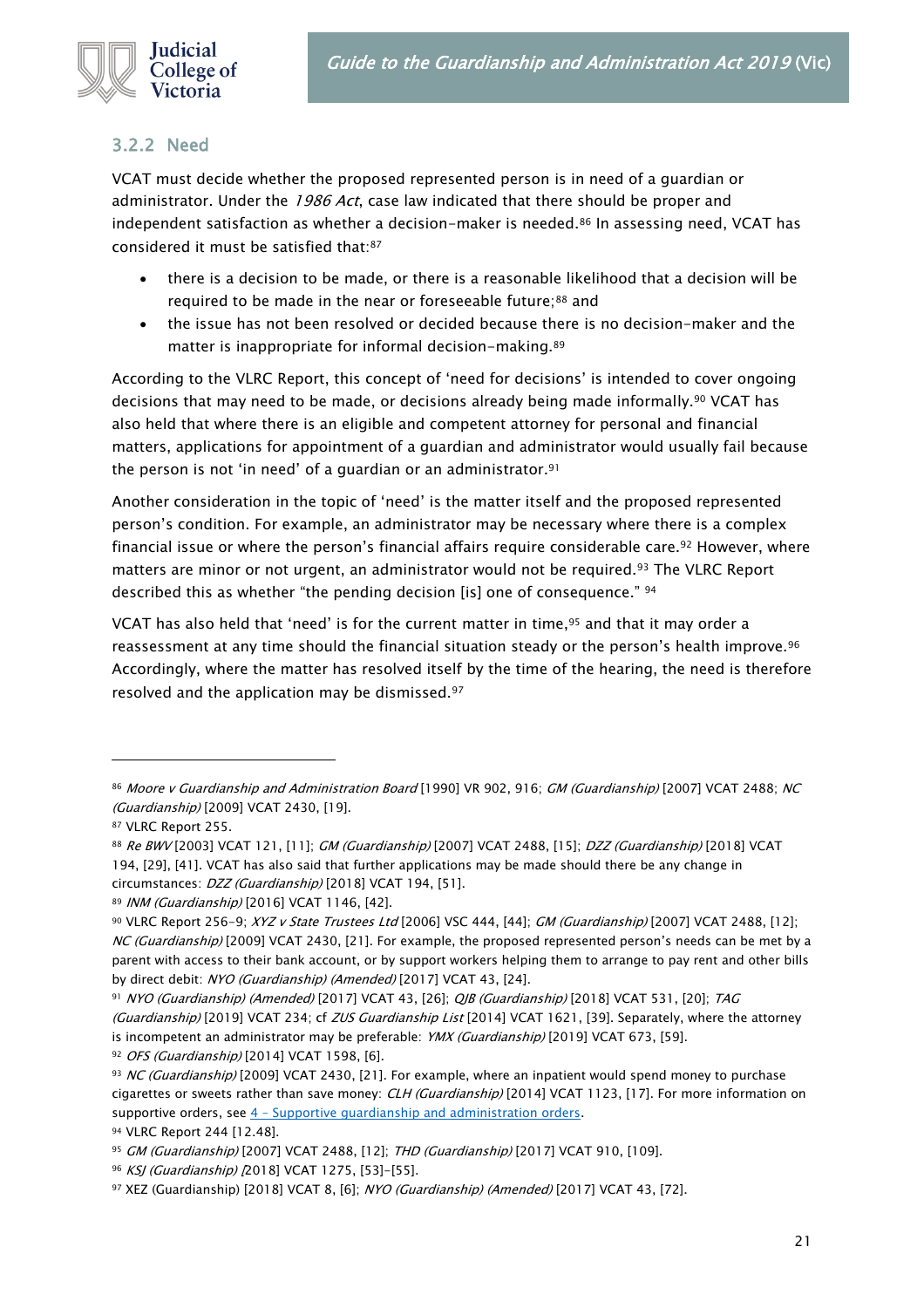### 3.2.2 Need

VCAT must decide whether the proposed represented person is in need of a guardian or administrator. Under the *1986 Act*, case law indicated that there should be proper and independent satisfaction as whether a decision-maker is needed.[86] In assessing need, VCAT has considered it must be satisfied that:[87]

- there is a decision to be made, or there is a reasonable likelihood that a decision will be required to be made in the near or foreseeable future;[88] and
- the issue has not been resolved or decided because there is no decision-maker and the matter is inappropriate for informal decision-making.[89]

According to the VLRC Report, this concept of 'need for decisions' is intended to cover ongoing decisions that may need to be made, or decisions already being made informally.[90] VCAT has also held that where there is an eligible and competent attorney for personal and financial matters, applications for appointment of a guardian and administrator would usually fail because the person is not 'in need' of a guardian or an administrator.[91]

Another consideration in the topic of 'need' is the matter itself and the proposed represented person's condition. For example, an administrator may be necessary where there is a complex financial issue or where the person's financial affairs require considerable care.[92] However, where matters are minor or not urgent, an administrator would not be required.[93] The VLRC Report described this as whether "the pending decision [is] one of consequence." [94]

VCAT has also held that 'need' is for the current matter in time,[95] and that it may order a reassessment at any time should the financial situation steady or the person's health improve.[96] Accordingly, where the matter has resolved itself by the time of the hearing, the need is therefore resolved and the application may be dismissed.[97]

---

[86] *Moore v Guardianship and Administration Board* [1990] VR 902, 916; *GM (Guardianship)* [2007] VCAT 2488; *NC (Guardianship)* [2009] VCAT 2430, [19].

[87] VLRC Report 255.

[88] *Re BWV* [2003] VCAT 121, [11]; *GM (Guardianship)* [2007] VCAT 2488, [15]; *DZZ (Guardianship)* [2018] VCAT 194, [29], [41]. VCAT has also said that further applications may be made should there be any change in circumstances: *DZZ (Guardianship)* [2018] VCAT 194, [51].

[89] *INM (Guardianship)* [2016] VCAT 1146, [42].

[90] VLRC Report 256–9; *XYZ v State Trustees Ltd* [2006] VSC 444, [44]; *GM (Guardianship)* [2007] VCAT 2488, [12]; *NC (Guardianship)* [2009] VCAT 2430, [21]. For example, the proposed represented person's needs can be met by a parent with access to their bank account, or by support workers helping them to arrange to pay rent and other bills by direct debit: *NYO (Guardianship) (Amended)* [2017] VCAT 43, [24].

[91] *NYO (Guardianship) (Amended)* [2017] VCAT 43, [26]; *QJB (Guardianship)* [2018] VCAT 531, [20]; *TAG (Guardianship)* [2019] VCAT 234; cf *ZUS Guardianship List* [2014] VCAT 1621, [39]. Separately, where the attorney is incompetent an administrator may be preferable: *YMX (Guardianship)* [2019] VCAT 673, [59].

[92] *OFS (Guardianship)* [2014] VCAT 1598, [6].

[93] *NC (Guardianship)* [2009] VCAT 2430, [21]. For example, where an inpatient would spend money to purchase cigarettes or sweets rather than save money: *CLH (Guardianship)* [2014] VCAT 1123, [17]. For more information on supportive orders, see 4 – Supportive guardianship and administration orders.

[94] VLRC Report 244 [12.48].

[95] *GM (Guardianship)* [2007] VCAT 2488, [12]; *THD (Guardianship)* [2017] VCAT 910, [109].

[96] *KSJ (Guardianship)* [2018] VCAT 1275, [53]–[55].

[97] XEZ (Guardianship) [2018] VCAT 8, [6]; *NYO (Guardianship) (Amended)* [2017] VCAT 43, [72].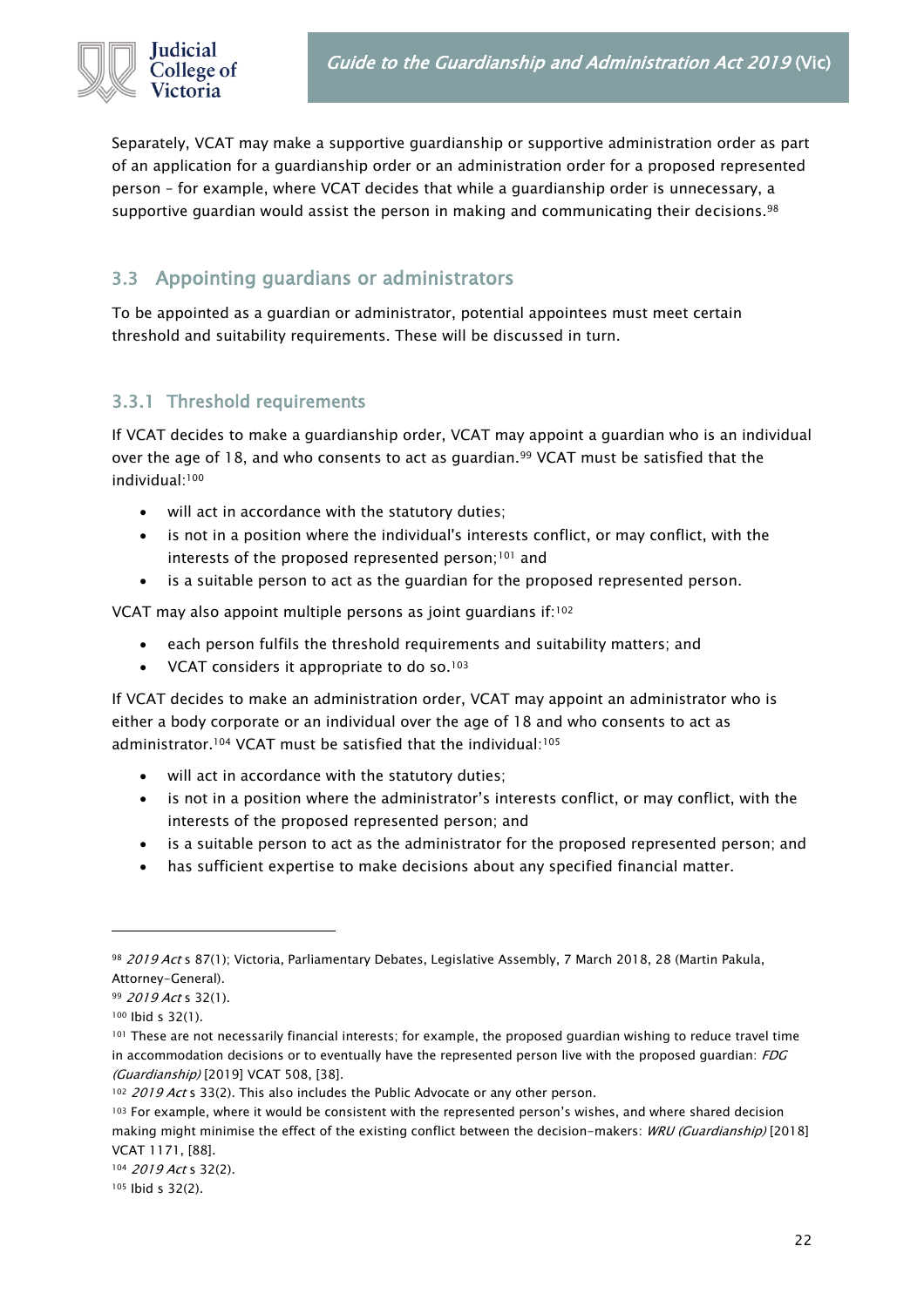Separately, VCAT may make a supportive guardianship or supportive administration order as part of an application for a guardianship order or an administration order for a proposed represented person – for example, where VCAT decides that while a guardianship order is unnecessary, a supportive guardian would assist the person in making and communicating their decisions.[98]

## 3.3 Appointing guardians or administrators

To be appointed as a guardian or administrator, potential appointees must meet certain threshold and suitability requirements. These will be discussed in turn.

### 3.3.1 Threshold requirements

If VCAT decides to make a guardianship order, VCAT may appoint a guardian who is an individual over the age of 18, and who consents to act as guardian.[99] VCAT must be satisfied that the individual:[100]

- will act in accordance with the statutory duties;
- is not in a position where the individual's interests conflict, or may conflict, with the interests of the proposed represented person;[101] and
- is a suitable person to act as the guardian for the proposed represented person.

VCAT may also appoint multiple persons as joint guardians if:[102]

- each person fulfils the threshold requirements and suitability matters; and
- VCAT considers it appropriate to do so.[103]

If VCAT decides to make an administration order, VCAT may appoint an administrator who is either a body corporate or an individual over the age of 18 and who consents to act as administrator.[104] VCAT must be satisfied that the individual:[105]

- will act in accordance with the statutory duties;
- is not in a position where the administrator's interests conflict, or may conflict, with the interests of the proposed represented person; and
- is a suitable person to act as the administrator for the proposed represented person; and
- has sufficient expertise to make decisions about any specified financial matter.

---

[98] *2019 Act* s 87(1); Victoria, Parliamentary Debates, Legislative Assembly, 7 March 2018, 28 (Martin Pakula, Attorney-General).

[99] *2019 Act* s 32(1).

[100] Ibid s 32(1).

[101] These are not necessarily financial interests; for example, the proposed guardian wishing to reduce travel time in accommodation decisions or to eventually have the represented person live with the proposed guardian: *FDG (Guardianship)* [2019] VCAT 508, [38].

[102] *2019 Act* s 33(2). This also includes the Public Advocate or any other person.

[103] For example, where it would be consistent with the represented person's wishes, and where shared decision making might minimise the effect of the existing conflict between the decision-makers: *WRU (Guardianship)* [2018] VCAT 1171, [88].

[104] *2019 Act* s 32(2).

[105] Ibid s 32(2).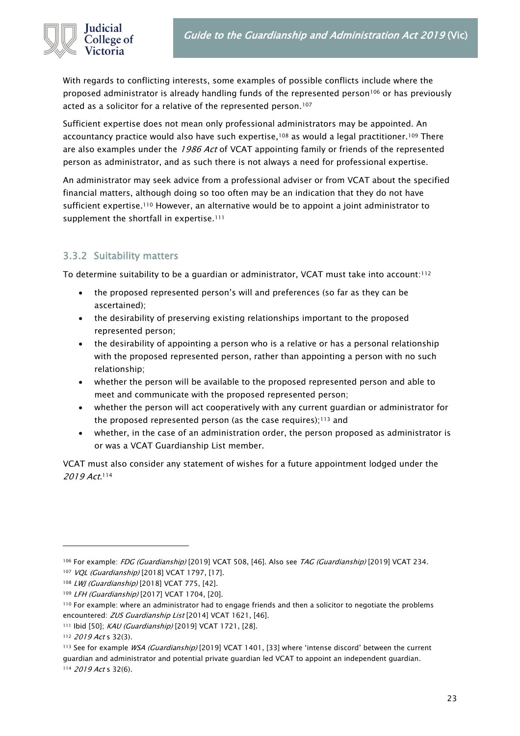With regards to conflicting interests, some examples of possible conflicts include where the proposed administrator is already handling funds of the represented person[106] or has previously acted as a solicitor for a relative of the represented person.[107]

Sufficient expertise does not mean only professional administrators may be appointed. An accountancy practice would also have such expertise,[108] as would a legal practitioner.[109] There are also examples under the *1986 Act* of VCAT appointing family or friends of the represented person as administrator, and as such there is not always a need for professional expertise.

An administrator may seek advice from a professional adviser or from VCAT about the specified financial matters, although doing so too often may be an indication that they do not have sufficient expertise.[110] However, an alternative would be to appoint a joint administrator to supplement the shortfall in expertise.[111]

### 3.3.2 Suitability matters

To determine suitability to be a guardian or administrator, VCAT must take into account:[112]

- the proposed represented person's will and preferences (so far as they can be ascertained);
- the desirability of preserving existing relationships important to the proposed represented person;
- the desirability of appointing a person who is a relative or has a personal relationship with the proposed represented person, rather than appointing a person with no such relationship;
- whether the person will be available to the proposed represented person and able to meet and communicate with the proposed represented person;
- whether the person will act cooperatively with any current guardian or administrator for the proposed represented person (as the case requires);[113] and
- whether, in the case of an administration order, the person proposed as administrator is or was a VCAT Guardianship List member.

VCAT must also consider any statement of wishes for a future appointment lodged under the *2019 Act*.[114]

---

[106] For example: *FDG (Guardianship)* [2019] VCAT 508, [46]. Also see *TAG (Guardianship)* [2019] VCAT 234.

[107] *VQL (Guardianship)* [2018] VCAT 1797, [17].

[108] *LWJ (Guardianship)* [2018] VCAT 775, [42].

[109] *LFH (Guardianship)* [2017] VCAT 1704, [20].

[110] For example: where an administrator had to engage friends and then a solicitor to negotiate the problems encountered: *ZUS Guardianship List* [2014] VCAT 1621, [46].

[111] Ibid [50]; *KAU (Guardianship)* [2019] VCAT 1721, [28].

[112] *2019 Act* s 32(3).

[113] See for example *WSA (Guardianship)* [2019] VCAT 1401, [33] where 'intense discord' between the current guardian and administrator and potential private guardian led VCAT to appoint an independent guardian.

[114] *2019 Act* s 32(6).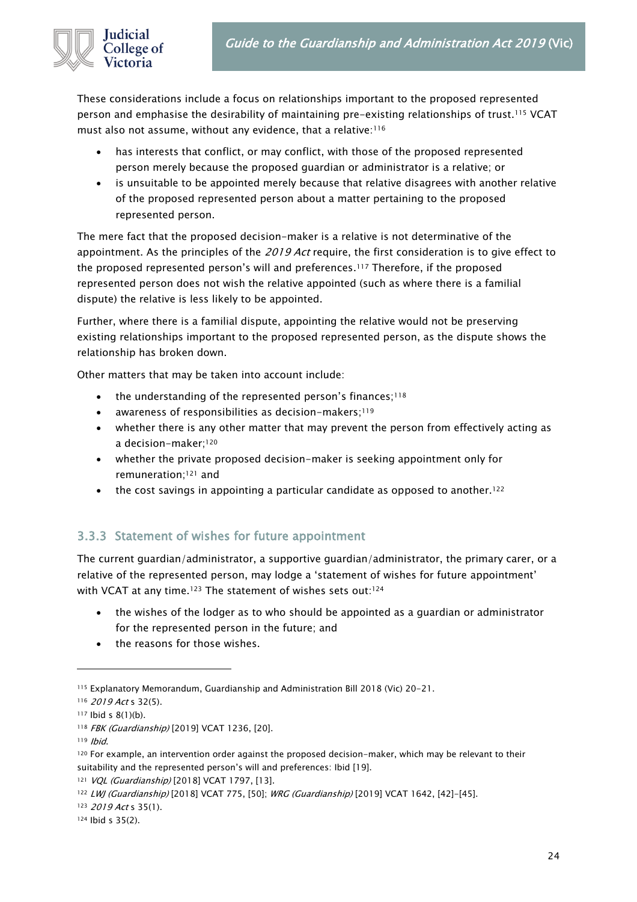These considerations include a focus on relationships important to the proposed represented person and emphasise the desirability of maintaining pre-existing relationships of trust.[115] VCAT must also not assume, without any evidence, that a relative:[116]

- has interests that conflict, or may conflict, with those of the proposed represented person merely because the proposed guardian or administrator is a relative; or
- is unsuitable to be appointed merely because that relative disagrees with another relative of the proposed represented person about a matter pertaining to the proposed represented person.

The mere fact that the proposed decision-maker is a relative is not determinative of the appointment. As the principles of the *2019 Act* require, the first consideration is to give effect to the proposed represented person's will and preferences.[117] Therefore, if the proposed represented person does not wish the relative appointed (such as where there is a familial dispute) the relative is less likely to be appointed.

Further, where there is a familial dispute, appointing the relative would not be preserving existing relationships important to the proposed represented person, as the dispute shows the relationship has broken down.

Other matters that may be taken into account include:

- the understanding of the represented person's finances;[118]
- awareness of responsibilities as decision-makers;[119]
- whether there is any other matter that may prevent the person from effectively acting as a decision-maker;[120]
- whether the private proposed decision-maker is seeking appointment only for remuneration;[121] and
- the cost savings in appointing a particular candidate as opposed to another.[122]

### 3.3.3 Statement of wishes for future appointment

The current guardian/administrator, a supportive guardian/administrator, the primary carer, or a relative of the represented person, may lodge a 'statement of wishes for future appointment' with VCAT at any time.[123] The statement of wishes sets out:[124]

- the wishes of the lodger as to who should be appointed as a guardian or administrator for the represented person in the future; and
- the reasons for those wishes.

---

[115] Explanatory Memorandum, Guardianship and Administration Bill 2018 (Vic) 20–21.

[116] *2019 Act* s 32(5).

[117] Ibid s 8(1)(b).

[118] *FBK (Guardianship)* [2019] VCAT 1236, [20].

[119] *Ibid.*

[120] For example, an intervention order against the proposed decision-maker, which may be relevant to their suitability and the represented person's will and preferences: Ibid [19].

[121] *VQL (Guardianship)* [2018] VCAT 1797, [13].

[122] *LWJ (Guardianship)* [2018] VCAT 775, [50]; *WRG (Guardianship)* [2019] VCAT 1642, [42]–[45].

[123] *2019 Act* s 35(1).

[124] Ibid s 35(2).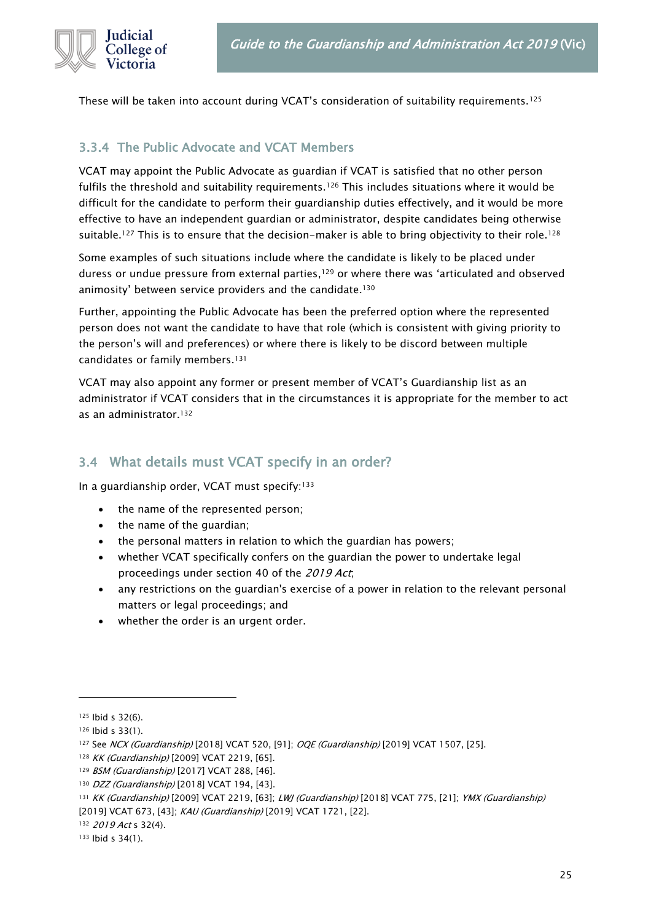These will be taken into account during VCAT's consideration of suitability requirements.[125]

### 3.3.4 The Public Advocate and VCAT Members

VCAT may appoint the Public Advocate as guardian if VCAT is satisfied that no other person fulfils the threshold and suitability requirements.[126] This includes situations where it would be difficult for the candidate to perform their guardianship duties effectively, and it would be more effective to have an independent guardian or administrator, despite candidates being otherwise suitable.[127] This is to ensure that the decision-maker is able to bring objectivity to their role.[128]

Some examples of such situations include where the candidate is likely to be placed under duress or undue pressure from external parties,[129] or where there was 'articulated and observed animosity' between service providers and the candidate.[130]

Further, appointing the Public Advocate has been the preferred option where the represented person does not want the candidate to have that role (which is consistent with giving priority to the person's will and preferences) or where there is likely to be discord between multiple candidates or family members.[131]

VCAT may also appoint any former or present member of VCAT's Guardianship list as an administrator if VCAT considers that in the circumstances it is appropriate for the member to act as an administrator.[132]

## 3.4 What details must VCAT specify in an order?

In a guardianship order, VCAT must specify:[133]

- the name of the represented person;
- the name of the guardian;
- the personal matters in relation to which the guardian has powers;
- whether VCAT specifically confers on the guardian the power to undertake legal proceedings under section 40 of the *2019 Act*;
- any restrictions on the guardian's exercise of a power in relation to the relevant personal matters or legal proceedings; and
- whether the order is an urgent order.

---

[125] Ibid s 32(6).

[126] Ibid s 33(1).

[127] See *NCX (Guardianship)* [2018] VCAT 520, [91]; *OQE (Guardianship)* [2019] VCAT 1507, [25].

[128] *KK (Guardianship)* [2009] VCAT 2219, [65].

[129] *BSM (Guardianship)* [2017] VCAT 288, [46].

[130] *DZZ (Guardianship)* [2018] VCAT 194, [43].

[131] *KK (Guardianship)* [2009] VCAT 2219, [63]; *LWJ (Guardianship)* [2018] VCAT 775, [21]; *YMX (Guardianship)* [2019] VCAT 673, [43]; *KAU (Guardianship)* [2019] VCAT 1721, [22].

[132] *2019 Act* s 32(4).

[133] Ibid s 34(1).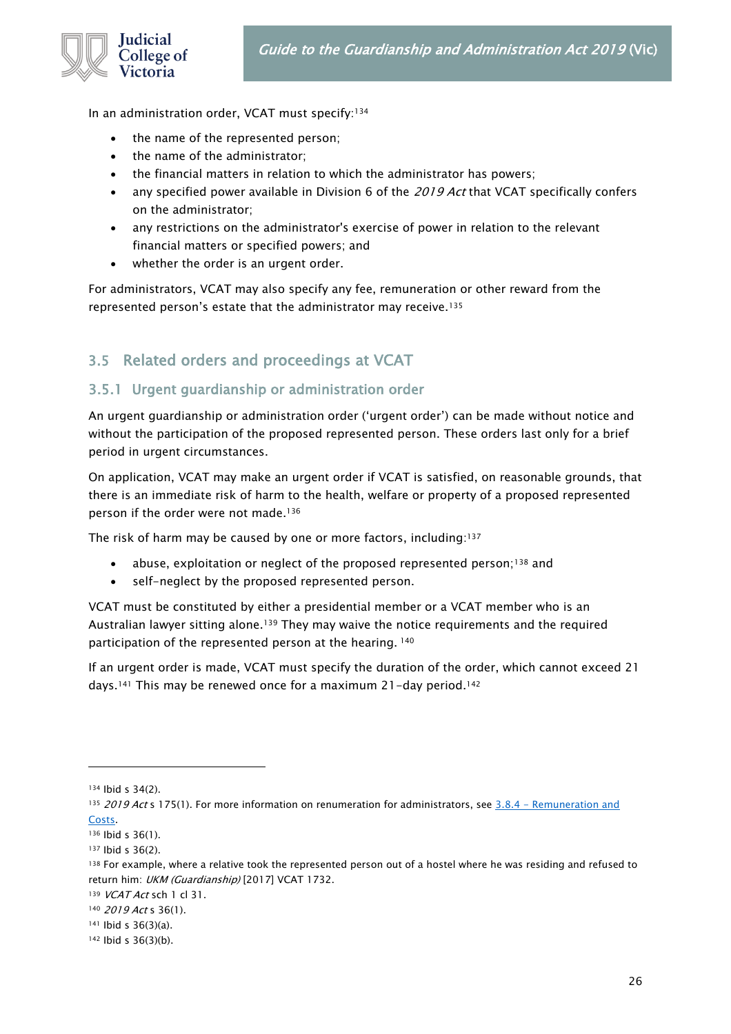In an administration order, VCAT must specify:[134]

- the name of the represented person;
- the name of the administrator;
- the financial matters in relation to which the administrator has powers;
- any specified power available in Division 6 of the *2019 Act* that VCAT specifically confers on the administrator;
- any restrictions on the administrator's exercise of power in relation to the relevant financial matters or specified powers; and
- whether the order is an urgent order.

For administrators, VCAT may also specify any fee, remuneration or other reward from the represented person's estate that the administrator may receive.[135]

## 3.5 Related orders and proceedings at VCAT

### 3.5.1 Urgent guardianship or administration order

An urgent guardianship or administration order ('urgent order') can be made without notice and without the participation of the proposed represented person. These orders last only for a brief period in urgent circumstances.

On application, VCAT may make an urgent order if VCAT is satisfied, on reasonable grounds, that there is an immediate risk of harm to the health, welfare or property of a proposed represented person if the order were not made.[136]

The risk of harm may be caused by one or more factors, including:[137]

- abuse, exploitation or neglect of the proposed represented person;[138] and
- self-neglect by the proposed represented person.

VCAT must be constituted by either a presidential member or a VCAT member who is an Australian lawyer sitting alone.[139] They may waive the notice requirements and the required participation of the represented person at the hearing. [140]

If an urgent order is made, VCAT must specify the duration of the order, which cannot exceed 21 days.[141] This may be renewed once for a maximum 21-day period.[142]

---

[134] Ibid s 34(2).

[135] *2019 Act* s 175(1). For more information on renumeration for administrators, see [3.8.4 – Remuneration and Costs](#).

[136] Ibid s 36(1).

[137] Ibid s 36(2).

[138] For example, where a relative took the represented person out of a hostel where he was residing and refused to return him: *UKM (Guardianship)* [2017] VCAT 1732.

[139] *VCAT Act* sch 1 cl 31.

[140] *2019 Act* s 36(1).

[141] Ibid s 36(3)(a).

[142] Ibid s 36(3)(b).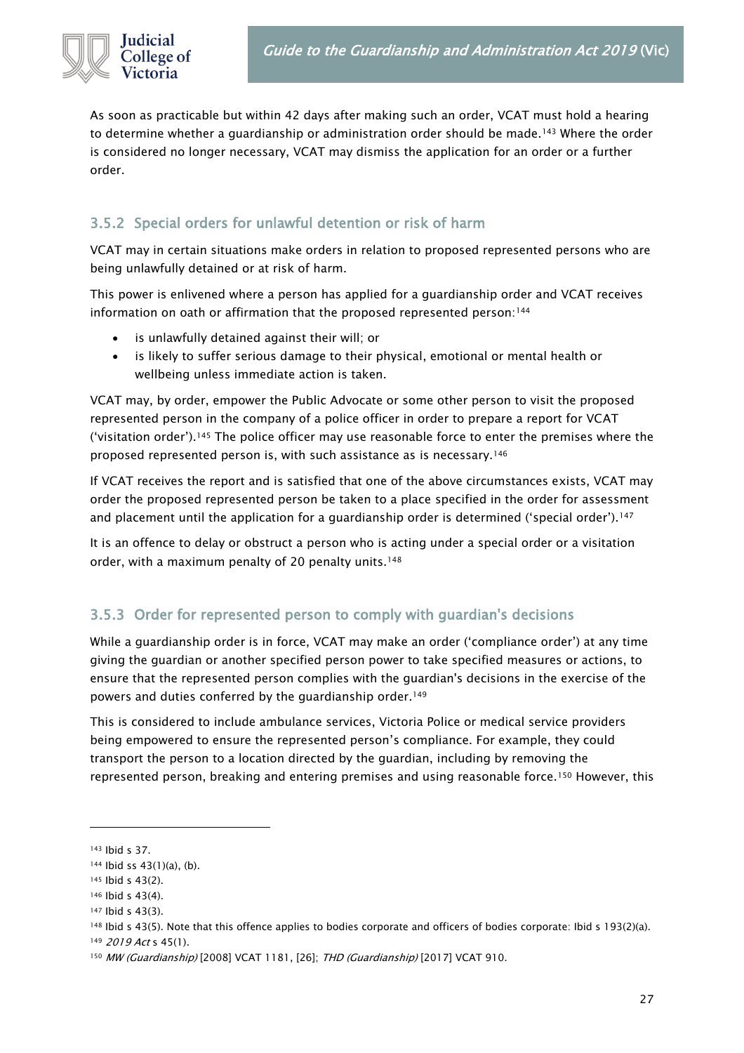As soon as practicable but within 42 days after making such an order, VCAT must hold a hearing to determine whether a guardianship or administration order should be made.[143] Where the order is considered no longer necessary, VCAT may dismiss the application for an order or a further order.

### 3.5.2 Special orders for unlawful detention or risk of harm

VCAT may in certain situations make orders in relation to proposed represented persons who are being unlawfully detained or at risk of harm.

This power is enlivened where a person has applied for a guardianship order and VCAT receives information on oath or affirmation that the proposed represented person:[144]

- is unlawfully detained against their will; or
- is likely to suffer serious damage to their physical, emotional or mental health or wellbeing unless immediate action is taken.

VCAT may, by order, empower the Public Advocate or some other person to visit the proposed represented person in the company of a police officer in order to prepare a report for VCAT ('visitation order').[145] The police officer may use reasonable force to enter the premises where the proposed represented person is, with such assistance as is necessary.[146]

If VCAT receives the report and is satisfied that one of the above circumstances exists, VCAT may order the proposed represented person be taken to a place specified in the order for assessment and placement until the application for a guardianship order is determined ('special order').[147]

It is an offence to delay or obstruct a person who is acting under a special order or a visitation order, with a maximum penalty of 20 penalty units.[148]

### 3.5.3 Order for represented person to comply with guardian's decisions

While a guardianship order is in force, VCAT may make an order ('compliance order') at any time giving the guardian or another specified person power to take specified measures or actions, to ensure that the represented person complies with the guardian's decisions in the exercise of the powers and duties conferred by the guardianship order.[149]

This is considered to include ambulance services, Victoria Police or medical service providers being empowered to ensure the represented person's compliance. For example, they could transport the person to a location directed by the guardian, including by removing the represented person, breaking and entering premises and using reasonable force.[150] However, this

---

[143] Ibid s 37.

[144] Ibid ss 43(1)(a), (b).

[145] Ibid s 43(2).

[146] Ibid s 43(4).

[147] Ibid s 43(3).

[148] Ibid s 43(5). Note that this offence applies to bodies corporate and officers of bodies corporate: Ibid s 193(2)(a).

[149] *2019 Act* s 45(1).

[150] *MW (Guardianship)* [2008] VCAT 1181, [26]; *THD (Guardianship)* [2017] VCAT 910.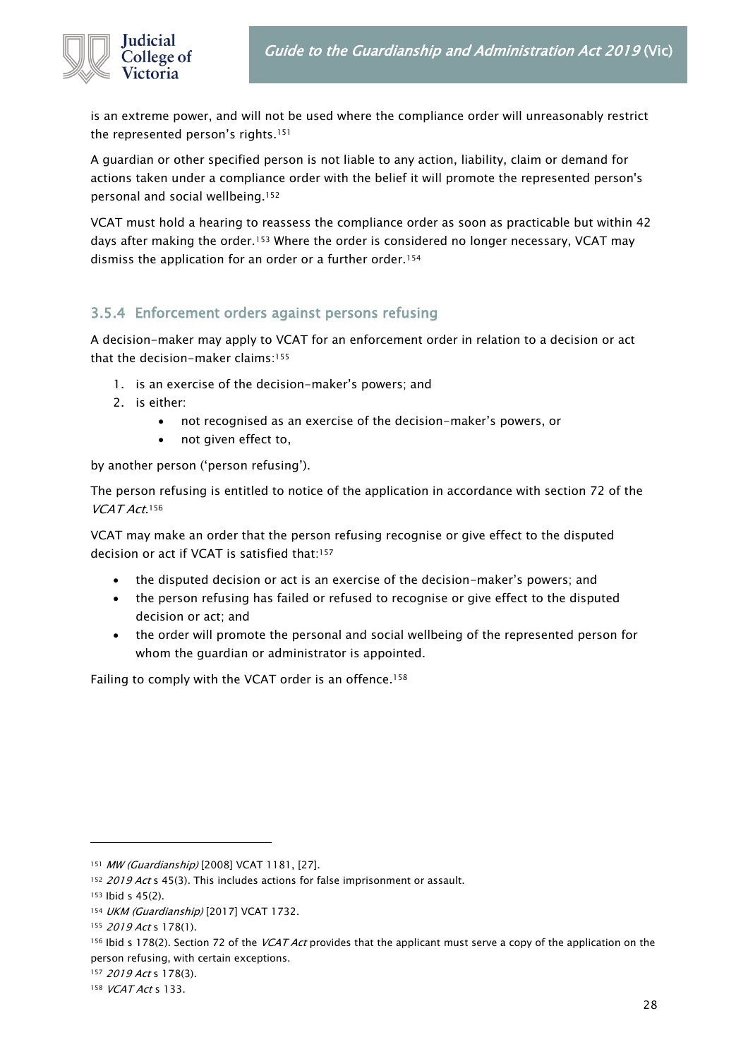is an extreme power, and will not be used where the compliance order will unreasonably restrict the represented person's rights.[151]

A guardian or other specified person is not liable to any action, liability, claim or demand for actions taken under a compliance order with the belief it will promote the represented person's personal and social wellbeing.[152]

VCAT must hold a hearing to reassess the compliance order as soon as practicable but within 42 days after making the order.[153] Where the order is considered no longer necessary, VCAT may dismiss the application for an order or a further order.[154]

### 3.5.4 Enforcement orders against persons refusing

A decision-maker may apply to VCAT for an enforcement order in relation to a decision or act that the decision-maker claims:[155]

1. is an exercise of the decision-maker's powers; and
2. is either:
    - not recognised as an exercise of the decision-maker's powers, or
    - not given effect to,

by another person ('person refusing').

The person refusing is entitled to notice of the application in accordance with section 72 of the *VCAT Act*.[156]

VCAT may make an order that the person refusing recognise or give effect to the disputed decision or act if VCAT is satisfied that:[157]

- the disputed decision or act is an exercise of the decision-maker's powers; and
- the person refusing has failed or refused to recognise or give effect to the disputed decision or act; and
- the order will promote the personal and social wellbeing of the represented person for whom the guardian or administrator is appointed.

Failing to comply with the VCAT order is an offence.[158]

---

[151] *MW (Guardianship)* [2008] VCAT 1181, [27].

[152] *2019 Act* s 45(3). This includes actions for false imprisonment or assault.

[153] Ibid s 45(2).

[154] *UKM (Guardianship)* [2017] VCAT 1732.

[155] *2019 Act* s 178(1).

[156] Ibid s 178(2). Section 72 of the *VCAT Act* provides that the applicant must serve a copy of the application on the person refusing, with certain exceptions.

[157] *2019 Act* s 178(3).

[158] *VCAT Act* s 133.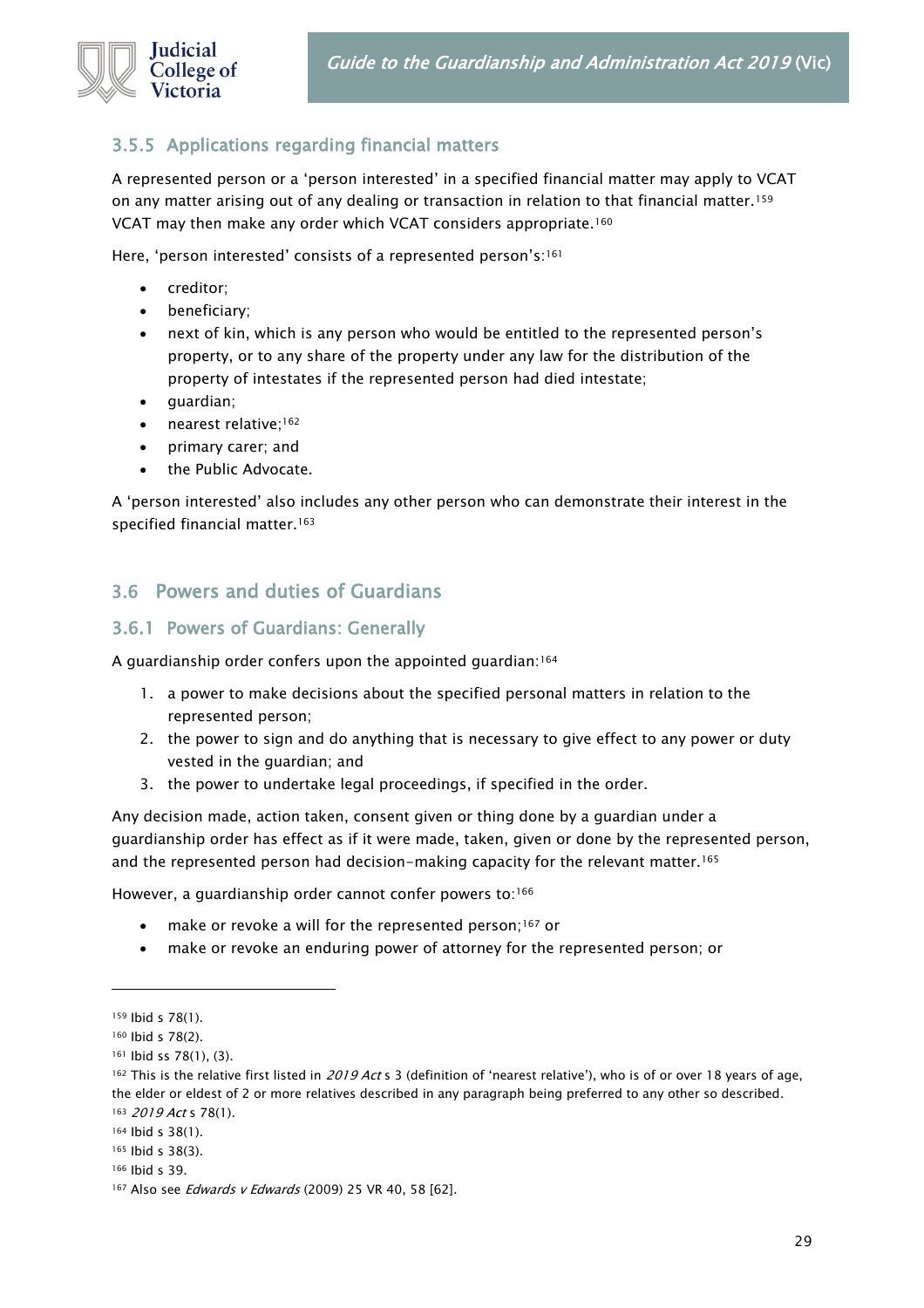### 3.5.5 Applications regarding financial matters

A represented person or a 'person interested' in a specified financial matter may apply to VCAT on any matter arising out of any dealing or transaction in relation to that financial matter.[159] VCAT may then make any order which VCAT considers appropriate.[160]

Here, 'person interested' consists of a represented person's:[161]

- creditor;
- beneficiary;
- next of kin, which is any person who would be entitled to the represented person's property, or to any share of the property under any law for the distribution of the property of intestates if the represented person had died intestate;
- guardian;
- nearest relative;[162]
- primary carer; and
- the Public Advocate.

A 'person interested' also includes any other person who can demonstrate their interest in the specified financial matter.[163]

## 3.6 Powers and duties of Guardians

### 3.6.1 Powers of Guardians: Generally

A guardianship order confers upon the appointed guardian:[164]

1. a power to make decisions about the specified personal matters in relation to the represented person;
2. the power to sign and do anything that is necessary to give effect to any power or duty vested in the guardian; and
3. the power to undertake legal proceedings, if specified in the order.

Any decision made, action taken, consent given or thing done by a guardian under a guardianship order has effect as if it were made, taken, given or done by the represented person, and the represented person had decision-making capacity for the relevant matter.[165]

However, a guardianship order cannot confer powers to:[166]

- make or revoke a will for the represented person;[167] or
- make or revoke an enduring power of attorney for the represented person; or

---

[159] Ibid s 78(1).

[160] Ibid s 78(2).

[161] Ibid ss 78(1), (3).

[162] This is the relative first listed in *2019 Act* s 3 (definition of 'nearest relative'), who is of or over 18 years of age, the elder or eldest of 2 or more relatives described in any paragraph being preferred to any other so described.

[163] *2019 Act* s 78(1).

[164] Ibid s 38(1).

[165] Ibid s 38(3).

[166] Ibid s 39.

[167] Also see *Edwards v Edwards* (2009) 25 VR 40, 58 [62].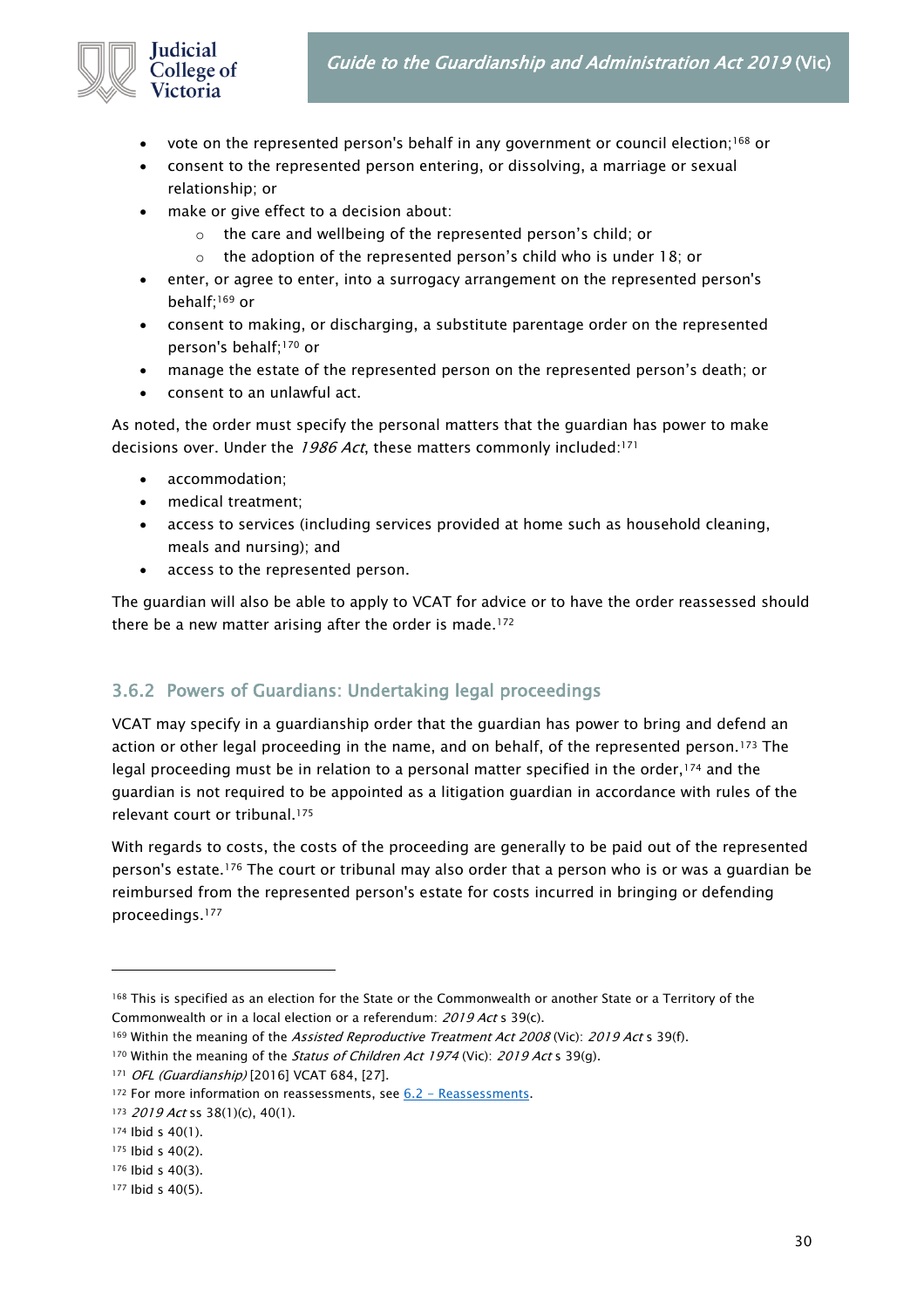- vote on the represented person's behalf in any government or council election;[168] or
- consent to the represented person entering, or dissolving, a marriage or sexual relationship; or
- make or give effect to a decision about:
  - the care and wellbeing of the represented person's child; or
  - the adoption of the represented person's child who is under 18; or
- enter, or agree to enter, into a surrogacy arrangement on the represented person's behalf;[169] or
- consent to making, or discharging, a substitute parentage order on the represented person's behalf;[170] or
- manage the estate of the represented person on the represented person's death; or
- consent to an unlawful act.

As noted, the order must specify the personal matters that the guardian has power to make decisions over. Under the *1986 Act*, these matters commonly included:[171]

- accommodation;
- medical treatment;
- access to services (including services provided at home such as household cleaning, meals and nursing); and
- access to the represented person.

The guardian will also be able to apply to VCAT for advice or to have the order reassessed should there be a new matter arising after the order is made.[172]

### 3.6.2 Powers of Guardians: Undertaking legal proceedings

VCAT may specify in a guardianship order that the guardian has power to bring and defend an action or other legal proceeding in the name, and on behalf, of the represented person.[173] The legal proceeding must be in relation to a personal matter specified in the order,[174] and the guardian is not required to be appointed as a litigation guardian in accordance with rules of the relevant court or tribunal.[175]

With regards to costs, the costs of the proceeding are generally to be paid out of the represented person's estate.[176] The court or tribunal may also order that a person who is or was a guardian be reimbursed from the represented person's estate for costs incurred in bringing or defending proceedings.[177]

---

[168] This is specified as an election for the State or the Commonwealth or another State or a Territory of the Commonwealth or in a local election or a referendum: *2019 Act* s 39(c).

[169] Within the meaning of the *Assisted Reproductive Treatment Act 2008* (Vic): *2019 Act* s 39(f).

[170] Within the meaning of the *Status of Children Act 1974* (Vic): *2019 Act* s 39(g).

[171] *OFL (Guardianship)* [2016] VCAT 684, [27].

[172] For more information on reassessments, see 6.2 – Reassessments.

[173] *2019 Act* ss 38(1)(c), 40(1).

[174] Ibid s 40(1).

[175] Ibid s 40(2).

[176] Ibid s 40(3).

[177] Ibid s 40(5).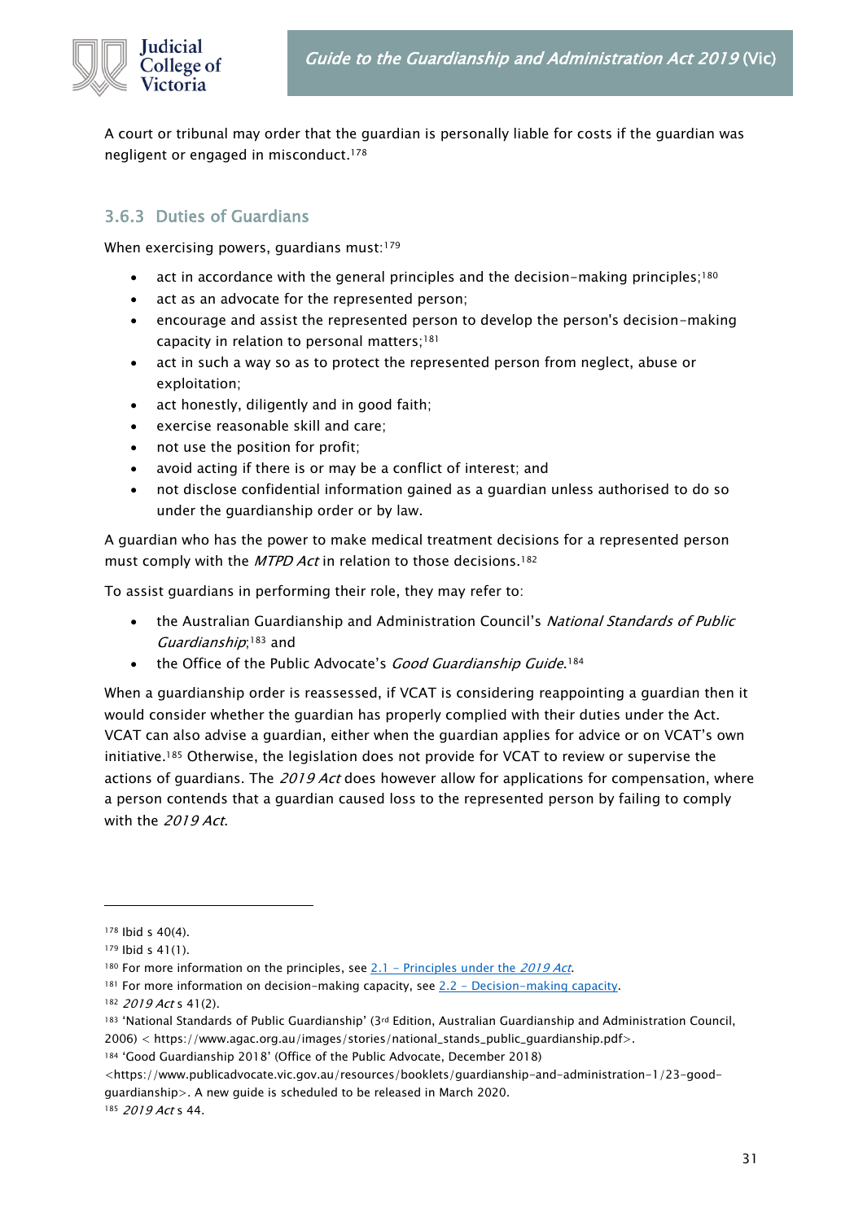A court or tribunal may order that the guardian is personally liable for costs if the guardian was negligent or engaged in misconduct.[178]

### 3.6.3 Duties of Guardians

When exercising powers, guardians must:[179]

- act in accordance with the general principles and the decision-making principles;[180]
- act as an advocate for the represented person;
- encourage and assist the represented person to develop the person's decision-making capacity in relation to personal matters;[181]
- act in such a way so as to protect the represented person from neglect, abuse or exploitation;
- act honestly, diligently and in good faith;
- exercise reasonable skill and care;
- not use the position for profit;
- avoid acting if there is or may be a conflict of interest; and
- not disclose confidential information gained as a guardian unless authorised to do so under the guardianship order or by law.

A guardian who has the power to make medical treatment decisions for a represented person must comply with the *MTPD Act* in relation to those decisions.[182]

To assist guardians in performing their role, they may refer to:

- the Australian Guardianship and Administration Council's *National Standards of Public Guardianship*;[183] and
- the Office of the Public Advocate's *Good Guardianship Guide*.[184]

When a guardianship order is reassessed, if VCAT is considering reappointing a guardian then it would consider whether the guardian has properly complied with their duties under the Act. VCAT can also advise a guardian, either when the guardian applies for advice or on VCAT's own initiative.[185] Otherwise, the legislation does not provide for VCAT to review or supervise the actions of guardians. The *2019 Act* does however allow for applications for compensation, where a person contends that a guardian caused loss to the represented person by failing to comply with the *2019 Act*.

---

[178] Ibid s 40(4).

[179] Ibid s 41(1).

[180] For more information on the principles, see 2.1 – Principles under the *2019 Act*.

[181] For more information on decision-making capacity, see 2.2 – Decision-making capacity.

[182] *2019 Act* s 41(2).

[183] 'National Standards of Public Guardianship' (3rd Edition, Australian Guardianship and Administration Council, 2006) < https://www.agac.org.au/images/stories/national_stands_public_guardianship.pdf>.

[184] 'Good Guardianship 2018' (Office of the Public Advocate, December 2018) <https://www.publicadvocate.vic.gov.au/resources/booklets/guardianship-and-administration-1/23-good-guardianship>. A new guide is scheduled to be released in March 2020.

[185] *2019 Act* s 44.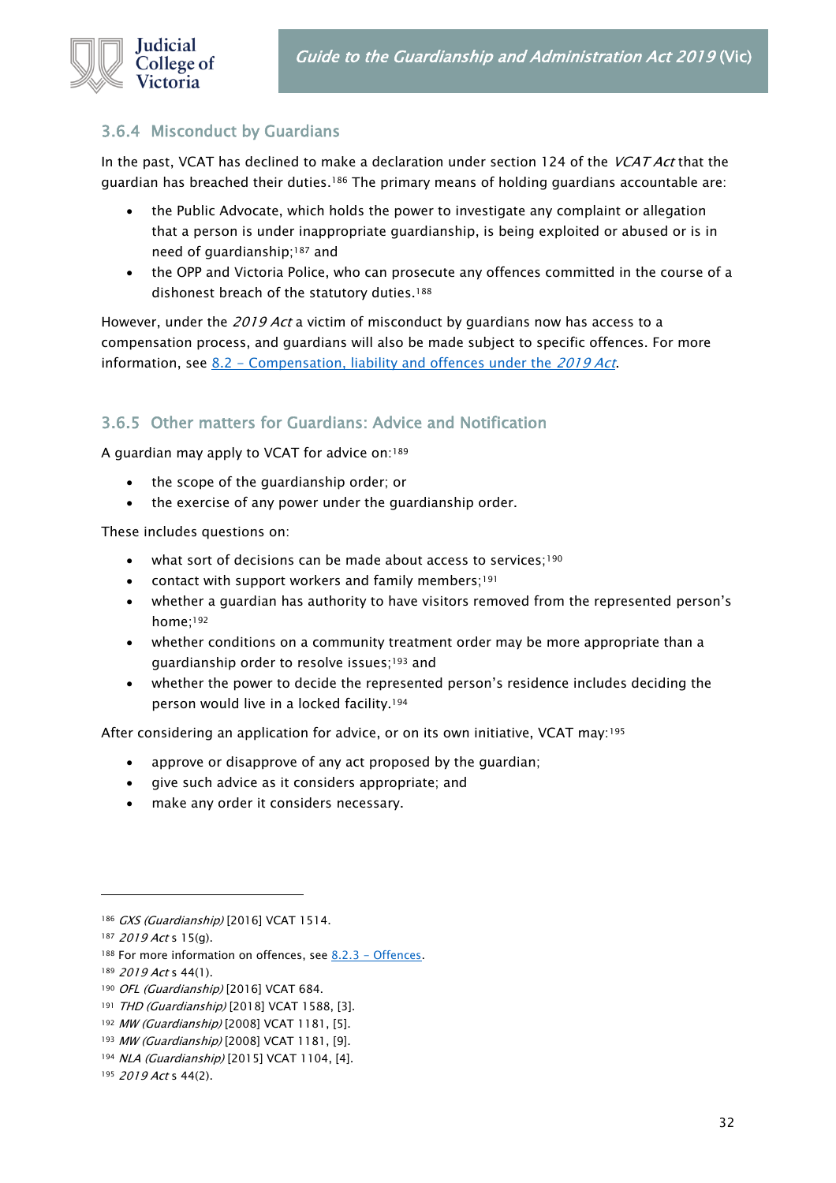### 3.6.4 Misconduct by Guardians

In the past, VCAT has declined to make a declaration under section 124 of the *VCAT Act* that the guardian has breached their duties.[186] The primary means of holding guardians accountable are:

- the Public Advocate, which holds the power to investigate any complaint or allegation that a person is under inappropriate guardianship, is being exploited or abused or is in need of guardianship;[187] and
- the OPP and Victoria Police, who can prosecute any offences committed in the course of a dishonest breach of the statutory duties.[188]

However, under the *2019 Act* a victim of misconduct by guardians now has access to a compensation process, and guardians will also be made subject to specific offences. For more information, see 8.2 – Compensation, liability and offences under the *2019 Act*.

### 3.6.5 Other matters for Guardians: Advice and Notification

A guardian may apply to VCAT for advice on:[189]

- the scope of the guardianship order; or
- the exercise of any power under the guardianship order.

These includes questions on:

- what sort of decisions can be made about access to services;[190]
- contact with support workers and family members;[191]
- whether a guardian has authority to have visitors removed from the represented person's home;[192]
- whether conditions on a community treatment order may be more appropriate than a guardianship order to resolve issues;[193] and
- whether the power to decide the represented person's residence includes deciding the person would live in a locked facility.[194]

After considering an application for advice, or on its own initiative, VCAT may:[195]

- approve or disapprove of any act proposed by the guardian;
- give such advice as it considers appropriate; and
- make any order it considers necessary.

---

[186] *GXS (Guardianship)* [2016] VCAT 1514.

[187] *2019 Act* s 15(g).

[188] For more information on offences, see 8.2.3 – Offences.

[189] *2019 Act* s 44(1).

[190] *OFL (Guardianship)* [2016] VCAT 684.

[191] *THD (Guardianship)* [2018] VCAT 1588, [3].

[192] *MW (Guardianship)* [2008] VCAT 1181, [5].

[193] *MW (Guardianship)* [2008] VCAT 1181, [9].

[194] *NLA (Guardianship)* [2015] VCAT 1104, [4].

[195] *2019 Act* s 44(2).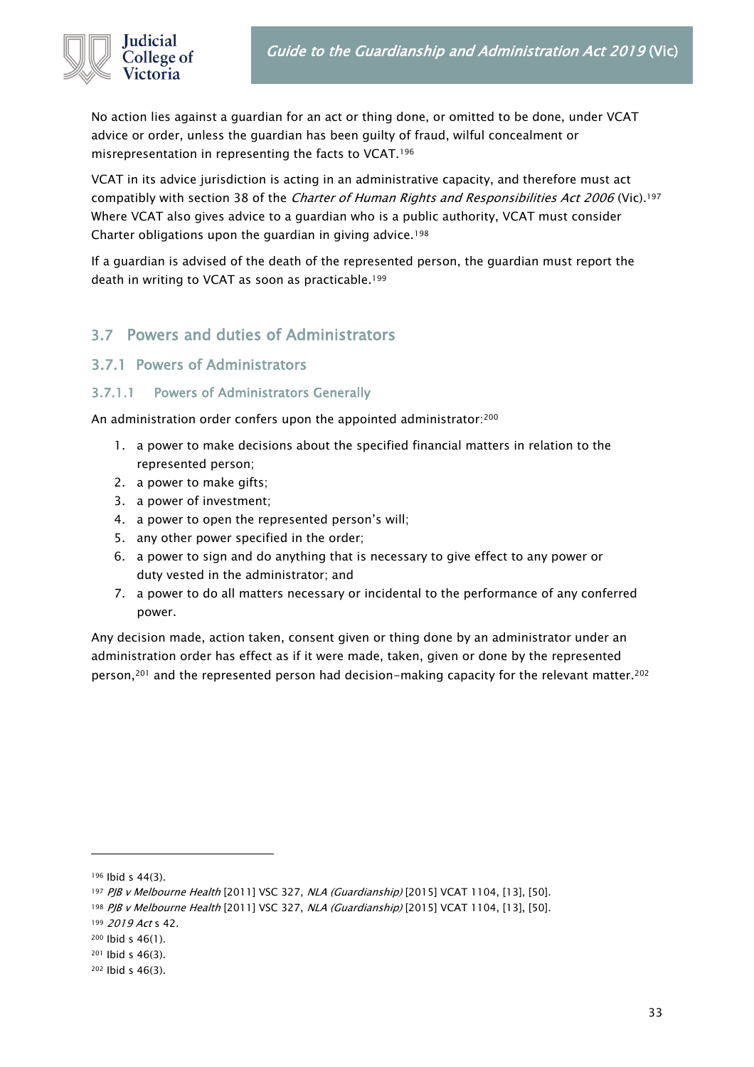No action lies against a guardian for an act or thing done, or omitted to be done, under VCAT advice or order, unless the guardian has been guilty of fraud, wilful concealment or misrepresentation in representing the facts to VCAT.[196]

VCAT in its advice jurisdiction is acting in an administrative capacity, and therefore must act compatibly with section 38 of the *Charter of Human Rights and Responsibilities Act 2006* (Vic).[197] Where VCAT also gives advice to a guardian who is a public authority, VCAT must consider Charter obligations upon the guardian in giving advice.[198]

If a guardian is advised of the death of the represented person, the guardian must report the death in writing to VCAT as soon as practicable.[199]

## 3.7 Powers and duties of Administrators

### 3.7.1 Powers of Administrators

#### 3.7.1.1 Powers of Administrators Generally

An administration order confers upon the appointed administrator:[200]

1. a power to make decisions about the specified financial matters in relation to the represented person;
2. a power to make gifts;
3. a power of investment;
4. a power to open the represented person's will;
5. any other power specified in the order;
6. a power to sign and do anything that is necessary to give effect to any power or duty vested in the administrator; and
7. a power to do all matters necessary or incidental to the performance of any conferred power.

Any decision made, action taken, consent given or thing done by an administrator under an administration order has effect as if it were made, taken, given or done by the represented person,[201] and the represented person had decision-making capacity for the relevant matter.[202]

---

[196] Ibid s 44(3).

[197] *PJB v Melbourne Health* [2011] VSC 327, *NLA (Guardianship)* [2015] VCAT 1104, [13], [50].

[198] *PJB v Melbourne Health* [2011] VSC 327, *NLA (Guardianship)* [2015] VCAT 1104, [13], [50].

[199] *2019 Act* s 42.

[200] Ibid s 46(1).

[201] Ibid s 46(3).

[202] Ibid s 46(3).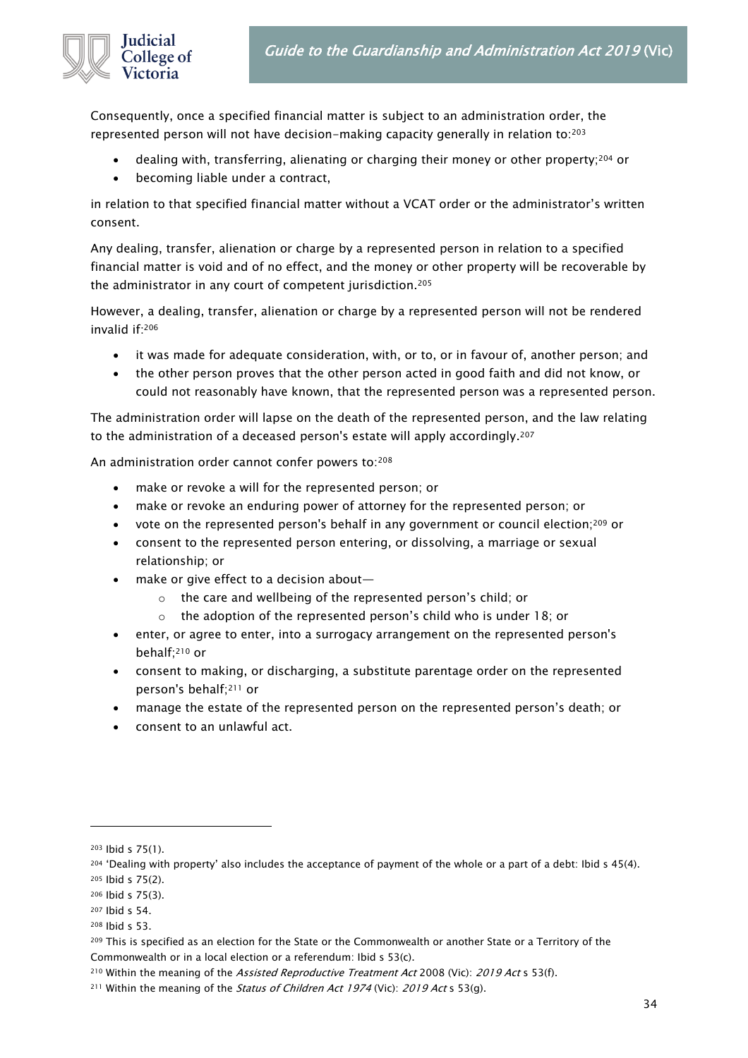Consequently, once a specified financial matter is subject to an administration order, the represented person will not have decision-making capacity generally in relation to:[203]

- dealing with, transferring, alienating or charging their money or other property;[204] or
- becoming liable under a contract,

in relation to that specified financial matter without a VCAT order or the administrator's written consent.

Any dealing, transfer, alienation or charge by a represented person in relation to a specified financial matter is void and of no effect, and the money or other property will be recoverable by the administrator in any court of competent jurisdiction.[205]

However, a dealing, transfer, alienation or charge by a represented person will not be rendered invalid if:[206]

- it was made for adequate consideration, with, or to, or in favour of, another person; and
- the other person proves that the other person acted in good faith and did not know, or could not reasonably have known, that the represented person was a represented person.

The administration order will lapse on the death of the represented person, and the law relating to the administration of a deceased person's estate will apply accordingly.[207]

An administration order cannot confer powers to:[208]

- make or revoke a will for the represented person; or
- make or revoke an enduring power of attorney for the represented person; or
- vote on the represented person's behalf in any government or council election;[209] or
- consent to the represented person entering, or dissolving, a marriage or sexual relationship; or
- make or give effect to a decision about—
  - the care and wellbeing of the represented person's child; or
  - the adoption of the represented person's child who is under 18; or
- enter, or agree to enter, into a surrogacy arrangement on the represented person's behalf;[210] or
- consent to making, or discharging, a substitute parentage order on the represented person's behalf;[211] or
- manage the estate of the represented person on the represented person's death; or
- consent to an unlawful act.

---

[203] Ibid s 75(1).

[204] 'Dealing with property' also includes the acceptance of payment of the whole or a part of a debt: Ibid s 45(4).

[205] Ibid s 75(2).

[206] Ibid s 75(3).

[207] Ibid s 54.

[208] Ibid s 53.

[209] This is specified as an election for the State or the Commonwealth or another State or a Territory of the Commonwealth or in a local election or a referendum: Ibid s 53(c).

[210] Within the meaning of the *Assisted Reproductive Treatment Act* 2008 (Vic): *2019 Act* s 53(f).

[211] Within the meaning of the *Status of Children Act 1974* (Vic): *2019 Act* s 53(g).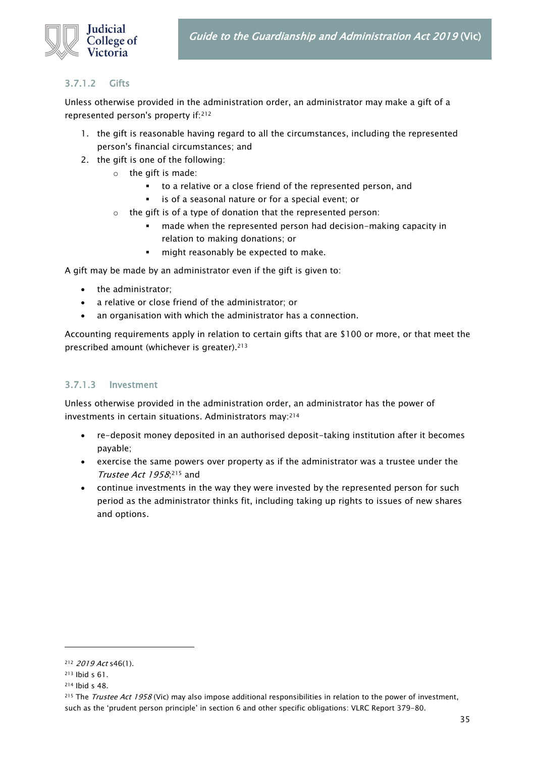#### 3.7.1.2 Gifts

Unless otherwise provided in the administration order, an administrator may make a gift of a represented person's property if:[212]

1. the gift is reasonable having regard to all the circumstances, including the represented person's financial circumstances; and
2. the gift is one of the following:
   - the gift is made:
     - to a relative or a close friend of the represented person, and
     - is of a seasonal nature or for a special event; or
   - the gift is of a type of donation that the represented person:
     - made when the represented person had decision-making capacity in relation to making donations; or
     - might reasonably be expected to make.

A gift may be made by an administrator even if the gift is given to:

- the administrator;
- a relative or close friend of the administrator; or
- an organisation with which the administrator has a connection.

Accounting requirements apply in relation to certain gifts that are $100 or more, or that meet the prescribed amount (whichever is greater).[213]

#### 3.7.1.3 Investment

Unless otherwise provided in the administration order, an administrator has the power of investments in certain situations. Administrators may:[214]

- re-deposit money deposited in an authorised deposit-taking institution after it becomes payable;
- exercise the same powers over property as if the administrator was a trustee under the *Trustee Act 1958*;[215] and
- continue investments in the way they were invested by the represented person for such period as the administrator thinks fit, including taking up rights to issues of new shares and options.

---

[212] *2019 Act* s46(1).

[213] Ibid s 61.

[214] Ibid s 48.

[215] The *Trustee Act 1958* (Vic) may also impose additional responsibilities in relation to the power of investment, such as the 'prudent person principle' in section 6 and other specific obligations: VLRC Report 379-80.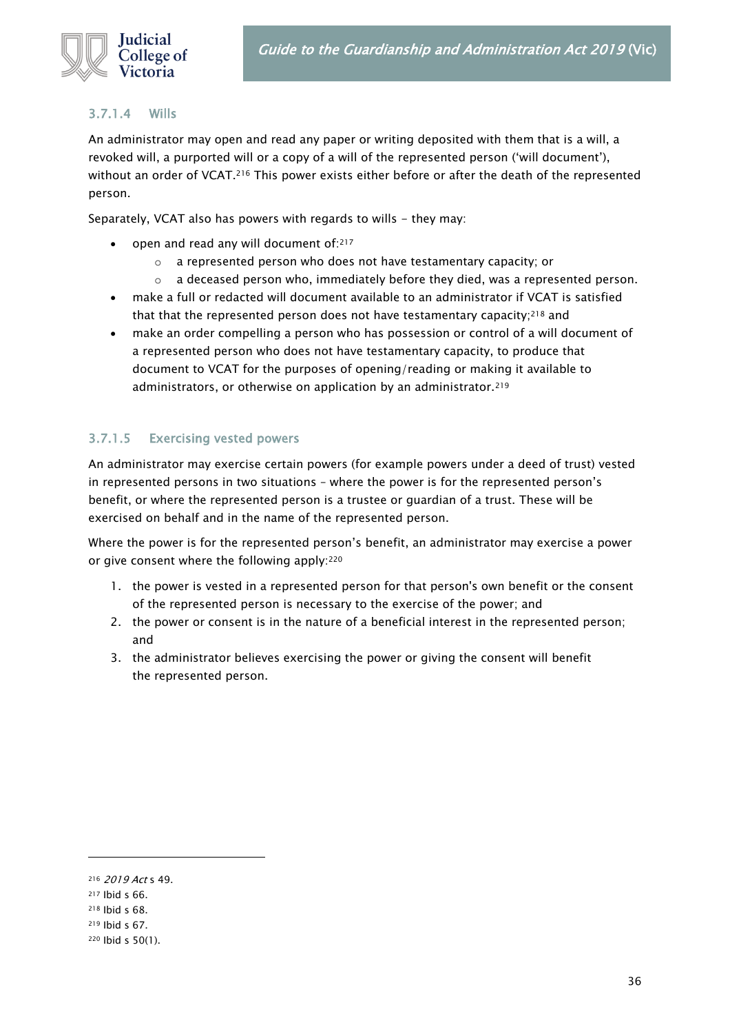#### 3.7.1.4 Wills

An administrator may open and read any paper or writing deposited with them that is a will, a revoked will, a purported will or a copy of a will of the represented person ('will document'), without an order of VCAT.[216] This power exists either before or after the death of the represented person.

Separately, VCAT also has powers with regards to wills – they may:

- open and read any will document of:[217]
  - a represented person who does not have testamentary capacity; or
  - a deceased person who, immediately before they died, was a represented person.
- make a full or redacted will document available to an administrator if VCAT is satisfied that that the represented person does not have testamentary capacity;[218] and
- make an order compelling a person who has possession or control of a will document of a represented person who does not have testamentary capacity, to produce that document to VCAT for the purposes of opening/reading or making it available to administrators, or otherwise on application by an administrator.[219]

#### 3.7.1.5 Exercising vested powers

An administrator may exercise certain powers (for example powers under a deed of trust) vested in represented persons in two situations – where the power is for the represented person's benefit, or where the represented person is a trustee or guardian of a trust. These will be exercised on behalf and in the name of the represented person.

Where the power is for the represented person's benefit, an administrator may exercise a power or give consent where the following apply:[220]

1. the power is vested in a represented person for that person's own benefit or the consent of the represented person is necessary to the exercise of the power; and
2. the power or consent is in the nature of a beneficial interest in the represented person; and
3. the administrator believes exercising the power or giving the consent will benefit the represented person.

---

[216] *2019 Act* s 49.

[217] Ibid s 66.

[218] Ibid s 68.

[219] Ibid s 67.

[220] Ibid s 50(1).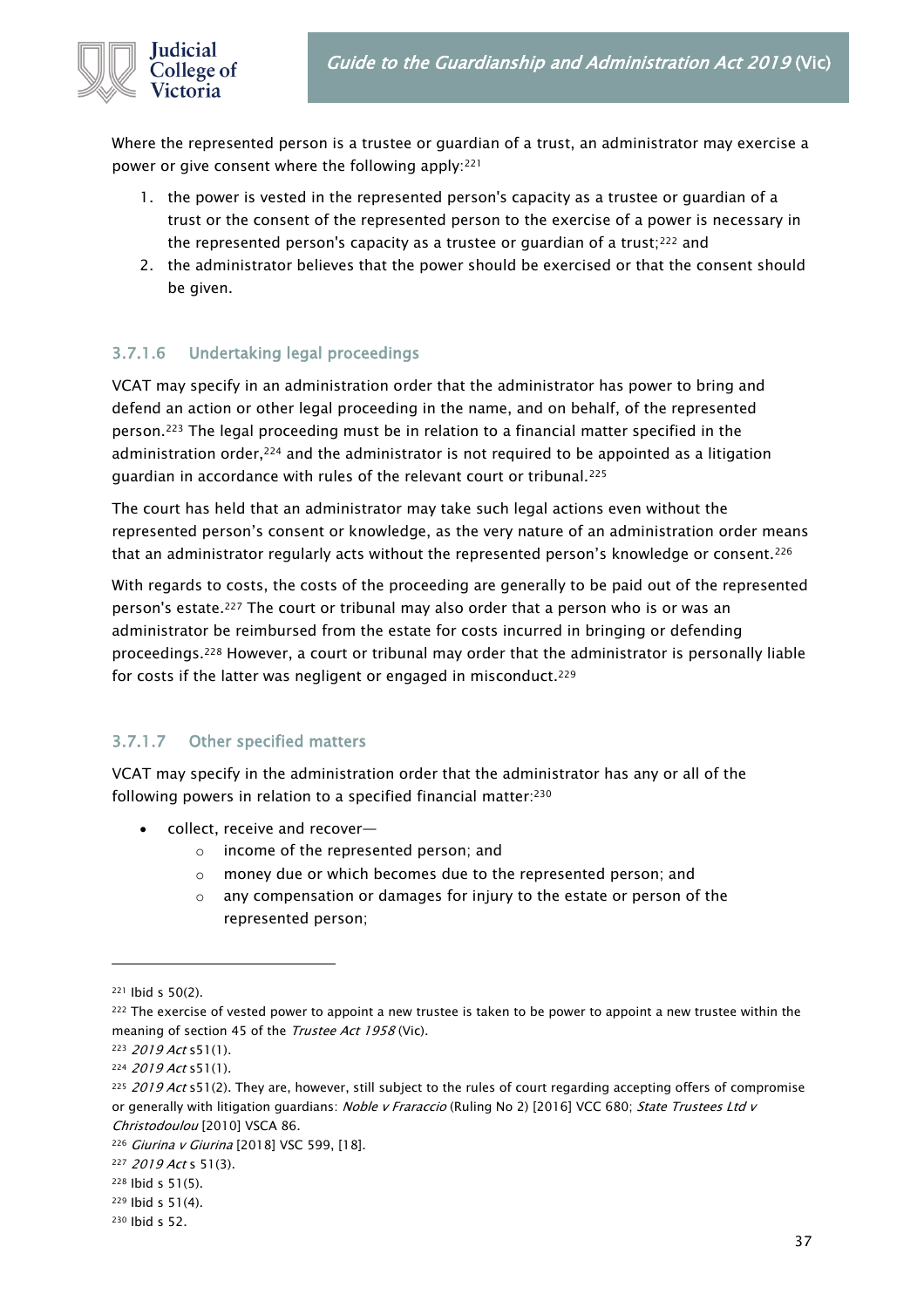Where the represented person is a trustee or guardian of a trust, an administrator may exercise a power or give consent where the following apply:[221]

1. the power is vested in the represented person's capacity as a trustee or guardian of a trust or the consent of the represented person to the exercise of a power is necessary in the represented person's capacity as a trustee or guardian of a trust;[222] and
2. the administrator believes that the power should be exercised or that the consent should be given.

#### 3.7.1.6 Undertaking legal proceedings

VCAT may specify in an administration order that the administrator has power to bring and defend an action or other legal proceeding in the name, and on behalf, of the represented person.[223] The legal proceeding must be in relation to a financial matter specified in the administration order,[224] and the administrator is not required to be appointed as a litigation guardian in accordance with rules of the relevant court or tribunal.[225]

The court has held that an administrator may take such legal actions even without the represented person's consent or knowledge, as the very nature of an administration order means that an administrator regularly acts without the represented person's knowledge or consent.[226]

With regards to costs, the costs of the proceeding are generally to be paid out of the represented person's estate.[227] The court or tribunal may also order that a person who is or was an administrator be reimbursed from the estate for costs incurred in bringing or defending proceedings.[228] However, a court or tribunal may order that the administrator is personally liable for costs if the latter was negligent or engaged in misconduct.[229]

#### 3.7.1.7 Other specified matters

VCAT may specify in the administration order that the administrator has any or all of the following powers in relation to a specified financial matter:[230]

- collect, receive and recover—
  - income of the represented person; and
  - money due or which becomes due to the represented person; and
  - any compensation or damages for injury to the estate or person of the represented person;

---

[221] Ibid s 50(2).

[222] The exercise of vested power to appoint a new trustee is taken to be power to appoint a new trustee within the meaning of section 45 of the *Trustee Act 1958* (Vic).

[223] *2019 Act* s51(1).

[224] *2019 Act* s51(1).

[225] *2019 Act* s51(2). They are, however, still subject to the rules of court regarding accepting offers of compromise or generally with litigation guardians: *Noble v Fraraccio* (Ruling No 2) [2016] VCC 680; *State Trustees Ltd v Christodoulou* [2010] VSCA 86.

[226] *Giurina v Giurina* [2018] VSC 599, [18].

[227] *2019 Act* s 51(3).

[228] Ibid s 51(5).

[229] Ibid s 51(4).

[230] Ibid s 52.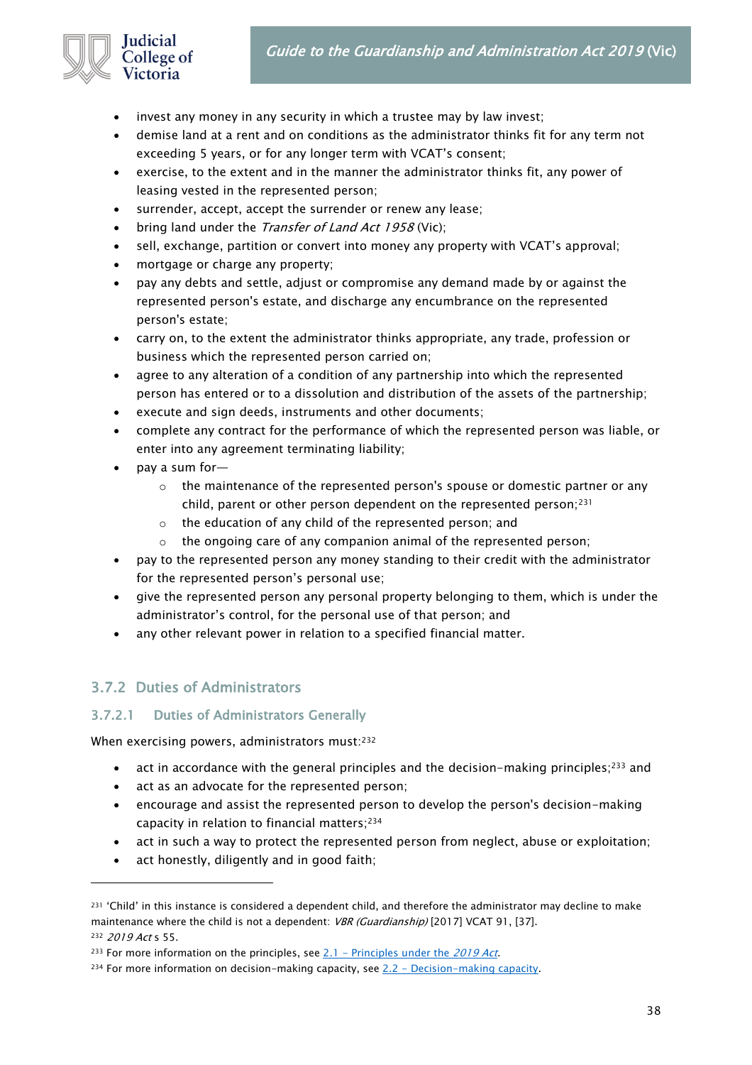- invest any money in any security in which a trustee may by law invest;
- demise land at a rent and on conditions as the administrator thinks fit for any term not exceeding 5 years, or for any longer term with VCAT's consent;
- exercise, to the extent and in the manner the administrator thinks fit, any power of leasing vested in the represented person;
- surrender, accept, accept the surrender or renew any lease;
- bring land under the *Transfer of Land Act 1958* (Vic);
- sell, exchange, partition or convert into money any property with VCAT's approval;
- mortgage or charge any property;
- pay any debts and settle, adjust or compromise any demand made by or against the represented person's estate, and discharge any encumbrance on the represented person's estate;
- carry on, to the extent the administrator thinks appropriate, any trade, profession or business which the represented person carried on;
- agree to any alteration of a condition of any partnership into which the represented person has entered or to a dissolution and distribution of the assets of the partnership;
- execute and sign deeds, instruments and other documents;
- complete any contract for the performance of which the represented person was liable, or enter into any agreement terminating liability;
- pay a sum for—
    - the maintenance of the represented person's spouse or domestic partner or any child, parent or other person dependent on the represented person;[231]
    - the education of any child of the represented person; and
    - the ongoing care of any companion animal of the represented person;
- pay to the represented person any money standing to their credit with the administrator for the represented person's personal use;
- give the represented person any personal property belonging to them, which is under the administrator's control, for the personal use of that person; and
- any other relevant power in relation to a specified financial matter.

### 3.7.2 Duties of Administrators

#### 3.7.2.1 Duties of Administrators Generally

When exercising powers, administrators must:[232]

- act in accordance with the general principles and the decision-making principles;[233] and
- act as an advocate for the represented person;
- encourage and assist the represented person to develop the person's decision-making capacity in relation to financial matters;[234]
- act in such a way to protect the represented person from neglect, abuse or exploitation;
- act honestly, diligently and in good faith;

---

[231] 'Child' in this instance is considered a dependent child, and therefore the administrator may decline to make maintenance where the child is not a dependent: *VBR (Guardianship)* [2017] VCAT 91, [37].

[232] *2019 Act* s 55.

[233] For more information on the principles, see 2.1 – Principles under the *2019 Act*.

[234] For more information on decision-making capacity, see 2.2 – Decision-making capacity.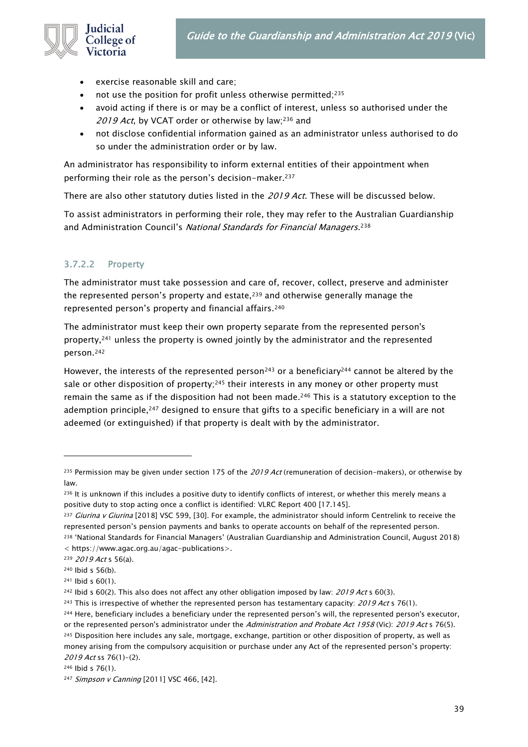- exercise reasonable skill and care;
- not use the position for profit unless otherwise permitted;[235]
- avoid acting if there is or may be a conflict of interest, unless so authorised under the *2019 Act*, by VCAT order or otherwise by law;[236] and
- not disclose confidential information gained as an administrator unless authorised to do so under the administration order or by law.

An administrator has responsibility to inform external entities of their appointment when performing their role as the person's decision-maker.[237]

There are also other statutory duties listed in the *2019 Act*. These will be discussed below.

To assist administrators in performing their role, they may refer to the Australian Guardianship and Administration Council's *National Standards for Financial Managers*.[238]

### 3.7.2.2 Property

The administrator must take possession and care of, recover, collect, preserve and administer the represented person's property and estate,[239] and otherwise generally manage the represented person's property and financial affairs.[240]

The administrator must keep their own property separate from the represented person's property,[241] unless the property is owned jointly by the administrator and the represented person.[242]

However, the interests of the represented person[243] or a beneficiary[244] cannot be altered by the sale or other disposition of property;[245] their interests in any money or other property must remain the same as if the disposition had not been made.[246] This is a statutory exception to the ademption principle,[247] designed to ensure that gifts to a specific beneficiary in a will are not adeemed (or extinguished) if that property is dealt with by the administrator.

---

[235] Permission may be given under section 175 of the *2019 Act* (remuneration of decision-makers), or otherwise by law.

[236] It is unknown if this includes a positive duty to identify conflicts of interest, or whether this merely means a positive duty to stop acting once a conflict is identified: VLRC Report 400 [17.145].

[237] *Giurina v Giurina* [2018] VSC 599, [30]. For example, the administrator should inform Centrelink to receive the represented person's pension payments and banks to operate accounts on behalf of the represented person.

[238] 'National Standards for Financial Managers' (Australian Guardianship and Administration Council, August 2018) < https://www.agac.org.au/agac-publications>.

[239] *2019 Act* s 56(a).

[240] Ibid s 56(b).

[241] Ibid s 60(1).

[242] Ibid s 60(2). This also does not affect any other obligation imposed by law: *2019 Act* s 60(3).

[243] This is irrespective of whether the represented person has testamentary capacity: *2019 Act* s 76(1).

[244] Here, beneficiary includes a beneficiary under the represented person's will, the represented person's executor, or the represented person's administrator under the *Administration and Probate Act 1958* (Vic): *2019 Act* s 76(5).

[245] Disposition here includes any sale, mortgage, exchange, partition or other disposition of property, as well as money arising from the compulsory acquisition or purchase under any Act of the represented person's property: *2019 Act* ss 76(1)–(2).

[246] Ibid s 76(1).

[247] *Simpson v Canning* [2011] VSC 466, [42].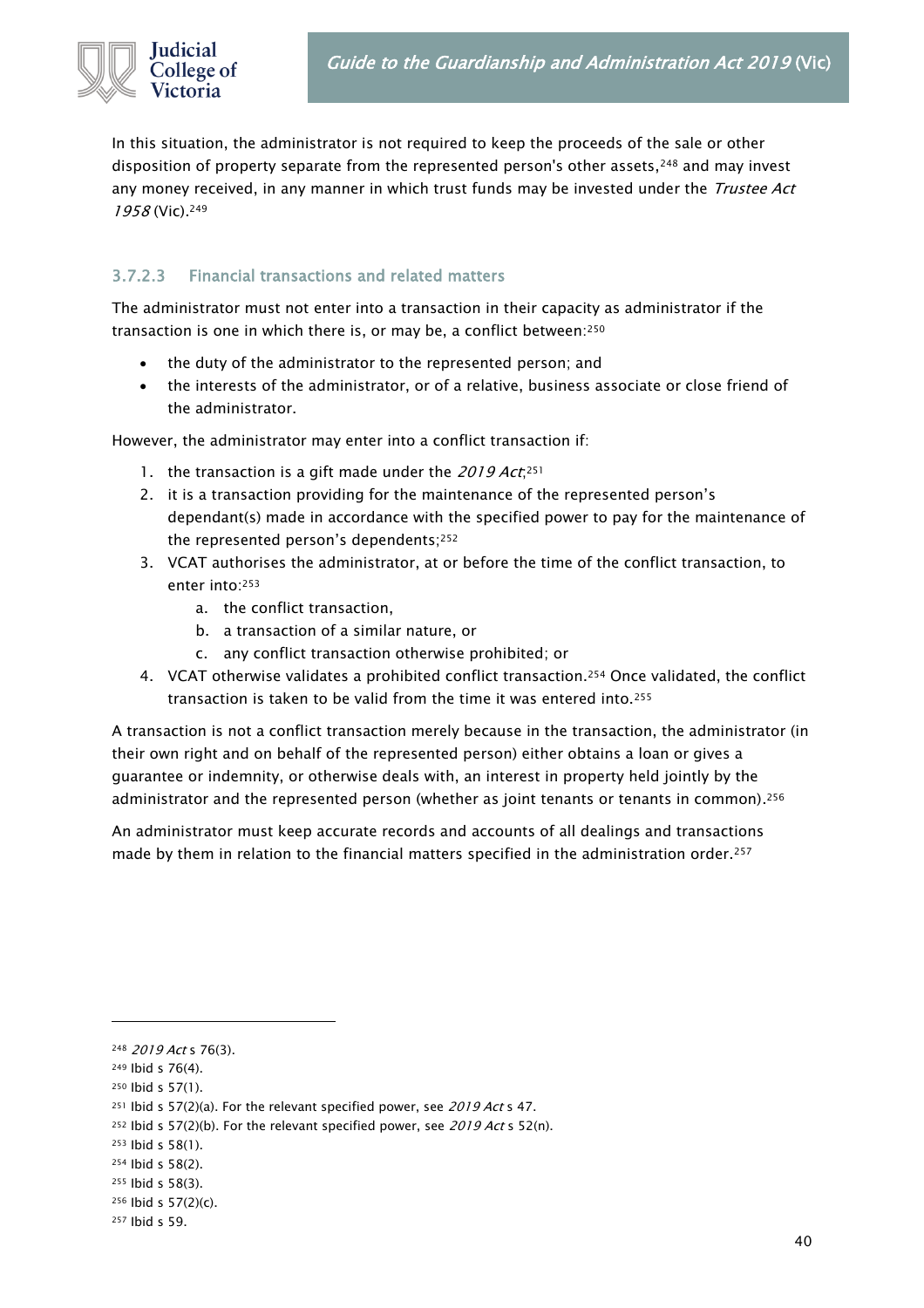In this situation, the administrator is not required to keep the proceeds of the sale or other disposition of property separate from the represented person's other assets,[248] and may invest any money received, in any manner in which trust funds may be invested under the *Trustee Act 1958* (Vic).[249]

#### 3.7.2.3 Financial transactions and related matters

The administrator must not enter into a transaction in their capacity as administrator if the transaction is one in which there is, or may be, a conflict between:[250]

- the duty of the administrator to the represented person; and
- the interests of the administrator, or of a relative, business associate or close friend of the administrator.

However, the administrator may enter into a conflict transaction if:

1. the transaction is a gift made under the *2019 Act*;[251]
2. it is a transaction providing for the maintenance of the represented person's dependant(s) made in accordance with the specified power to pay for the maintenance of the represented person's dependents;[252]
3. VCAT authorises the administrator, at or before the time of the conflict transaction, to enter into:[253]
   a. the conflict transaction,
   b. a transaction of a similar nature, or
   c. any conflict transaction otherwise prohibited; or
4. VCAT otherwise validates a prohibited conflict transaction.[254] Once validated, the conflict transaction is taken to be valid from the time it was entered into.[255]

A transaction is not a conflict transaction merely because in the transaction, the administrator (in their own right and on behalf of the represented person) either obtains a loan or gives a guarantee or indemnity, or otherwise deals with, an interest in property held jointly by the administrator and the represented person (whether as joint tenants or tenants in common).[256]

An administrator must keep accurate records and accounts of all dealings and transactions made by them in relation to the financial matters specified in the administration order.[257]

---

[248] *2019 Act* s 76(3).
[249] Ibid s 76(4).
[250] Ibid s 57(1).
[251] Ibid s 57(2)(a). For the relevant specified power, see *2019 Act* s 47.
[252] Ibid s 57(2)(b). For the relevant specified power, see *2019 Act* s 52(n).
[253] Ibid s 58(1).
[254] Ibid s 58(2).
[255] Ibid s 58(3).
[256] Ibid s 57(2)(c).
[257] Ibid s 59.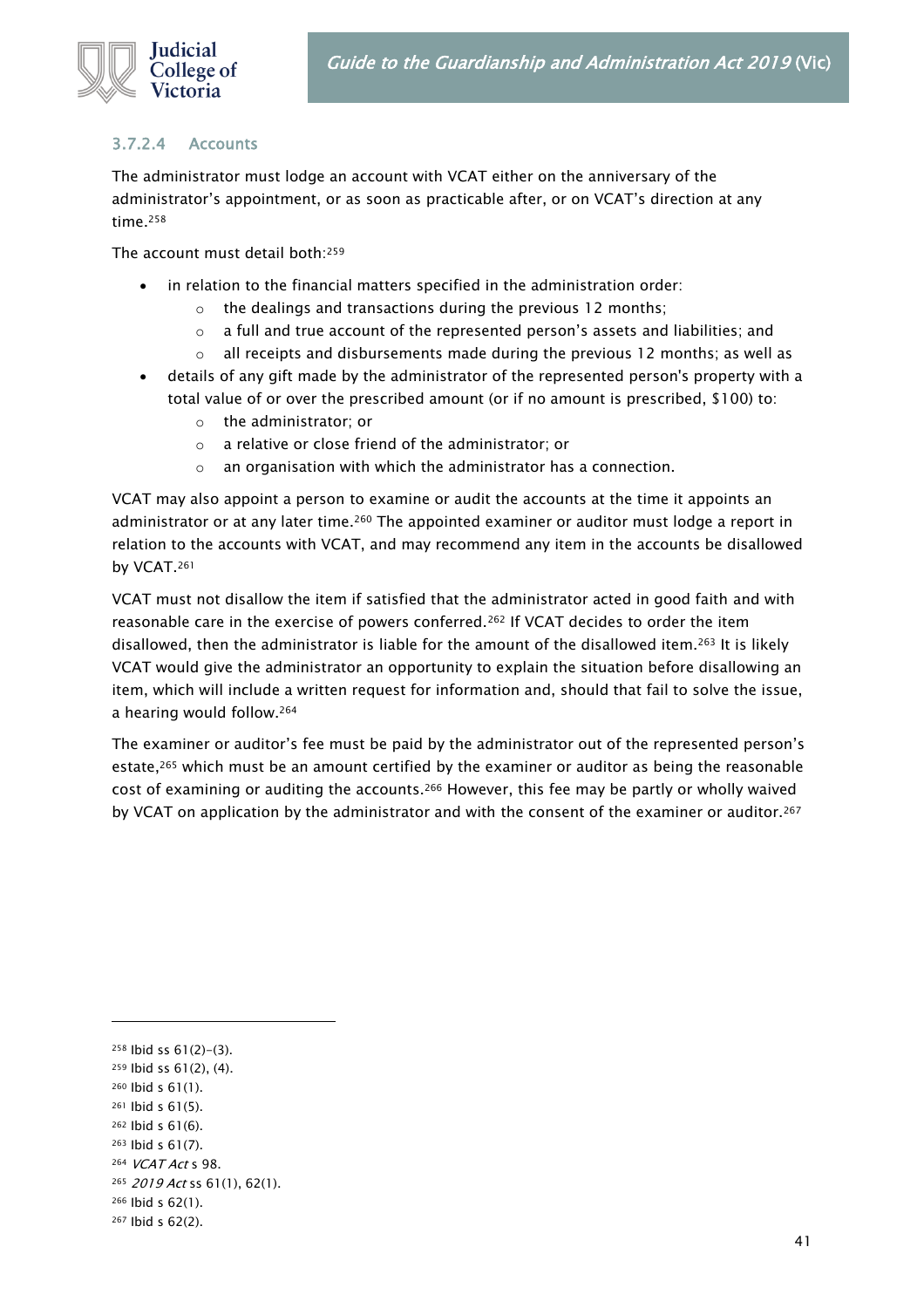#### 3.7.2.4 Accounts

The administrator must lodge an account with VCAT either on the anniversary of the administrator's appointment, or as soon as practicable after, or on VCAT's direction at any time.[258]

The account must detail both:[259]

- in relation to the financial matters specified in the administration order:
  - the dealings and transactions during the previous 12 months;
  - a full and true account of the represented person's assets and liabilities; and
  - all receipts and disbursements made during the previous 12 months; as well as
- details of any gift made by the administrator of the represented person's property with a total value of or over the prescribed amount (or if no amount is prescribed, $100) to:
  - the administrator; or
  - a relative or close friend of the administrator; or
  - an organisation with which the administrator has a connection.

VCAT may also appoint a person to examine or audit the accounts at the time it appoints an administrator or at any later time.[260] The appointed examiner or auditor must lodge a report in relation to the accounts with VCAT, and may recommend any item in the accounts be disallowed by VCAT.[261]

VCAT must not disallow the item if satisfied that the administrator acted in good faith and with reasonable care in the exercise of powers conferred.[262] If VCAT decides to order the item disallowed, then the administrator is liable for the amount of the disallowed item.[263] It is likely VCAT would give the administrator an opportunity to explain the situation before disallowing an item, which will include a written request for information and, should that fail to solve the issue, a hearing would follow.[264]

The examiner or auditor's fee must be paid by the administrator out of the represented person's estate,[265] which must be an amount certified by the examiner or auditor as being the reasonable cost of examining or auditing the accounts.[266] However, this fee may be partly or wholly waived by VCAT on application by the administrator and with the consent of the examiner or auditor.[267]

---

[258] Ibid ss 61(2)–(3).
[259] Ibid ss 61(2), (4).
[260] Ibid s 61(1).
[261] Ibid s 61(5).
[262] Ibid s 61(6).
[263] Ibid s 61(7).
[264] *VCAT Act* s 98.
[265] *2019 Act* ss 61(1), 62(1).
[266] Ibid s 62(1).
[267] Ibid s 62(2).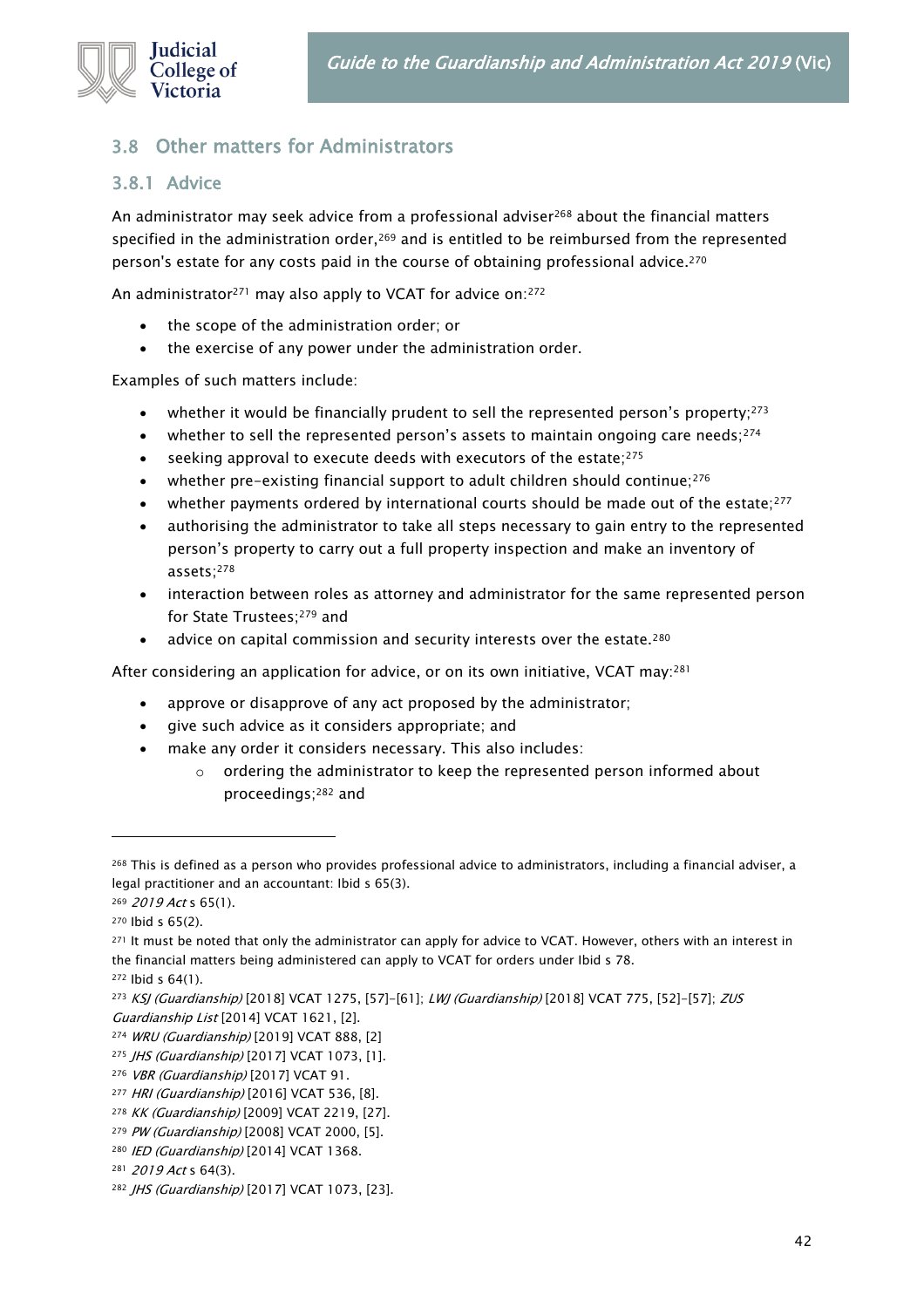## 3.8 Other matters for Administrators

### 3.8.1 Advice

An administrator may seek advice from a professional adviser[268] about the financial matters specified in the administration order,[269] and is entitled to be reimbursed from the represented person's estate for any costs paid in the course of obtaining professional advice.[270]

An administrator[271] may also apply to VCAT for advice on:[272]

- the scope of the administration order; or
- the exercise of any power under the administration order.

Examples of such matters include:

- whether it would be financially prudent to sell the represented person's property;[273]
- whether to sell the represented person's assets to maintain ongoing care needs;[274]
- seeking approval to execute deeds with executors of the estate;[275]
- whether pre-existing financial support to adult children should continue;[276]
- whether payments ordered by international courts should be made out of the estate;[277]
- authorising the administrator to take all steps necessary to gain entry to the represented person's property to carry out a full property inspection and make an inventory of assets;[278]
- interaction between roles as attorney and administrator for the same represented person for State Trustees;[279] and
- advice on capital commission and security interests over the estate.[280]

After considering an application for advice, or on its own initiative, VCAT may:[281]

- approve or disapprove of any act proposed by the administrator;
- give such advice as it considers appropriate; and
- make any order it considers necessary. This also includes:
    - ordering the administrator to keep the represented person informed about proceedings;[282] and

---

[268] This is defined as a person who provides professional advice to administrators, including a financial adviser, a legal practitioner and an accountant: Ibid s 65(3).

[269] *2019 Act* s 65(1).

[270] Ibid s 65(2).

[271] It must be noted that only the administrator can apply for advice to VCAT. However, others with an interest in the financial matters being administered can apply to VCAT for orders under Ibid s 78.

[272] Ibid s 64(1).

[273] *KSJ (Guardianship)* [2018] VCAT 1275, [57]–[61]; *LWJ (Guardianship)* [2018] VCAT 775, [52]–[57]; *ZUS Guardianship List* [2014] VCAT 1621, [2].

[274] *WRU (Guardianship)* [2019] VCAT 888, [2]

[275] *JHS (Guardianship)* [2017] VCAT 1073, [1].

[276] *VBR (Guardianship)* [2017] VCAT 91.

[277] *HRI (Guardianship)* [2016] VCAT 536, [8].

[278] *KK (Guardianship)* [2009] VCAT 2219, [27].

[279] *PW (Guardianship)* [2008] VCAT 2000, [5].

[280] *IED (Guardianship)* [2014] VCAT 1368.

[281] *2019 Act* s 64(3).

[282] *JHS (Guardianship)* [2017] VCAT 1073, [23].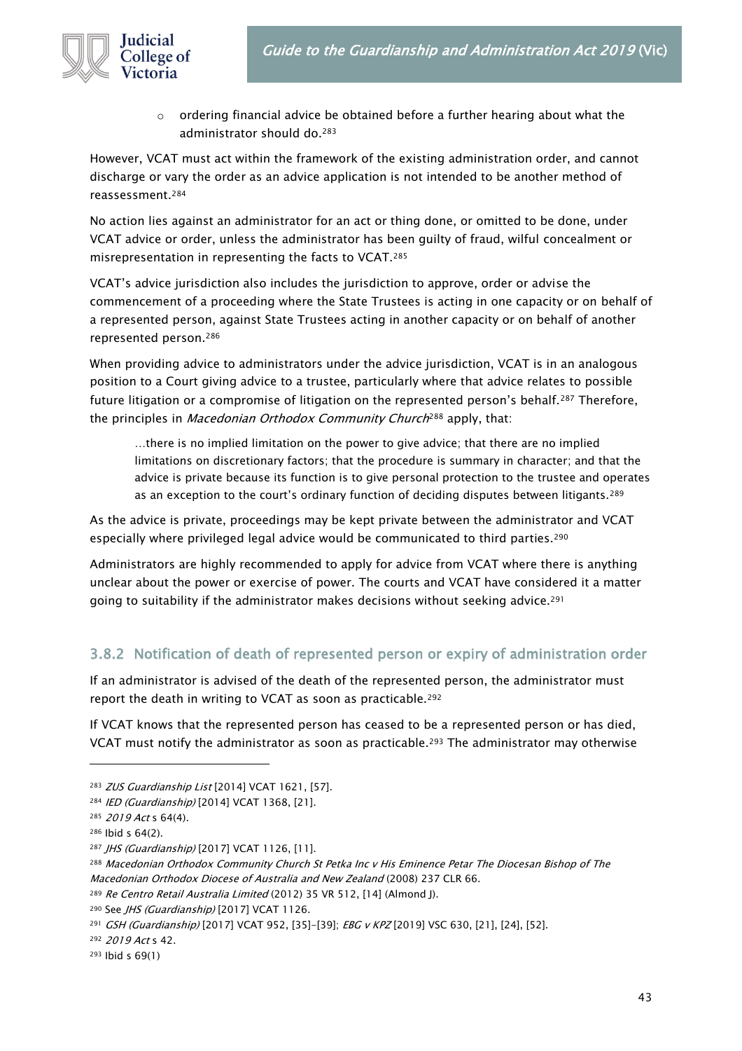- ordering financial advice be obtained before a further hearing about what the administrator should do.[283]

However, VCAT must act within the framework of the existing administration order, and cannot discharge or vary the order as an advice application is not intended to be another method of reassessment.[284]

No action lies against an administrator for an act or thing done, or omitted to be done, under VCAT advice or order, unless the administrator has been guilty of fraud, wilful concealment or misrepresentation in representing the facts to VCAT.[285]

VCAT's advice jurisdiction also includes the jurisdiction to approve, order or advise the commencement of a proceeding where the State Trustees is acting in one capacity or on behalf of a represented person, against State Trustees acting in another capacity or on behalf of another represented person.[286]

When providing advice to administrators under the advice jurisdiction, VCAT is in an analogous position to a Court giving advice to a trustee, particularly where that advice relates to possible future litigation or a compromise of litigation on the represented person's behalf.[287] Therefore, the principles in *Macedonian Orthodox Community Church*[288] apply, that:

> …there is no implied limitation on the power to give advice; that there are no implied limitations on discretionary factors; that the procedure is summary in character; and that the advice is private because its function is to give personal protection to the trustee and operates as an exception to the court's ordinary function of deciding disputes between litigants.[289]

As the advice is private, proceedings may be kept private between the administrator and VCAT especially where privileged legal advice would be communicated to third parties.[290]

Administrators are highly recommended to apply for advice from VCAT where there is anything unclear about the power or exercise of power. The courts and VCAT have considered it a matter going to suitability if the administrator makes decisions without seeking advice.[291]

### 3.8.2 Notification of death of represented person or expiry of administration order

If an administrator is advised of the death of the represented person, the administrator must report the death in writing to VCAT as soon as practicable.[292]

If VCAT knows that the represented person has ceased to be a represented person or has died, VCAT must notify the administrator as soon as practicable.[293] The administrator may otherwise

---

[283] *ZUS Guardianship List* [2014] VCAT 1621, [57].

[284] *IED (Guardianship)* [2014] VCAT 1368, [21].

[285] *2019 Act* s 64(4).

[286] Ibid s 64(2).

[287] *JHS (Guardianship)* [2017] VCAT 1126, [11].

[288] *Macedonian Orthodox Community Church St Petka Inc v His Eminence Petar The Diocesan Bishop of The Macedonian Orthodox Diocese of Australia and New Zealand* (2008) 237 CLR 66.

[289] *Re Centro Retail Australia Limited* (2012) 35 VR 512, [14] (Almond J).

[290] See *JHS (Guardianship)* [2017] VCAT 1126.

[291] *GSH (Guardianship)* [2017] VCAT 952, [35]–[39]; *EBG v KPZ* [2019] VSC 630, [21], [24], [52].

[292] *2019 Act* s 42.

[293] Ibid s 69(1)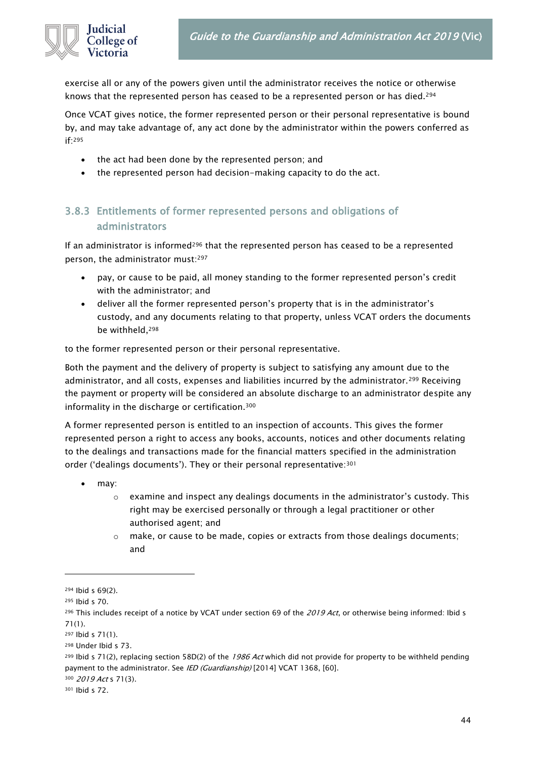exercise all or any of the powers given until the administrator receives the notice or otherwise knows that the represented person has ceased to be a represented person or has died.[294]

Once VCAT gives notice, the former represented person or their personal representative is bound by, and may take advantage of, any act done by the administrator within the powers conferred as if:[295]

- the act had been done by the represented person; and
- the represented person had decision-making capacity to do the act.

### 3.8.3 Entitlements of former represented persons and obligations of administrators

If an administrator is informed[296] that the represented person has ceased to be a represented person, the administrator must:[297]

- pay, or cause to be paid, all money standing to the former represented person's credit with the administrator; and
- deliver all the former represented person's property that is in the administrator's custody, and any documents relating to that property, unless VCAT orders the documents be withheld,[298]

to the former represented person or their personal representative.

Both the payment and the delivery of property is subject to satisfying any amount due to the administrator, and all costs, expenses and liabilities incurred by the administrator.[299] Receiving the payment or property will be considered an absolute discharge to an administrator despite any informality in the discharge or certification.[300]

A former represented person is entitled to an inspection of accounts. This gives the former represented person a right to access any books, accounts, notices and other documents relating to the dealings and transactions made for the financial matters specified in the administration order ('dealings documents'). They or their personal representative:[301]

- may:
    - examine and inspect any dealings documents in the administrator's custody. This right may be exercised personally or through a legal practitioner or other authorised agent; and
    - make, or cause to be made, copies or extracts from those dealings documents; and

---

[294] Ibid s 69(2).

[295] Ibid s 70.

[296] This includes receipt of a notice by VCAT under section 69 of the *2019 Act*, or otherwise being informed: Ibid s 71(1).

[297] Ibid s 71(1).

[298] Under Ibid s 73.

[299] Ibid s 71(2), replacing section 58D(2) of the *1986 Act* which did not provide for property to be withheld pending payment to the administrator. See *IED (Guardianship)* [2014] VCAT 1368, [60].

[300] *2019 Act* s 71(3).

[301] Ibid s 72.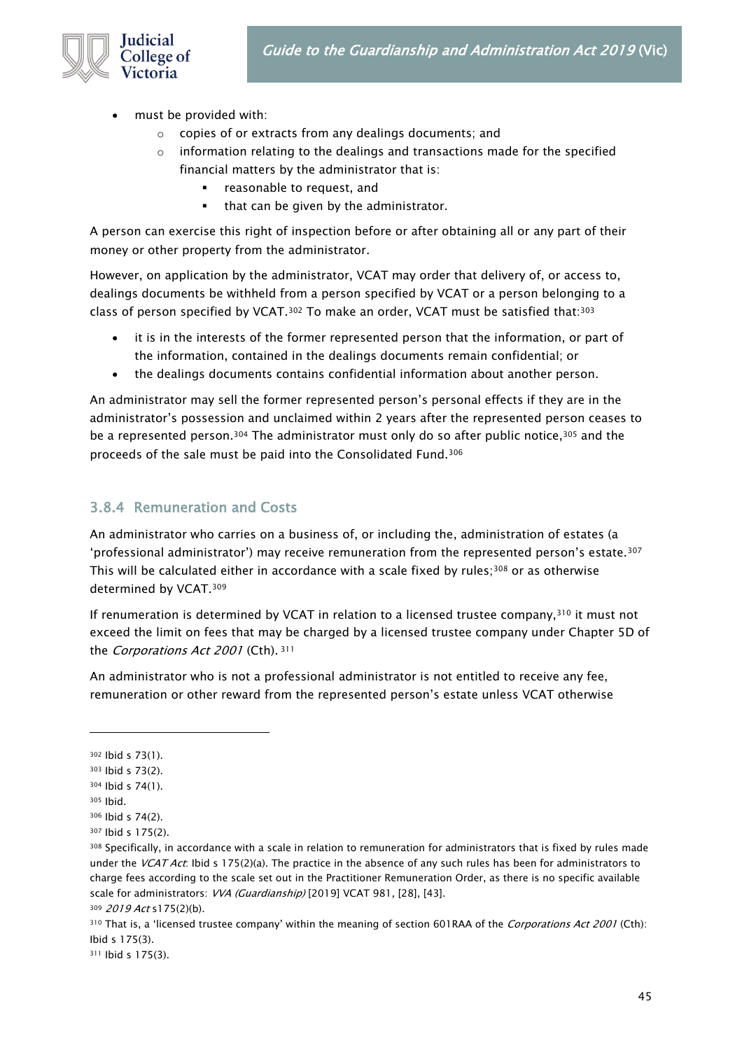- must be provided with:
  - copies of or extracts from any dealings documents; and
  - information relating to the dealings and transactions made for the specified financial matters by the administrator that is:
    - reasonable to request, and
    - that can be given by the administrator.

A person can exercise this right of inspection before or after obtaining all or any part of their money or other property from the administrator.

However, on application by the administrator, VCAT may order that delivery of, or access to, dealings documents be withheld from a person specified by VCAT or a person belonging to a class of person specified by VCAT.[302] To make an order, VCAT must be satisfied that:[303]

- it is in the interests of the former represented person that the information, or part of the information, contained in the dealings documents remain confidential; or
- the dealings documents contains confidential information about another person.

An administrator may sell the former represented person's personal effects if they are in the administrator's possession and unclaimed within 2 years after the represented person ceases to be a represented person.[304] The administrator must only do so after public notice,[305] and the proceeds of the sale must be paid into the Consolidated Fund.[306]

### 3.8.4 Remuneration and Costs

An administrator who carries on a business of, or including the, administration of estates (a 'professional administrator') may receive remuneration from the represented person's estate.[307] This will be calculated either in accordance with a scale fixed by rules;[308] or as otherwise determined by VCAT.[309]

If renumeration is determined by VCAT in relation to a licensed trustee company,[310] it must not exceed the limit on fees that may be charged by a licensed trustee company under Chapter 5D of the *Corporations Act 2001* (Cth).[311]

An administrator who is not a professional administrator is not entitled to receive any fee, remuneration or other reward from the represented person's estate unless VCAT otherwise

---

302 Ibid s 73(1).

303 Ibid s 73(2).

304 Ibid s 74(1).

305 Ibid.

306 Ibid s 74(2).

307 Ibid s 175(2).

308 Specifically, in accordance with a scale in relation to remuneration for administrators that is fixed by rules made under the *VCAT Act*: Ibid s 175(2)(a). The practice in the absence of any such rules has been for administrators to charge fees according to the scale set out in the Practitioner Remuneration Order, as there is no specific available scale for administrators: *VVA (Guardianship)* [2019] VCAT 981, [28], [43].

309 *2019 Act* s175(2)(b).

310 That is, a 'licensed trustee company' within the meaning of section 601RAA of the *Corporations Act 2001* (Cth): Ibid s 175(3).

311 Ibid s 175(3).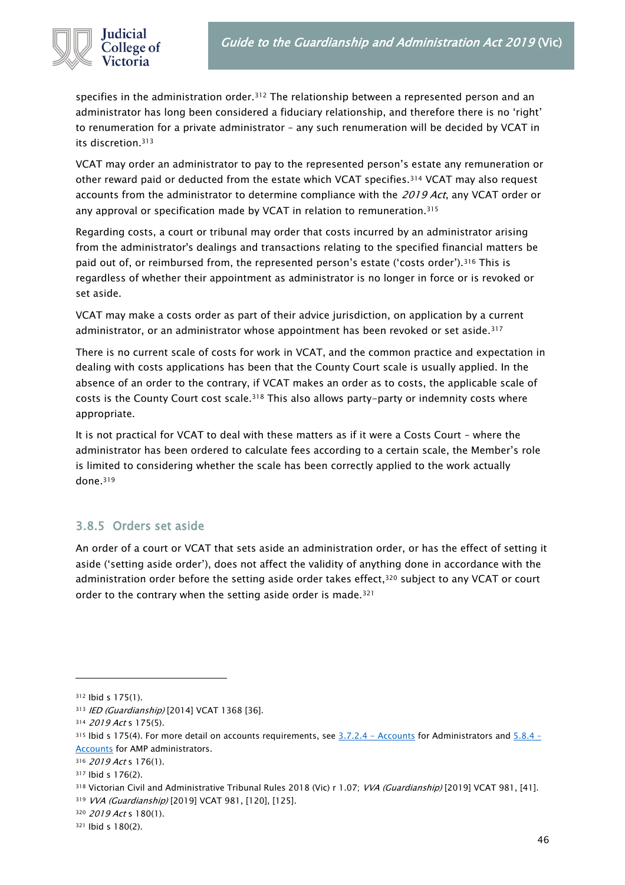specifies in the administration order.[312] The relationship between a represented person and an administrator has long been considered a fiduciary relationship, and therefore there is no 'right' to renumeration for a private administrator – any such renumeration will be decided by VCAT in its discretion.[313]

VCAT may order an administrator to pay to the represented person's estate any remuneration or other reward paid or deducted from the estate which VCAT specifies.[314] VCAT may also request accounts from the administrator to determine compliance with the *2019 Act*, any VCAT order or any approval or specification made by VCAT in relation to remuneration.[315]

Regarding costs, a court or tribunal may order that costs incurred by an administrator arising from the administrator's dealings and transactions relating to the specified financial matters be paid out of, or reimbursed from, the represented person's estate ('costs order').[316] This is regardless of whether their appointment as administrator is no longer in force or is revoked or set aside.

VCAT may make a costs order as part of their advice jurisdiction, on application by a current administrator, or an administrator whose appointment has been revoked or set aside.[317]

There is no current scale of costs for work in VCAT, and the common practice and expectation in dealing with costs applications has been that the County Court scale is usually applied. In the absence of an order to the contrary, if VCAT makes an order as to costs, the applicable scale of costs is the County Court cost scale.[318] This also allows party-party or indemnity costs where appropriate.

It is not practical for VCAT to deal with these matters as if it were a Costs Court – where the administrator has been ordered to calculate fees according to a certain scale, the Member's role is limited to considering whether the scale has been correctly applied to the work actually done.[319]

### 3.8.5 Orders set aside

An order of a court or VCAT that sets aside an administration order, or has the effect of setting it aside ('setting aside order'), does not affect the validity of anything done in accordance with the administration order before the setting aside order takes effect,[320] subject to any VCAT or court order to the contrary when the setting aside order is made.[321]

---

[312] Ibid s 175(1).

[313] *IED (Guardianship)* [2014] VCAT 1368 [36].

[314] *2019 Act* s 175(5).

[315] Ibid s 175(4). For more detail on accounts requirements, see 3.7.2.4 – Accounts for Administrators and 5.8.4 – Accounts for AMP administrators.

[316] *2019 Act* s 176(1).

[317] Ibid s 176(2).

[318] Victorian Civil and Administrative Tribunal Rules 2018 (Vic) r 1.07; *VVA (Guardianship)* [2019] VCAT 981, [41].

[319] *VVA (Guardianship)* [2019] VCAT 981, [120], [125].

[320] *2019 Act* s 180(1).

[321] Ibid s 180(2).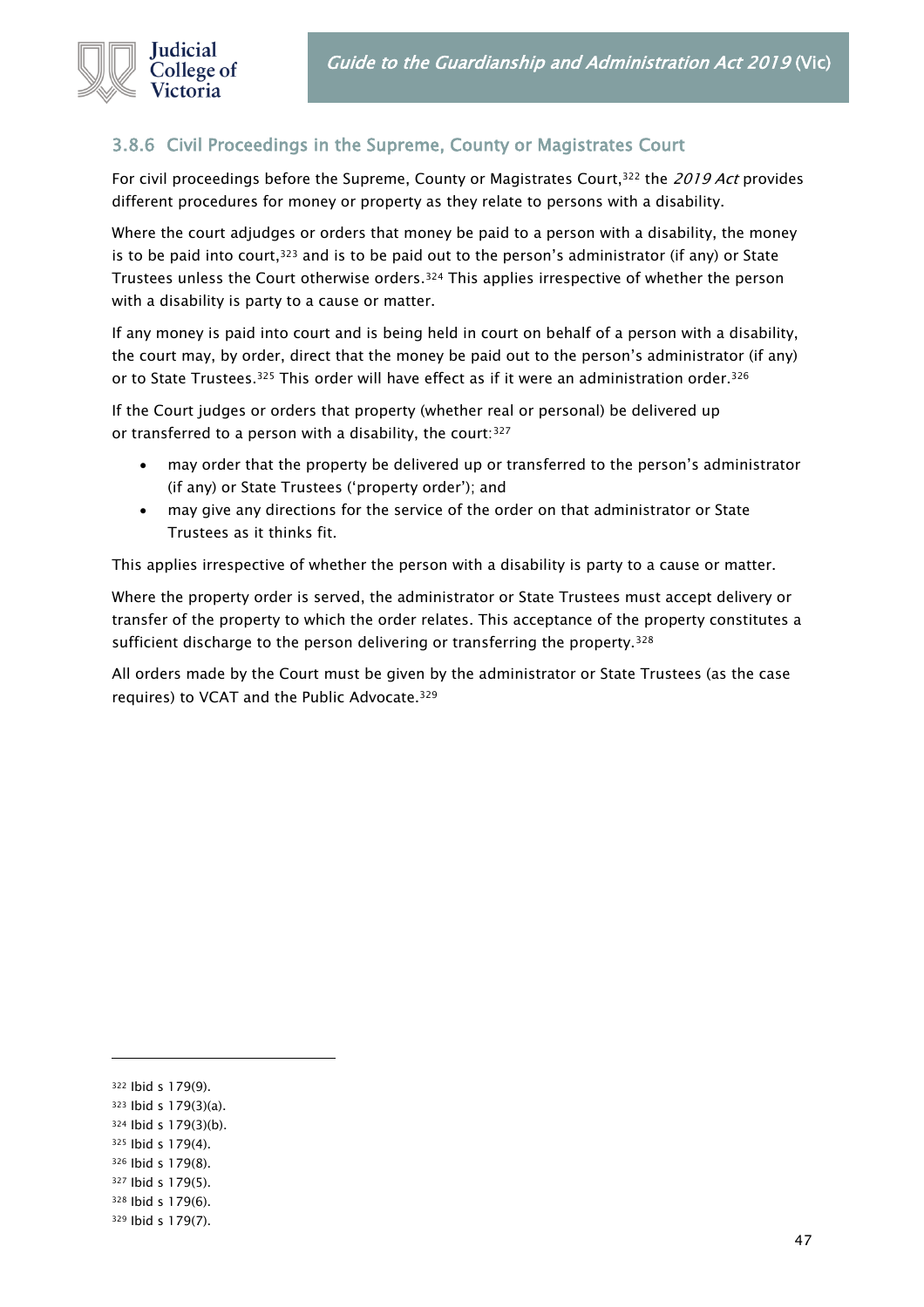### 3.8.6 Civil Proceedings in the Supreme, County or Magistrates Court

For civil proceedings before the Supreme, County or Magistrates Court,[322] the *2019 Act* provides different procedures for money or property as they relate to persons with a disability.

Where the court adjudges or orders that money be paid to a person with a disability, the money is to be paid into court,[323] and is to be paid out to the person's administrator (if any) or State Trustees unless the Court otherwise orders.[324] This applies irrespective of whether the person with a disability is party to a cause or matter.

If any money is paid into court and is being held in court on behalf of a person with a disability, the court may, by order, direct that the money be paid out to the person's administrator (if any) or to State Trustees.[325] This order will have effect as if it were an administration order.[326]

If the Court judges or orders that property (whether real or personal) be delivered up or transferred to a person with a disability, the court:[327]

- may order that the property be delivered up or transferred to the person's administrator (if any) or State Trustees ('property order'); and
- may give any directions for the service of the order on that administrator or State Trustees as it thinks fit.

This applies irrespective of whether the person with a disability is party to a cause or matter.

Where the property order is served, the administrator or State Trustees must accept delivery or transfer of the property to which the order relates. This acceptance of the property constitutes a sufficient discharge to the person delivering or transferring the property.[328]

All orders made by the Court must be given by the administrator or State Trustees (as the case requires) to VCAT and the Public Advocate.[329]

---

[322] Ibid s 179(9).
[323] Ibid s 179(3)(a).
[324] Ibid s 179(3)(b).
[325] Ibid s 179(4).
[326] Ibid s 179(8).
[327] Ibid s 179(5).
[328] Ibid s 179(6).
[329] Ibid s 179(7).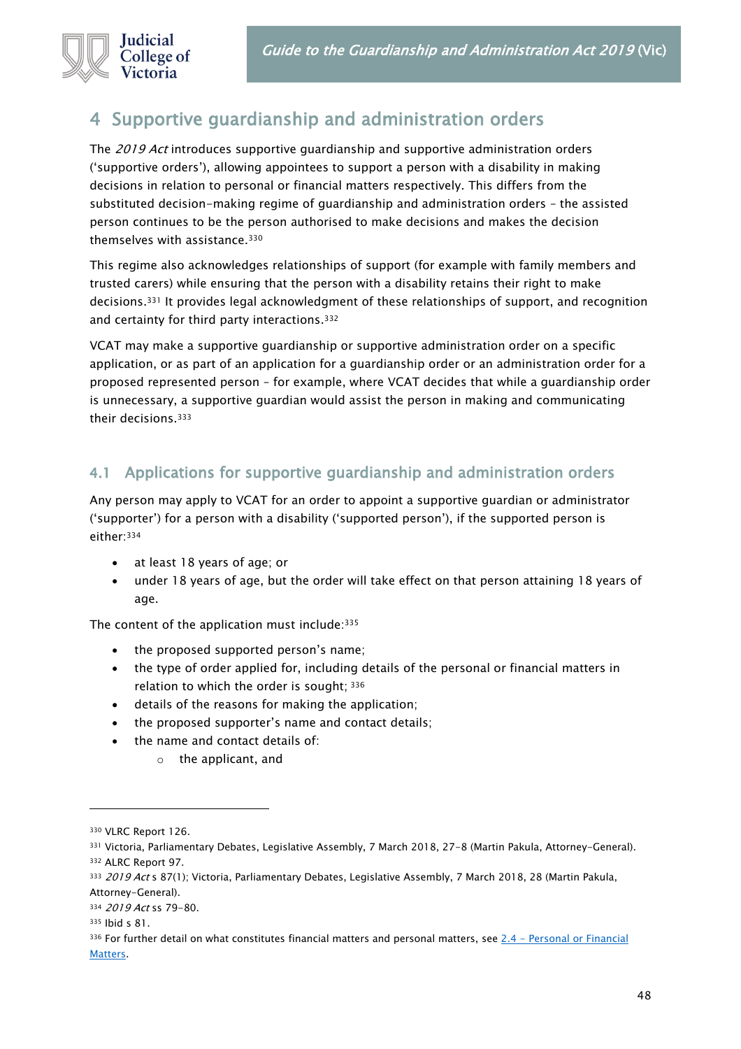# 4 Supportive guardianship and administration orders

The *2019 Act* introduces supportive guardianship and supportive administration orders ('supportive orders'), allowing appointees to support a person with a disability in making decisions in relation to personal or financial matters respectively. This differs from the substituted decision-making regime of guardianship and administration orders – the assisted person continues to be the person authorised to make decisions and makes the decision themselves with assistance.[330]

This regime also acknowledges relationships of support (for example with family members and trusted carers) while ensuring that the person with a disability retains their right to make decisions.[331] It provides legal acknowledgment of these relationships of support, and recognition and certainty for third party interactions.[332]

VCAT may make a supportive guardianship or supportive administration order on a specific application, or as part of an application for a guardianship order or an administration order for a proposed represented person – for example, where VCAT decides that while a guardianship order is unnecessary, a supportive guardian would assist the person in making and communicating their decisions.[333]

## 4.1 Applications for supportive guardianship and administration orders

Any person may apply to VCAT for an order to appoint a supportive guardian or administrator ('supporter') for a person with a disability ('supported person'), if the supported person is either:[334]

- at least 18 years of age; or
- under 18 years of age, but the order will take effect on that person attaining 18 years of age.

The content of the application must include:[335]

- the proposed supported person's name;
- the type of order applied for, including details of the personal or financial matters in relation to which the order is sought; [336]
- details of the reasons for making the application;
- the proposed supporter's name and contact details;
- the name and contact details of:
    - the applicant, and

---

[330] VLRC Report 126.

[331] Victoria, Parliamentary Debates, Legislative Assembly, 7 March 2018, 27-8 (Martin Pakula, Attorney-General).

[332] ALRC Report 97.

[333] *2019 Act* s 87(1); Victoria, Parliamentary Debates, Legislative Assembly, 7 March 2018, 28 (Martin Pakula, Attorney-General).

[334] *2019 Act* ss 79-80.

[335] Ibid s 81.

[336] For further detail on what constitutes financial matters and personal matters, see [2.4 – Personal or Financial Matters](#).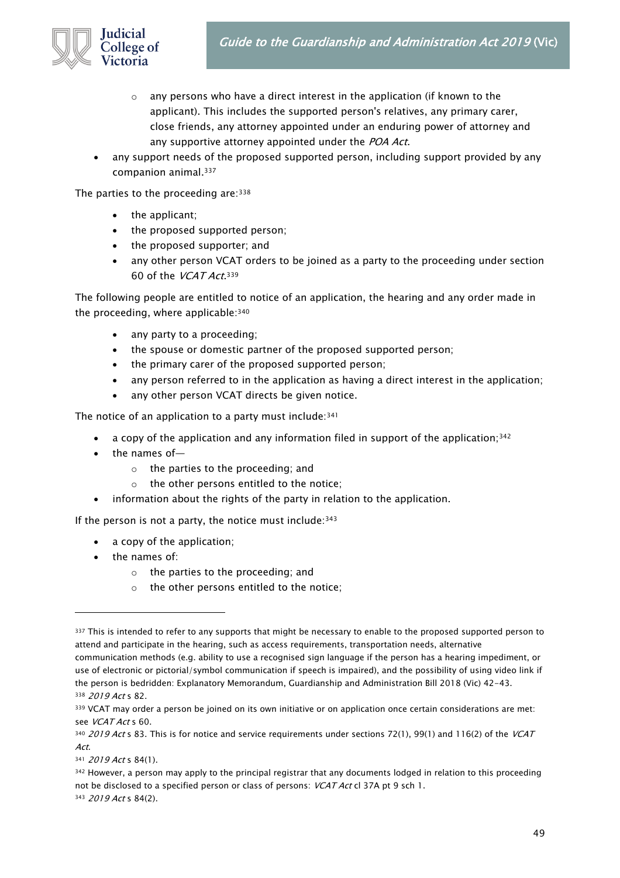- any persons who have a direct interest in the application (if known to the applicant). This includes the supported person's relatives, any primary carer, close friends, any attorney appointed under an enduring power of attorney and any supportive attorney appointed under the *POA Act*.
- any support needs of the proposed supported person, including support provided by any companion animal.[337]

The parties to the proceeding are:[338]

- the applicant;
- the proposed supported person;
- the proposed supporter; and
- any other person VCAT orders to be joined as a party to the proceeding under section 60 of the *VCAT Act*.[339]

The following people are entitled to notice of an application, the hearing and any order made in the proceeding, where applicable:[340]

- any party to a proceeding;
- the spouse or domestic partner of the proposed supported person;
- the primary carer of the proposed supported person;
- any person referred to in the application as having a direct interest in the application;
- any other person VCAT directs be given notice.

The notice of an application to a party must include:[341]

- a copy of the application and any information filed in support of the application;[342]
- the names of—
  - the parties to the proceeding; and
  - the other persons entitled to the notice;
- information about the rights of the party in relation to the application.

If the person is not a party, the notice must include:[343]

- a copy of the application;
- the names of:
  - the parties to the proceeding; and
  - the other persons entitled to the notice;

---

[337] This is intended to refer to any supports that might be necessary to enable to the proposed supported person to attend and participate in the hearing, such as access requirements, transportation needs, alternative communication methods (e.g. ability to use a recognised sign language if the person has a hearing impediment, or use of electronic or pictorial/symbol communication if speech is impaired), and the possibility of using video link if the person is bedridden: Explanatory Memorandum, Guardianship and Administration Bill 2018 (Vic) 42–43.

[338] *2019 Act* s 82.

[339] VCAT may order a person be joined on its own initiative or on application once certain considerations are met: see *VCAT Act* s 60.

[340] *2019 Act* s 83. This is for notice and service requirements under sections 72(1), 99(1) and 116(2) of the *VCAT Act*.

[341] *2019 Act* s 84(1).

[342] However, a person may apply to the principal registrar that any documents lodged in relation to this proceeding not be disclosed to a specified person or class of persons: *VCAT Act* cl 37A pt 9 sch 1.

[343] *2019 Act* s 84(2).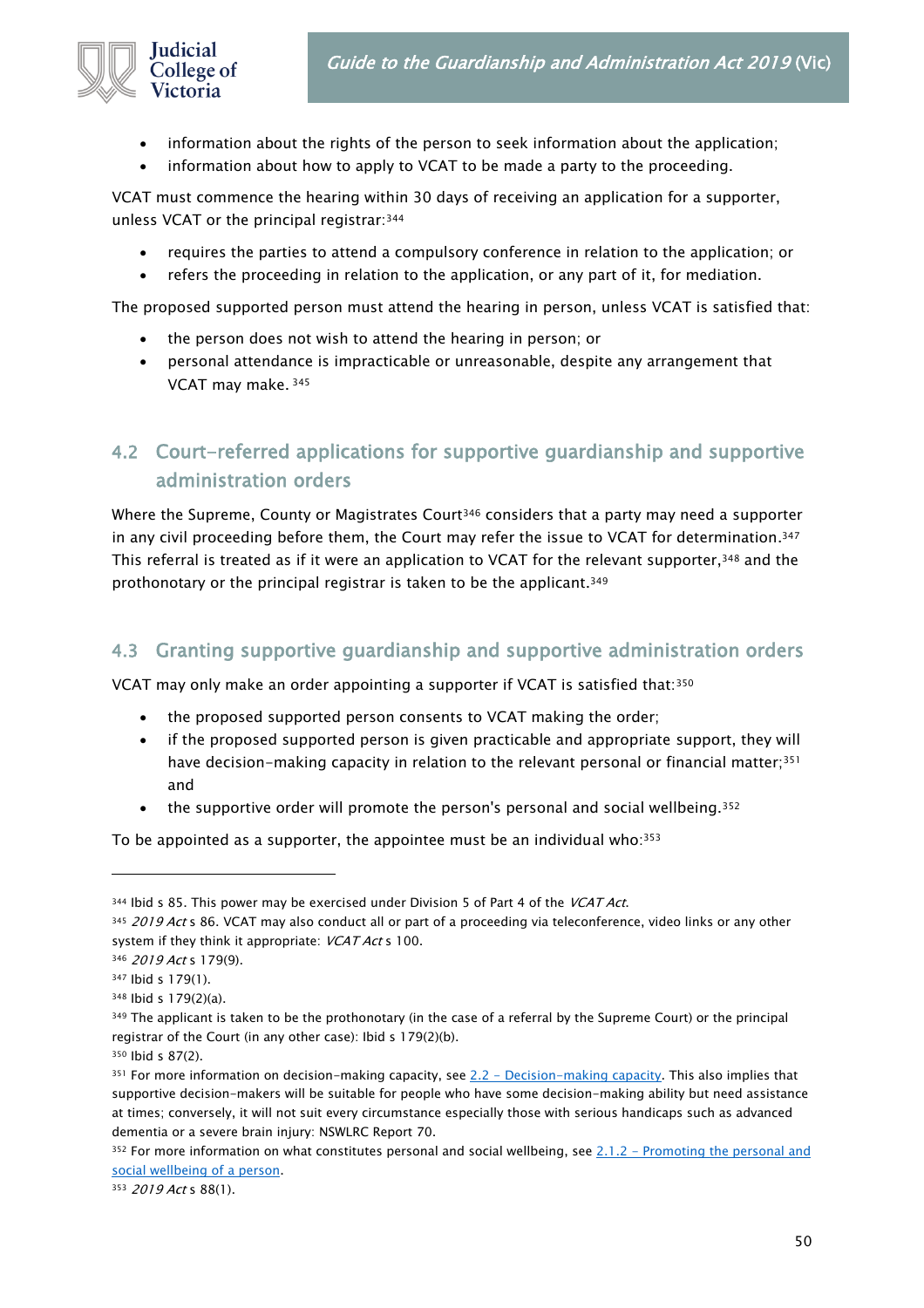- information about the rights of the person to seek information about the application;
- information about how to apply to VCAT to be made a party to the proceeding.

VCAT must commence the hearing within 30 days of receiving an application for a supporter, unless VCAT or the principal registrar:[344]

- requires the parties to attend a compulsory conference in relation to the application; or
- refers the proceeding in relation to the application, or any part of it, for mediation.

The proposed supported person must attend the hearing in person, unless VCAT is satisfied that:

- the person does not wish to attend the hearing in person; or
- personal attendance is impracticable or unreasonable, despite any arrangement that VCAT may make. [345]

## 4.2 Court-referred applications for supportive guardianship and supportive administration orders

Where the Supreme, County or Magistrates Court[346] considers that a party may need a supporter in any civil proceeding before them, the Court may refer the issue to VCAT for determination.[347] This referral is treated as if it were an application to VCAT for the relevant supporter,[348] and the prothonotary or the principal registrar is taken to be the applicant.[349]

## 4.3 Granting supportive guardianship and supportive administration orders

VCAT may only make an order appointing a supporter if VCAT is satisfied that:[350]

- the proposed supported person consents to VCAT making the order;
- if the proposed supported person is given practicable and appropriate support, they will have decision-making capacity in relation to the relevant personal or financial matter;[351] and
- the supportive order will promote the person's personal and social wellbeing.[352]

To be appointed as a supporter, the appointee must be an individual who:[353]

---

[344] Ibid s 85. This power may be exercised under Division 5 of Part 4 of the *VCAT Act*.

[345] *2019 Act* s 86. VCAT may also conduct all or part of a proceeding via teleconference, video links or any other system if they think it appropriate: *VCAT Act* s 100.

[346] *2019 Act* s 179(9).

[347] Ibid s 179(1).

[348] Ibid s 179(2)(a).

[349] The applicant is taken to be the prothonotary (in the case of a referral by the Supreme Court) or the principal registrar of the Court (in any other case): Ibid s 179(2)(b).

[350] Ibid s 87(2).

[351] For more information on decision-making capacity, see 2.2 – Decision-making capacity. This also implies that supportive decision-makers will be suitable for people who have some decision-making ability but need assistance at times; conversely, it will not suit every circumstance especially those with serious handicaps such as advanced dementia or a severe brain injury: NSWLRC Report 70.

[352] For more information on what constitutes personal and social wellbeing, see 2.1.2 – Promoting the personal and social wellbeing of a person.

[353] *2019 Act* s 88(1).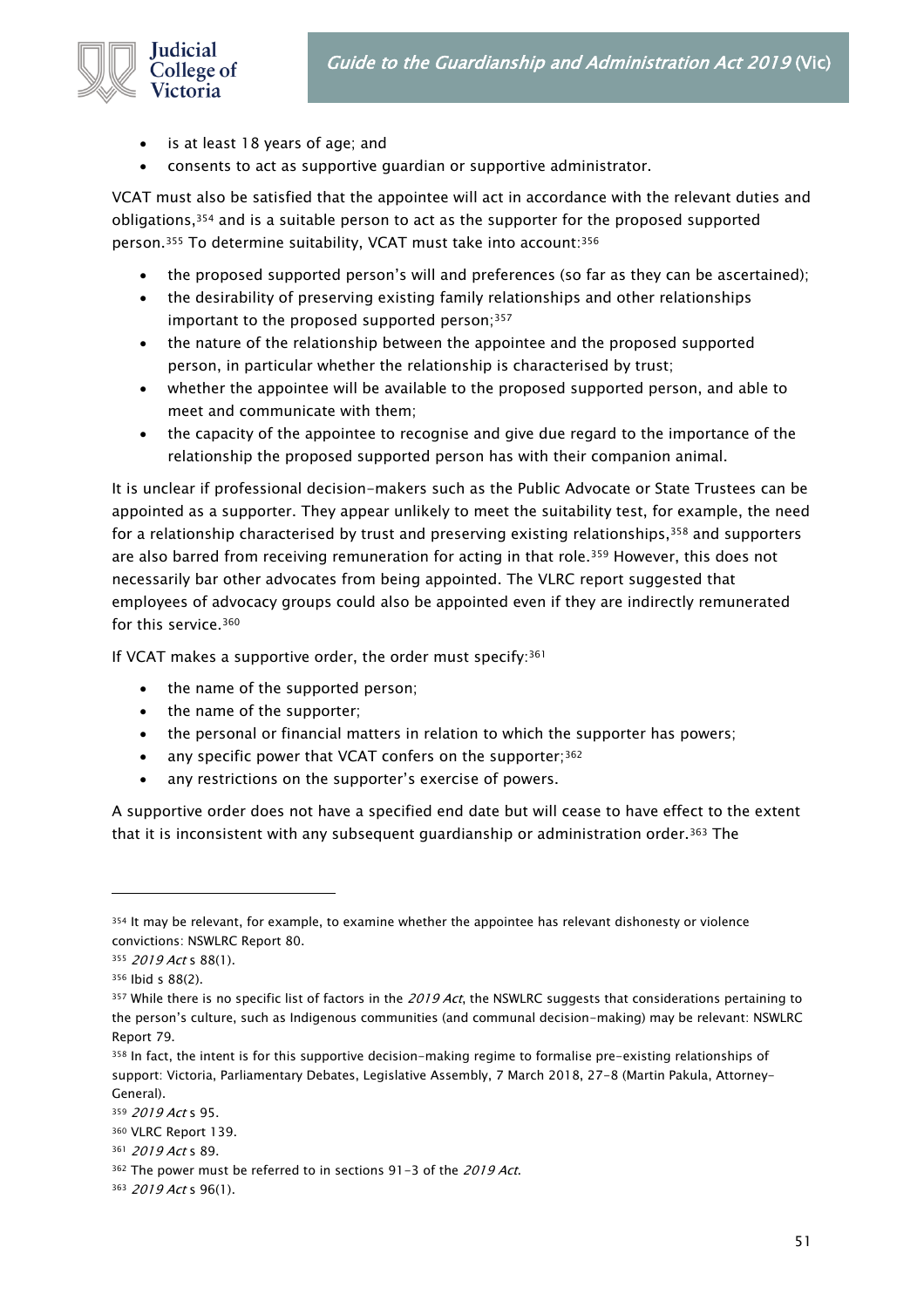- is at least 18 years of age; and
- consents to act as supportive guardian or supportive administrator.

VCAT must also be satisfied that the appointee will act in accordance with the relevant duties and obligations,[354] and is a suitable person to act as the supporter for the proposed supported person.[355] To determine suitability, VCAT must take into account:[356]

- the proposed supported person's will and preferences (so far as they can be ascertained);
- the desirability of preserving existing family relationships and other relationships important to the proposed supported person;[357]
- the nature of the relationship between the appointee and the proposed supported person, in particular whether the relationship is characterised by trust;
- whether the appointee will be available to the proposed supported person, and able to meet and communicate with them;
- the capacity of the appointee to recognise and give due regard to the importance of the relationship the proposed supported person has with their companion animal.

It is unclear if professional decision-makers such as the Public Advocate or State Trustees can be appointed as a supporter. They appear unlikely to meet the suitability test, for example, the need for a relationship characterised by trust and preserving existing relationships,[358] and supporters are also barred from receiving remuneration for acting in that role.[359] However, this does not necessarily bar other advocates from being appointed. The VLRC report suggested that employees of advocacy groups could also be appointed even if they are indirectly remunerated for this service.[360]

If VCAT makes a supportive order, the order must specify:[361]

- the name of the supported person;
- the name of the supporter;
- the personal or financial matters in relation to which the supporter has powers;
- any specific power that VCAT confers on the supporter;[362]
- any restrictions on the supporter's exercise of powers.

A supportive order does not have a specified end date but will cease to have effect to the extent that it is inconsistent with any subsequent guardianship or administration order.[363] The

---

[354] It may be relevant, for example, to examine whether the appointee has relevant dishonesty or violence convictions: NSWLRC Report 80.

[355] *2019 Act* s 88(1).

[356] Ibid s 88(2).

[357] While there is no specific list of factors in the *2019 Act*, the NSWLRC suggests that considerations pertaining to the person's culture, such as Indigenous communities (and communal decision-making) may be relevant: NSWLRC Report 79.

[358] In fact, the intent is for this supportive decision-making regime to formalise pre-existing relationships of support: Victoria, Parliamentary Debates, Legislative Assembly, 7 March 2018, 27-8 (Martin Pakula, Attorney-General).

[359] *2019 Act* s 95.

[360] VLRC Report 139.

[361] *2019 Act* s 89.

[362] The power must be referred to in sections 91-3 of the *2019 Act*.

[363] *2019 Act* s 96(1).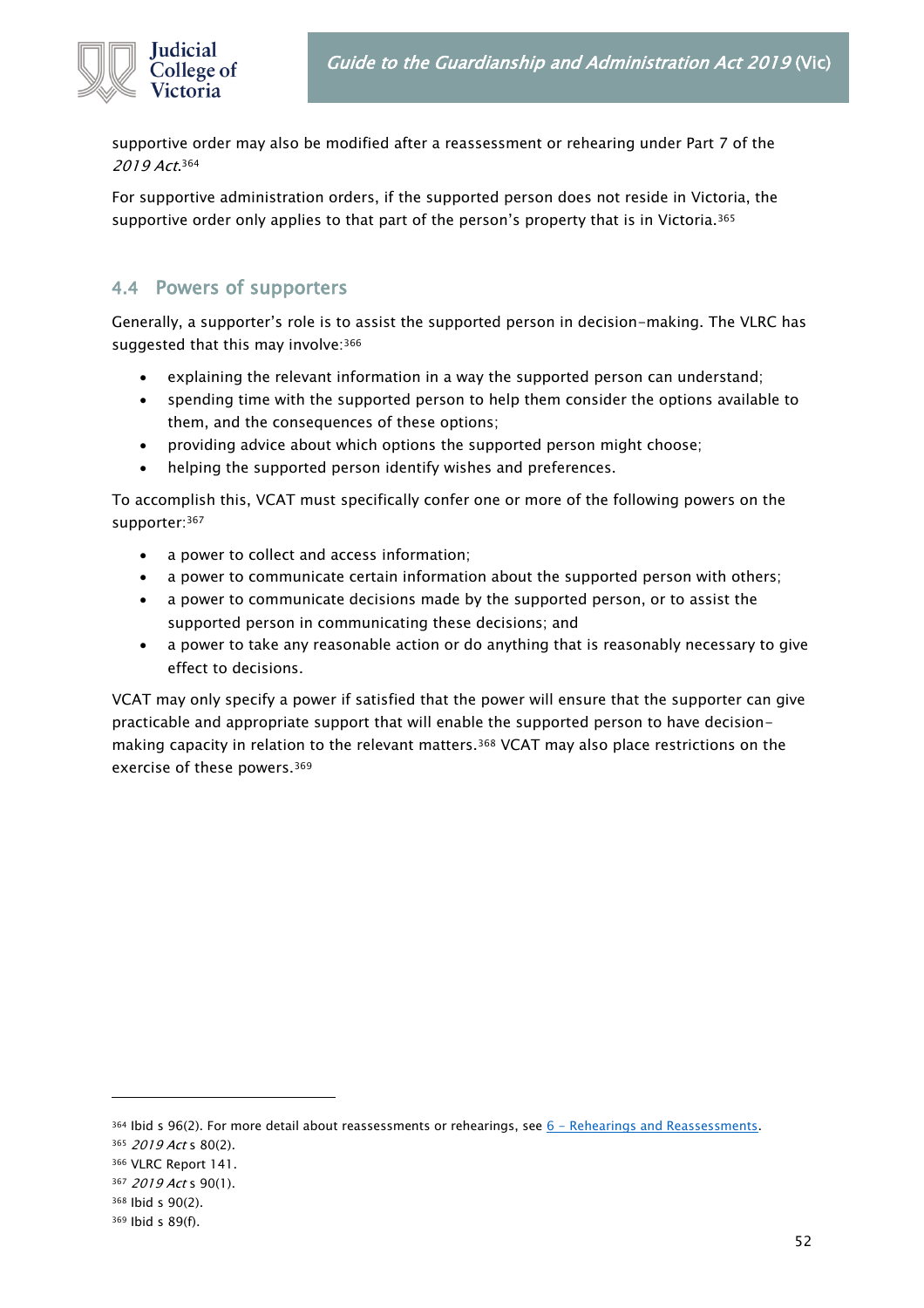supportive order may also be modified after a reassessment or rehearing under Part 7 of the *2019 Act*.[364]

For supportive administration orders, if the supported person does not reside in Victoria, the supportive order only applies to that part of the person's property that is in Victoria.[365]

## 4.4 Powers of supporters

Generally, a supporter's role is to assist the supported person in decision-making. The VLRC has suggested that this may involve:[366]

- explaining the relevant information in a way the supported person can understand;
- spending time with the supported person to help them consider the options available to them, and the consequences of these options;
- providing advice about which options the supported person might choose;
- helping the supported person identify wishes and preferences.

To accomplish this, VCAT must specifically confer one or more of the following powers on the supporter:[367]

- a power to collect and access information;
- a power to communicate certain information about the supported person with others;
- a power to communicate decisions made by the supported person, or to assist the supported person in communicating these decisions; and
- a power to take any reasonable action or do anything that is reasonably necessary to give effect to decisions.

VCAT may only specify a power if satisfied that the power will ensure that the supporter can give practicable and appropriate support that will enable the supported person to have decision-making capacity in relation to the relevant matters.[368] VCAT may also place restrictions on the exercise of these powers.[369]

---

[364] Ibid s 96(2). For more detail about reassessments or rehearings, see [6 – Rehearings and Reassessments](#).
[365] *2019 Act* s 80(2).
[366] VLRC Report 141.
[367] *2019 Act* s 90(1).
[368] Ibid s 90(2).
[369] Ibid s 89(f).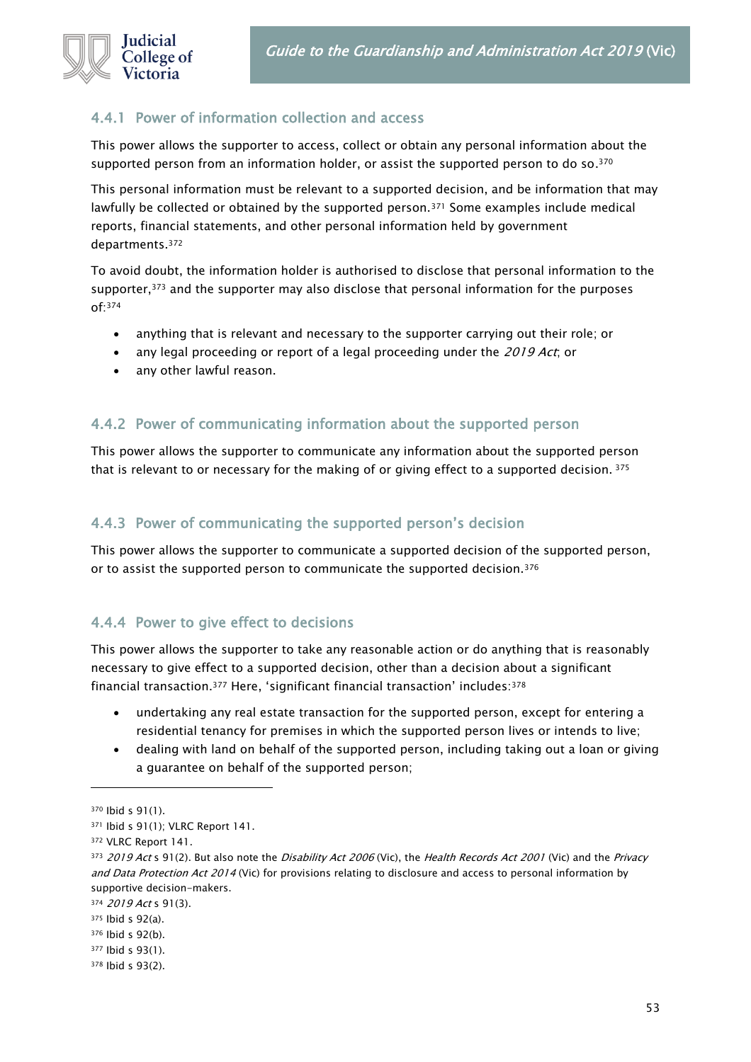### 4.4.1 Power of information collection and access

This power allows the supporter to access, collect or obtain any personal information about the supported person from an information holder, or assist the supported person to do so.[370]

This personal information must be relevant to a supported decision, and be information that may lawfully be collected or obtained by the supported person.[371] Some examples include medical reports, financial statements, and other personal information held by government departments.[372]

To avoid doubt, the information holder is authorised to disclose that personal information to the supporter,[373] and the supporter may also disclose that personal information for the purposes of:[374]

- anything that is relevant and necessary to the supporter carrying out their role; or
- any legal proceeding or report of a legal proceeding under the *2019 Act*; or
- any other lawful reason.

### 4.4.2 Power of communicating information about the supported person

This power allows the supporter to communicate any information about the supported person that is relevant to or necessary for the making of or giving effect to a supported decision. [375]

### 4.4.3 Power of communicating the supported person's decision

This power allows the supporter to communicate a supported decision of the supported person, or to assist the supported person to communicate the supported decision.[376]

### 4.4.4 Power to give effect to decisions

This power allows the supporter to take any reasonable action or do anything that is reasonably necessary to give effect to a supported decision, other than a decision about a significant financial transaction.[377] Here, 'significant financial transaction' includes:[378]

- undertaking any real estate transaction for the supported person, except for entering a residential tenancy for premises in which the supported person lives or intends to live;
- dealing with land on behalf of the supported person, including taking out a loan or giving a guarantee on behalf of the supported person;

---

[370] Ibid s 91(1).

[371] Ibid s 91(1); VLRC Report 141.

[372] VLRC Report 141.

[373] *2019 Act* s 91(2). But also note the *Disability Act 2006* (Vic), the *Health Records Act 2001* (Vic) and the *Privacy and Data Protection Act 2014* (Vic) for provisions relating to disclosure and access to personal information by supportive decision-makers.

[374] *2019 Act* s 91(3).

[375] Ibid s 92(a).

[376] Ibid s 92(b).

[377] Ibid s 93(1).

[378] Ibid s 93(2).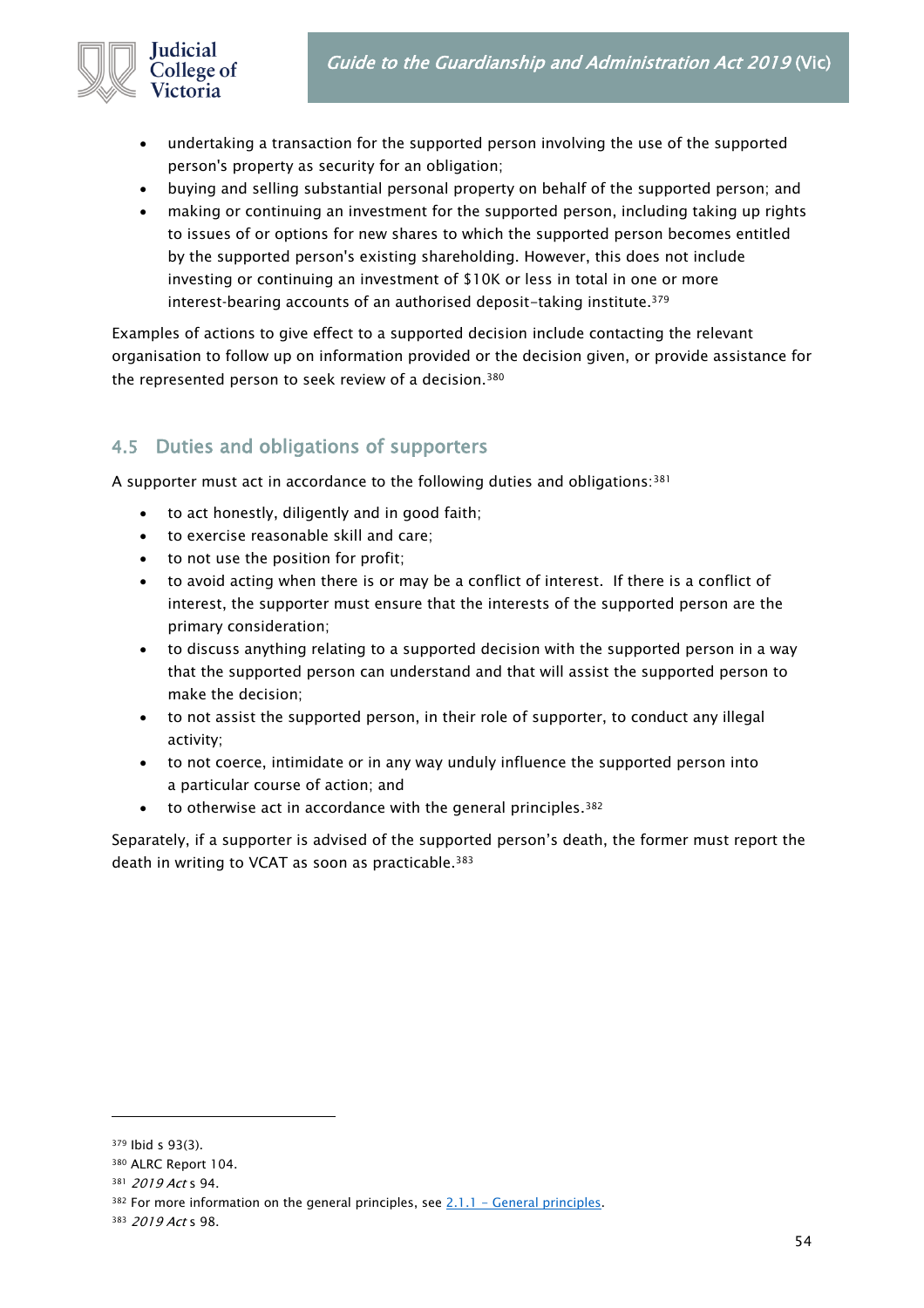- undertaking a transaction for the supported person involving the use of the supported person's property as security for an obligation;
- buying and selling substantial personal property on behalf of the supported person; and
- making or continuing an investment for the supported person, including taking up rights to issues of or options for new shares to which the supported person becomes entitled by the supported person's existing shareholding. However, this does not include investing or continuing an investment of $10K or less in total in one or more interest-bearing accounts of an authorised deposit-taking institute.[379]

Examples of actions to give effect to a supported decision include contacting the relevant organisation to follow up on information provided or the decision given, or provide assistance for the represented person to seek review of a decision.[380]

## 4.5 Duties and obligations of supporters

A supporter must act in accordance to the following duties and obligations:[381]

- to act honestly, diligently and in good faith;
- to exercise reasonable skill and care;
- to not use the position for profit;
- to avoid acting when there is or may be a conflict of interest. If there is a conflict of interest, the supporter must ensure that the interests of the supported person are the primary consideration;
- to discuss anything relating to a supported decision with the supported person in a way that the supported person can understand and that will assist the supported person to make the decision;
- to not assist the supported person, in their role of supporter, to conduct any illegal activity;
- to not coerce, intimidate or in any way unduly influence the supported person into a particular course of action; and
- to otherwise act in accordance with the general principles.[382]

Separately, if a supporter is advised of the supported person's death, the former must report the death in writing to VCAT as soon as practicable.[383]

---

[379] Ibid s 93(3).

[380] ALRC Report 104.

[381] *2019 Act* s 94.

[382] For more information on the general principles, see [2.1.1 – General principles](#).

[383] *2019 Act* s 98.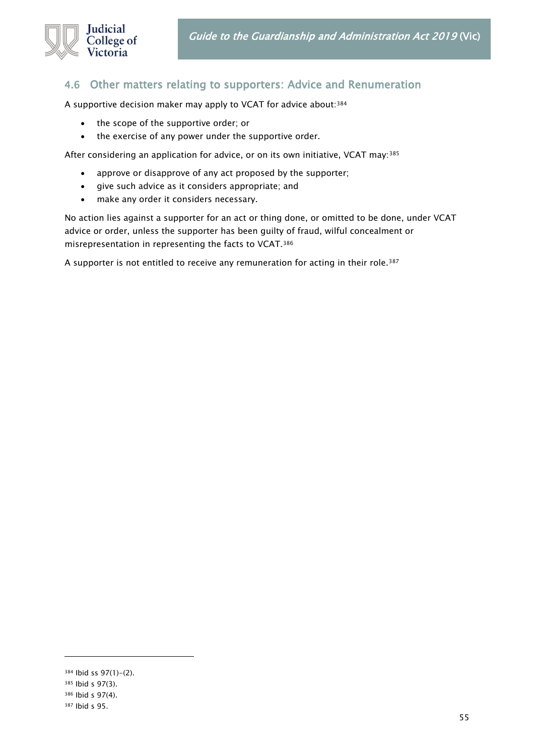## 4.6 Other matters relating to supporters: Advice and Renumeration

A supportive decision maker may apply to VCAT for advice about:[384]

- the scope of the supportive order; or
- the exercise of any power under the supportive order.

After considering an application for advice, or on its own initiative, VCAT may:[385]

- approve or disapprove of any act proposed by the supporter;
- give such advice as it considers appropriate; and
- make any order it considers necessary.

No action lies against a supporter for an act or thing done, or omitted to be done, under VCAT advice or order, unless the supporter has been guilty of fraud, wilful concealment or misrepresentation in representing the facts to VCAT.[386]

A supporter is not entitled to receive any remuneration for acting in their role.[387]

---

[384] Ibid ss 97(1)–(2).

[385] Ibid s 97(3).

[386] Ibid s 97(4).

[387] Ibid s 95.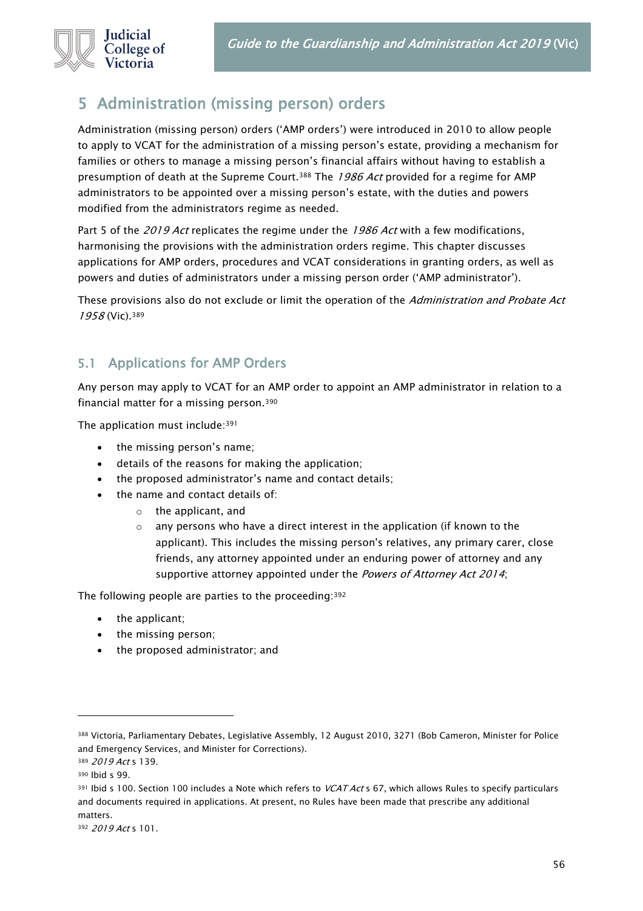# 5 Administration (missing person) orders

Administration (missing person) orders ('AMP orders') were introduced in 2010 to allow people to apply to VCAT for the administration of a missing person's estate, providing a mechanism for families or others to manage a missing person's financial affairs without having to establish a presumption of death at the Supreme Court.[388] The *1986 Act* provided for a regime for AMP administrators to be appointed over a missing person's estate, with the duties and powers modified from the administrators regime as needed.

Part 5 of the *2019 Act* replicates the regime under the *1986 Act* with a few modifications, harmonising the provisions with the administration orders regime. This chapter discusses applications for AMP orders, procedures and VCAT considerations in granting orders, as well as powers and duties of administrators under a missing person order ('AMP administrator').

These provisions also do not exclude or limit the operation of the *Administration and Probate Act 1958* (Vic).[389]

## 5.1 Applications for AMP Orders

Any person may apply to VCAT for an AMP order to appoint an AMP administrator in relation to a financial matter for a missing person.[390]

The application must include:[391]

- the missing person's name;
- details of the reasons for making the application;
- the proposed administrator's name and contact details;
- the name and contact details of:
  - the applicant, and
  - any persons who have a direct interest in the application (if known to the applicant). This includes the missing person's relatives, any primary carer, close friends, any attorney appointed under an enduring power of attorney and any supportive attorney appointed under the *Powers of Attorney Act 2014*;

The following people are parties to the proceeding:[392]

- the applicant;
- the missing person;
- the proposed administrator; and

---

[388] Victoria, Parliamentary Debates, Legislative Assembly, 12 August 2010, 3271 (Bob Cameron, Minister for Police and Emergency Services, and Minister for Corrections).

[389] *2019 Act* s 139.

[390] Ibid s 99.

[391] Ibid s 100. Section 100 includes a Note which refers to *VCAT Act* s 67, which allows Rules to specify particulars and documents required in applications. At present, no Rules have been made that prescribe any additional matters.

[392] *2019 Act* s 101.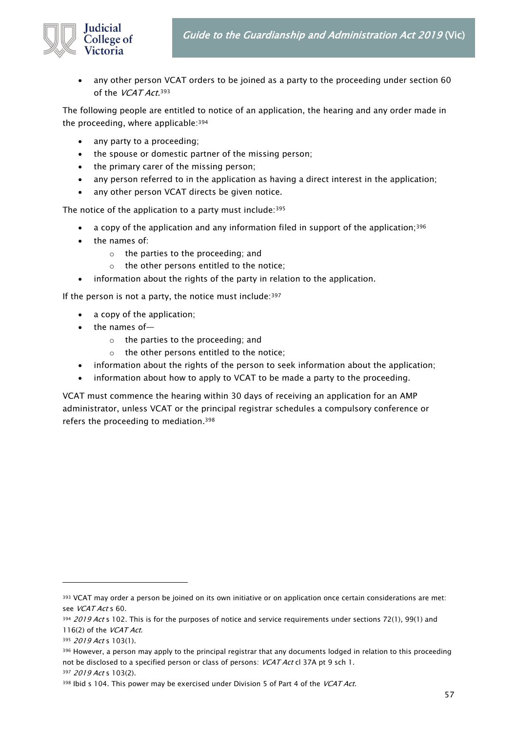- any other person VCAT orders to be joined as a party to the proceeding under section 60 of the *VCAT Act*.[393]

The following people are entitled to notice of an application, the hearing and any order made in the proceeding, where applicable:[394]

- any party to a proceeding;
- the spouse or domestic partner of the missing person;
- the primary carer of the missing person;
- any person referred to in the application as having a direct interest in the application;
- any other person VCAT directs be given notice.

The notice of the application to a party must include:[395]

- a copy of the application and any information filed in support of the application;[396]
- the names of:
    - the parties to the proceeding; and
    - the other persons entitled to the notice;
- information about the rights of the party in relation to the application.

If the person is not a party, the notice must include:[397]

- a copy of the application;
- the names of—
    - the parties to the proceeding; and
    - the other persons entitled to the notice;
- information about the rights of the person to seek information about the application;
- information about how to apply to VCAT to be made a party to the proceeding.

VCAT must commence the hearing within 30 days of receiving an application for an AMP administrator, unless VCAT or the principal registrar schedules a compulsory conference or refers the proceeding to mediation.[398]

---

[393] VCAT may order a person be joined on its own initiative or on application once certain considerations are met: see *VCAT Act* s 60.

[394] *2019 Act* s 102. This is for the purposes of notice and service requirements under sections 72(1), 99(1) and 116(2) of the *VCAT Act*.

[395] *2019 Act* s 103(1).

[396] However, a person may apply to the principal registrar that any documents lodged in relation to this proceeding not be disclosed to a specified person or class of persons: *VCAT Act* cl 37A pt 9 sch 1.

[397] *2019 Act* s 103(2).

[398] Ibid s 104. This power may be exercised under Division 5 of Part 4 of the *VCAT Act*.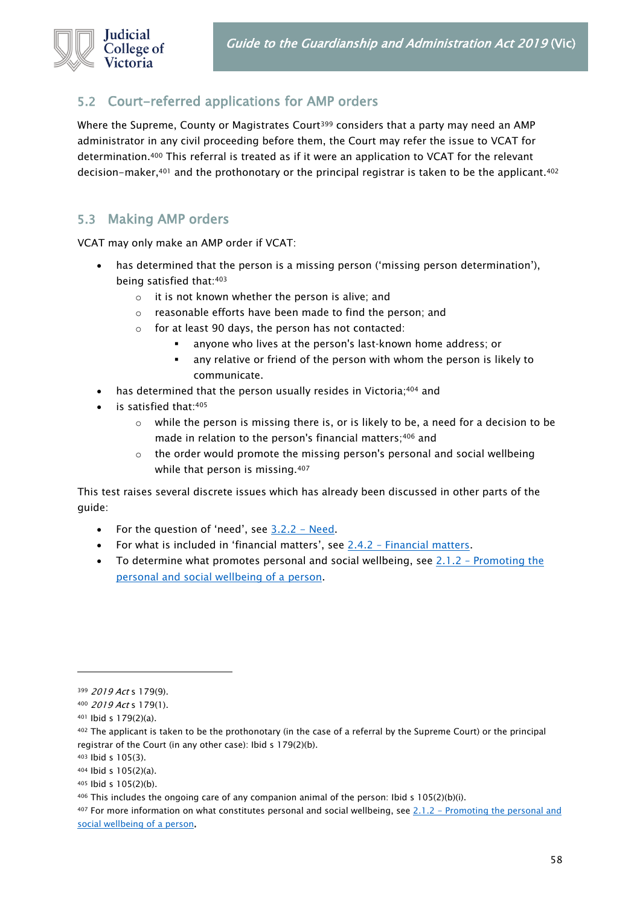## 5.2 Court-referred applications for AMP orders

Where the Supreme, County or Magistrates Court[399] considers that a party may need an AMP administrator in any civil proceeding before them, the Court may refer the issue to VCAT for determination.[400] This referral is treated as if it were an application to VCAT for the relevant decision-maker,[401] and the prothonotary or the principal registrar is taken to be the applicant.[402]

## 5.3 Making AMP orders

VCAT may only make an AMP order if VCAT:

- has determined that the person is a missing person ('missing person determination'), being satisfied that:[403]
  - it is not known whether the person is alive; and
  - reasonable efforts have been made to find the person; and
  - for at least 90 days, the person has not contacted:
    - anyone who lives at the person's last-known home address; or
    - any relative or friend of the person with whom the person is likely to communicate.
- has determined that the person usually resides in Victoria;[404] and
- is satisfied that:[405]
  - while the person is missing there is, or is likely to be, a need for a decision to be made in relation to the person's financial matters;[406] and
  - the order would promote the missing person's personal and social wellbeing while that person is missing.[407]

This test raises several discrete issues which has already been discussed in other parts of the guide:

- For the question of 'need', see [3.2.2 – Need](#).
- For what is included in 'financial matters', see [2.4.2 – Financial matters](#).
- To determine what promotes personal and social wellbeing, see [2.1.2 – Promoting the personal and social wellbeing of a person](#).

---

[399] *2019 Act* s 179(9).

[400] *2019 Act* s 179(1).

[401] Ibid s 179(2)(a).

[402] The applicant is taken to be the prothonotary (in the case of a referral by the Supreme Court) or the principal registrar of the Court (in any other case): Ibid s 179(2)(b).

[403] Ibid s 105(3).

[404] Ibid s 105(2)(a).

[405] Ibid s 105(2)(b).

[406] This includes the ongoing care of any companion animal of the person: Ibid s 105(2)(b)(i).

[407] For more information on what constitutes personal and social wellbeing, see [2.1.2 – Promoting the personal and social wellbeing of a person](#).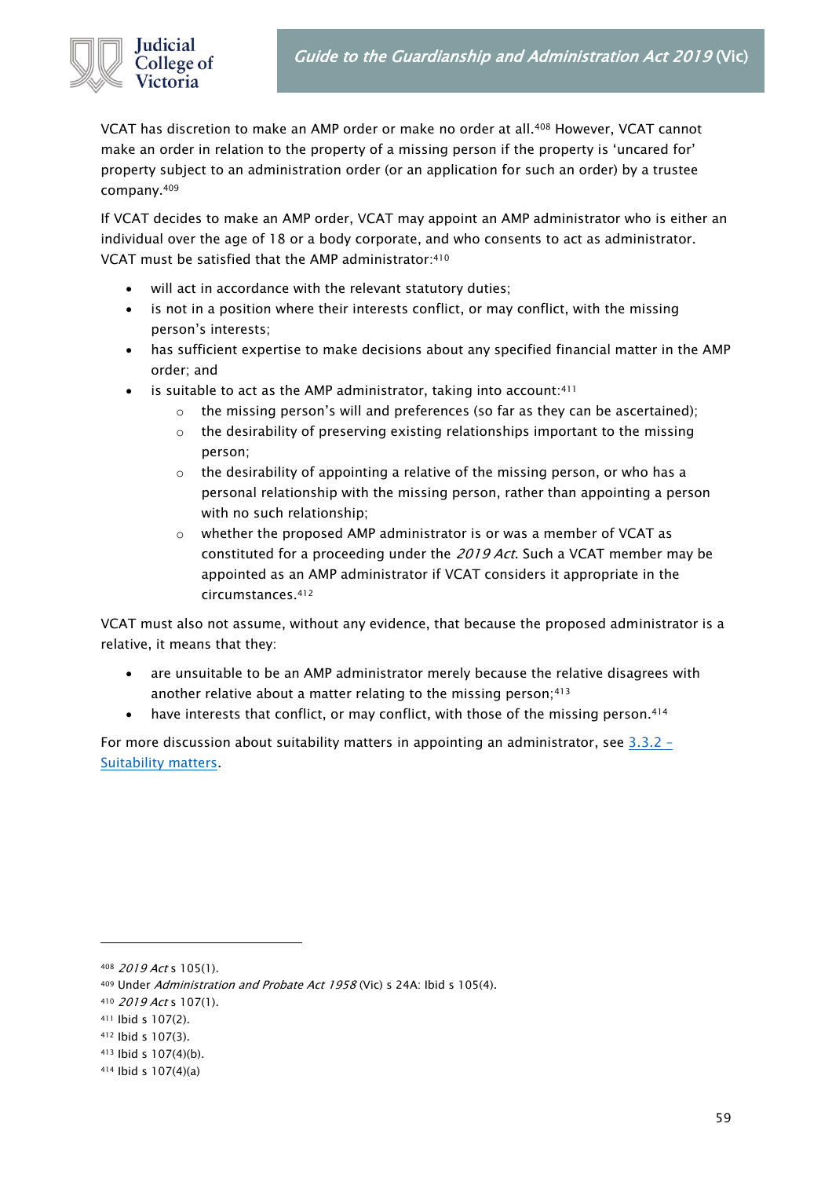VCAT has discretion to make an AMP order or make no order at all.[408] However, VCAT cannot make an order in relation to the property of a missing person if the property is 'uncared for' property subject to an administration order (or an application for such an order) by a trustee company.[409]

If VCAT decides to make an AMP order, VCAT may appoint an AMP administrator who is either an individual over the age of 18 or a body corporate, and who consents to act as administrator. VCAT must be satisfied that the AMP administrator:[410]

- will act in accordance with the relevant statutory duties;
- is not in a position where their interests conflict, or may conflict, with the missing person's interests;
- has sufficient expertise to make decisions about any specified financial matter in the AMP order; and
- is suitable to act as the AMP administrator, taking into account:[411]
  - the missing person's will and preferences (so far as they can be ascertained);
  - the desirability of preserving existing relationships important to the missing person;
  - the desirability of appointing a relative of the missing person, or who has a personal relationship with the missing person, rather than appointing a person with no such relationship;
  - whether the proposed AMP administrator is or was a member of VCAT as constituted for a proceeding under the *2019 Act*. Such a VCAT member may be appointed as an AMP administrator if VCAT considers it appropriate in the circumstances.[412]

VCAT must also not assume, without any evidence, that because the proposed administrator is a relative, it means that they:

- are unsuitable to be an AMP administrator merely because the relative disagrees with another relative about a matter relating to the missing person;[413]
- have interests that conflict, or may conflict, with those of the missing person.[414]

For more discussion about suitability matters in appointing an administrator, see [3.3.2 – Suitability matters](#).

---

[408] *2019 Act* s 105(1).

[409] Under *Administration and Probate Act 1958* (Vic) s 24A: Ibid s 105(4).

[410] *2019 Act* s 107(1).

[411] Ibid s 107(2).

[412] Ibid s 107(3).

[413] Ibid s 107(4)(b).

[414] Ibid s 107(4)(a)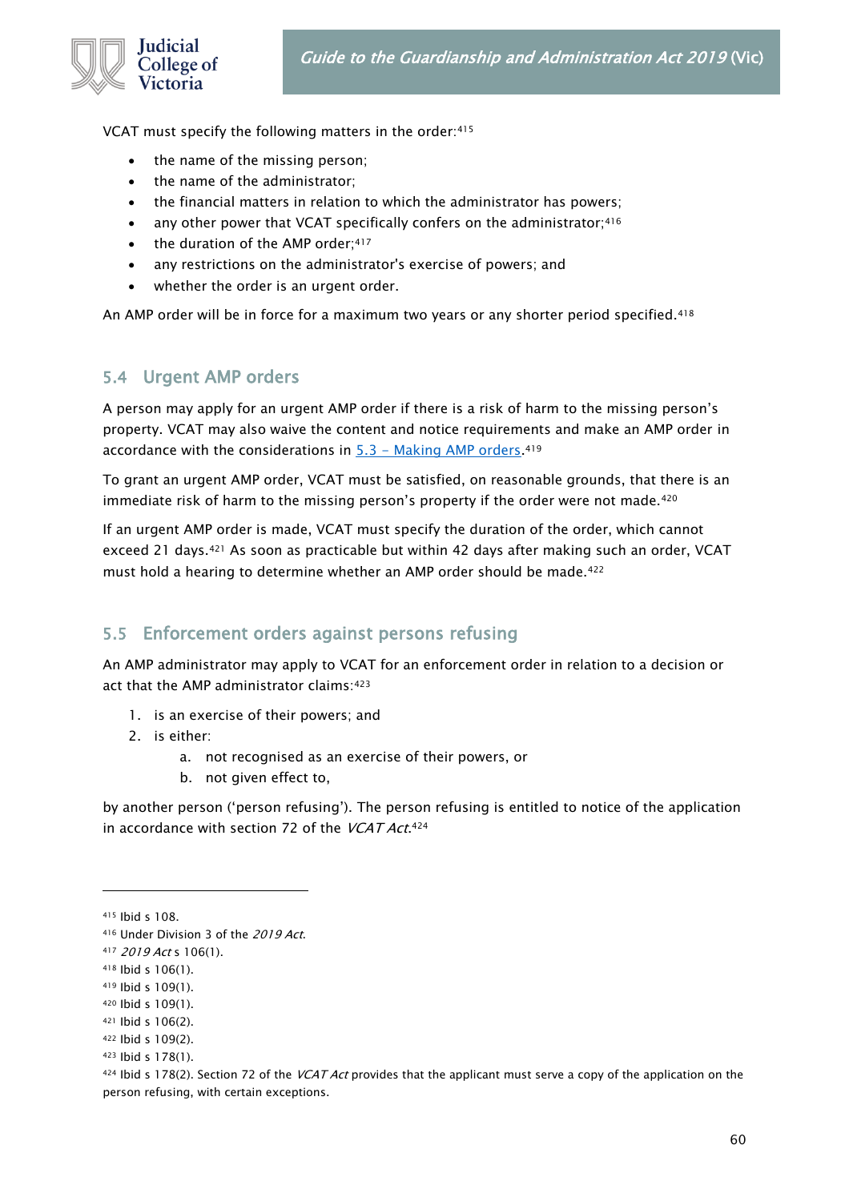VCAT must specify the following matters in the order:[415]

- the name of the missing person;
- the name of the administrator;
- the financial matters in relation to which the administrator has powers;
- any other power that VCAT specifically confers on the administrator;[416]
- the duration of the AMP order;[417]
- any restrictions on the administrator's exercise of powers; and
- whether the order is an urgent order.

An AMP order will be in force for a maximum two years or any shorter period specified.[418]

## 5.4 Urgent AMP orders

A person may apply for an urgent AMP order if there is a risk of harm to the missing person's property. VCAT may also waive the content and notice requirements and make an AMP order in accordance with the considerations in [5.3 – Making AMP orders](#).[419]

To grant an urgent AMP order, VCAT must be satisfied, on reasonable grounds, that there is an immediate risk of harm to the missing person's property if the order were not made.[420]

If an urgent AMP order is made, VCAT must specify the duration of the order, which cannot exceed 21 days.[421] As soon as practicable but within 42 days after making such an order, VCAT must hold a hearing to determine whether an AMP order should be made.[422]

## 5.5 Enforcement orders against persons refusing

An AMP administrator may apply to VCAT for an enforcement order in relation to a decision or act that the AMP administrator claims:[423]

1. is an exercise of their powers; and
2. is either:
    a. not recognised as an exercise of their powers, or
    b. not given effect to,

by another person ('person refusing'). The person refusing is entitled to notice of the application in accordance with section 72 of the *VCAT Act*.[424]

---

[415] Ibid s 108.
[416] Under Division 3 of the *2019 Act*.
[417] *2019 Act* s 106(1).
[418] Ibid s 106(1).
[419] Ibid s 109(1).
[420] Ibid s 109(1).
[421] Ibid s 106(2).
[422] Ibid s 109(2).
[423] Ibid s 178(1).
[424] Ibid s 178(2). Section 72 of the *VCAT Act* provides that the applicant must serve a copy of the application on the person refusing, with certain exceptions.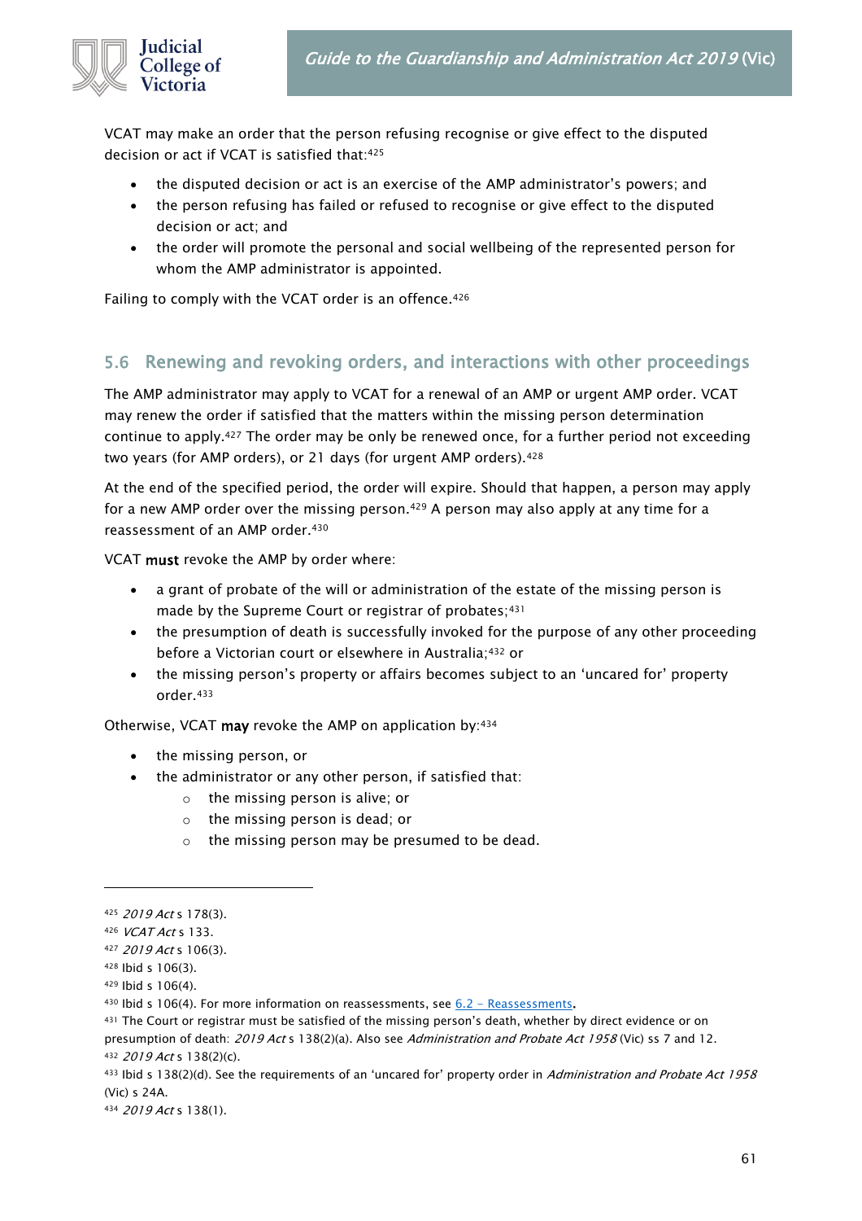VCAT may make an order that the person refusing recognise or give effect to the disputed decision or act if VCAT is satisfied that:[425]

- the disputed decision or act is an exercise of the AMP administrator's powers; and
- the person refusing has failed or refused to recognise or give effect to the disputed decision or act; and
- the order will promote the personal and social wellbeing of the represented person for whom the AMP administrator is appointed.

Failing to comply with the VCAT order is an offence.[426]

## 5.6 Renewing and revoking orders, and interactions with other proceedings

The AMP administrator may apply to VCAT for a renewal of an AMP or urgent AMP order. VCAT may renew the order if satisfied that the matters within the missing person determination continue to apply.[427] The order may be only be renewed once, for a further period not exceeding two years (for AMP orders), or 21 days (for urgent AMP orders).[428]

At the end of the specified period, the order will expire. Should that happen, a person may apply for a new AMP order over the missing person.[429] A person may also apply at any time for a reassessment of an AMP order.[430]

VCAT **must** revoke the AMP by order where:

- a grant of probate of the will or administration of the estate of the missing person is made by the Supreme Court or registrar of probates;[431]
- the presumption of death is successfully invoked for the purpose of any other proceeding before a Victorian court or elsewhere in Australia;[432] or
- the missing person's property or affairs becomes subject to an 'uncared for' property order.[433]

Otherwise, VCAT **may** revoke the AMP on application by:[434]

- the missing person, or
- the administrator or any other person, if satisfied that:
  - the missing person is alive; or
  - the missing person is dead; or
  - the missing person may be presumed to be dead.

---

[425] *2019 Act* s 178(3).

[426] *VCAT Act* s 133.

[427] *2019 Act* s 106(3).

[428] Ibid s 106(3).

[429] Ibid s 106(4).

[430] Ibid s 106(4). For more information on reassessments, see [6.2 – Reassessments](#).

[431] The Court or registrar must be satisfied of the missing person's death, whether by direct evidence or on presumption of death: *2019 Act* s 138(2)(a). Also see *Administration and Probate Act 1958* (Vic) ss 7 and 12.

[432] *2019 Act* s 138(2)(c).

[433] Ibid s 138(2)(d). See the requirements of an 'uncared for' property order in *Administration and Probate Act 1958* (Vic) s 24A.

[434] *2019 Act* s 138(1).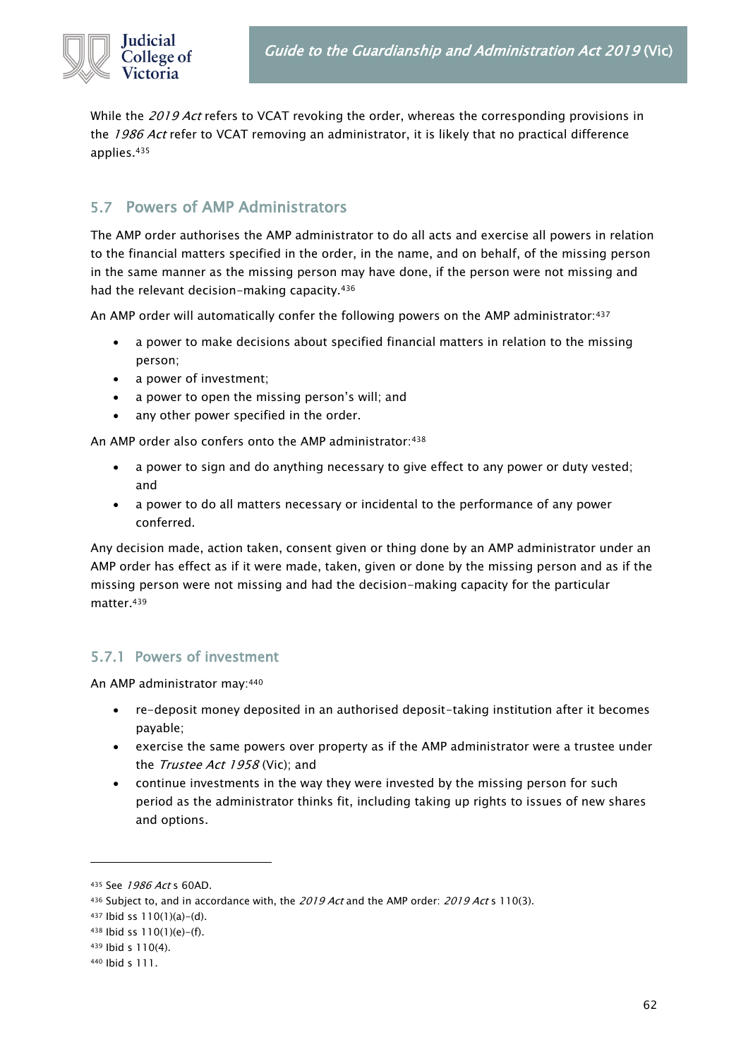While the *2019 Act* refers to VCAT revoking the order, whereas the corresponding provisions in the *1986 Act* refer to VCAT removing an administrator, it is likely that no practical difference applies.[435]

## 5.7 Powers of AMP Administrators

The AMP order authorises the AMP administrator to do all acts and exercise all powers in relation to the financial matters specified in the order, in the name, and on behalf, of the missing person in the same manner as the missing person may have done, if the person were not missing and had the relevant decision-making capacity.[436]

An AMP order will automatically confer the following powers on the AMP administrator:[437]

- a power to make decisions about specified financial matters in relation to the missing person;
- a power of investment;
- a power to open the missing person's will; and
- any other power specified in the order.

An AMP order also confers onto the AMP administrator:[438]

- a power to sign and do anything necessary to give effect to any power or duty vested; and
- a power to do all matters necessary or incidental to the performance of any power conferred.

Any decision made, action taken, consent given or thing done by an AMP administrator under an AMP order has effect as if it were made, taken, given or done by the missing person and as if the missing person were not missing and had the decision-making capacity for the particular matter.[439]

### 5.7.1 Powers of investment

An AMP administrator may:[440]

- re-deposit money deposited in an authorised deposit-taking institution after it becomes payable;
- exercise the same powers over property as if the AMP administrator were a trustee under the *Trustee Act 1958* (Vic); and
- continue investments in the way they were invested by the missing person for such period as the administrator thinks fit, including taking up rights to issues of new shares and options.

---

[435] See *1986 Act* s 60AD.

[436] Subject to, and in accordance with, the *2019 Act* and the AMP order: *2019 Act* s 110(3).

[437] Ibid ss 110(1)(a)–(d).

[438] Ibid ss 110(1)(e)–(f).

[439] Ibid s 110(4).

[440] Ibid s 111.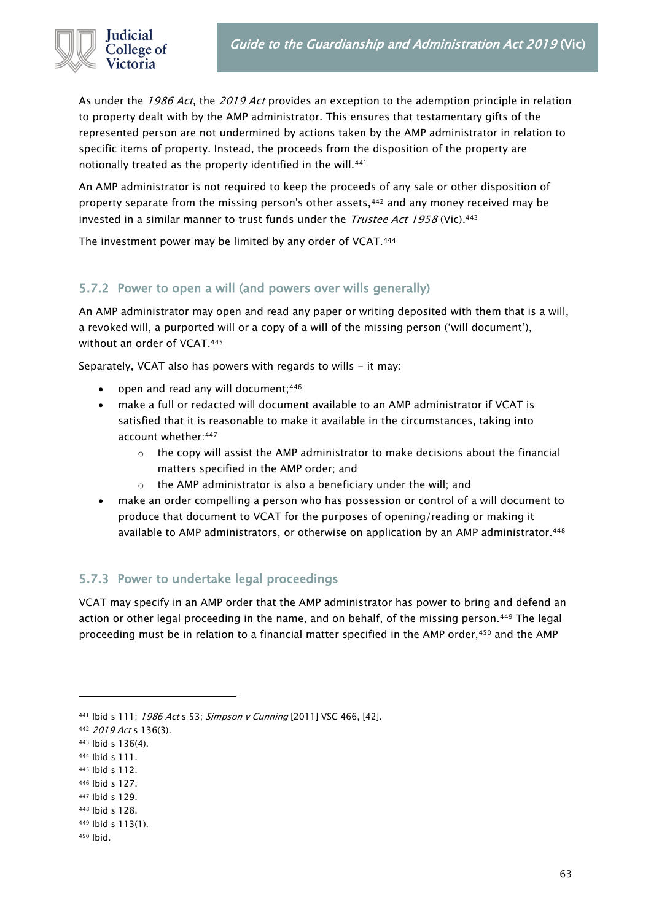As under the *1986 Act*, the *2019 Act* provides an exception to the ademption principle in relation to property dealt with by the AMP administrator. This ensures that testamentary gifts of the represented person are not undermined by actions taken by the AMP administrator in relation to specific items of property. Instead, the proceeds from the disposition of the property are notionally treated as the property identified in the will.[441]

An AMP administrator is not required to keep the proceeds of any sale or other disposition of property separate from the missing person's other assets,[442] and any money received may be invested in a similar manner to trust funds under the *Trustee Act 1958* (Vic).[443]

The investment power may be limited by any order of VCAT.[444]

### 5.7.2 Power to open a will (and powers over wills generally)

An AMP administrator may open and read any paper or writing deposited with them that is a will, a revoked will, a purported will or a copy of a will of the missing person ('will document'), without an order of VCAT.[445]

Separately, VCAT also has powers with regards to wills – it may:

- open and read any will document;[446]
- make a full or redacted will document available to an AMP administrator if VCAT is satisfied that it is reasonable to make it available in the circumstances, taking into account whether:[447]
  - the copy will assist the AMP administrator to make decisions about the financial matters specified in the AMP order; and
  - the AMP administrator is also a beneficiary under the will; and
- make an order compelling a person who has possession or control of a will document to produce that document to VCAT for the purposes of opening/reading or making it available to AMP administrators, or otherwise on application by an AMP administrator.[448]

### 5.7.3 Power to undertake legal proceedings

VCAT may specify in an AMP order that the AMP administrator has power to bring and defend an action or other legal proceeding in the name, and on behalf, of the missing person.[449] The legal proceeding must be in relation to a financial matter specified in the AMP order,[450] and the AMP

---

[441] Ibid s 111; *1986 Act* s 53; *Simpson v Cunning* [2011] VSC 466, [42].

[442] *2019 Act* s 136(3).

[443] Ibid s 136(4).

[444] Ibid s 111.

[445] Ibid s 112.

[446] Ibid s 127.

[447] Ibid s 129.

[448] Ibid s 128.

[449] Ibid s 113(1).

[450] Ibid.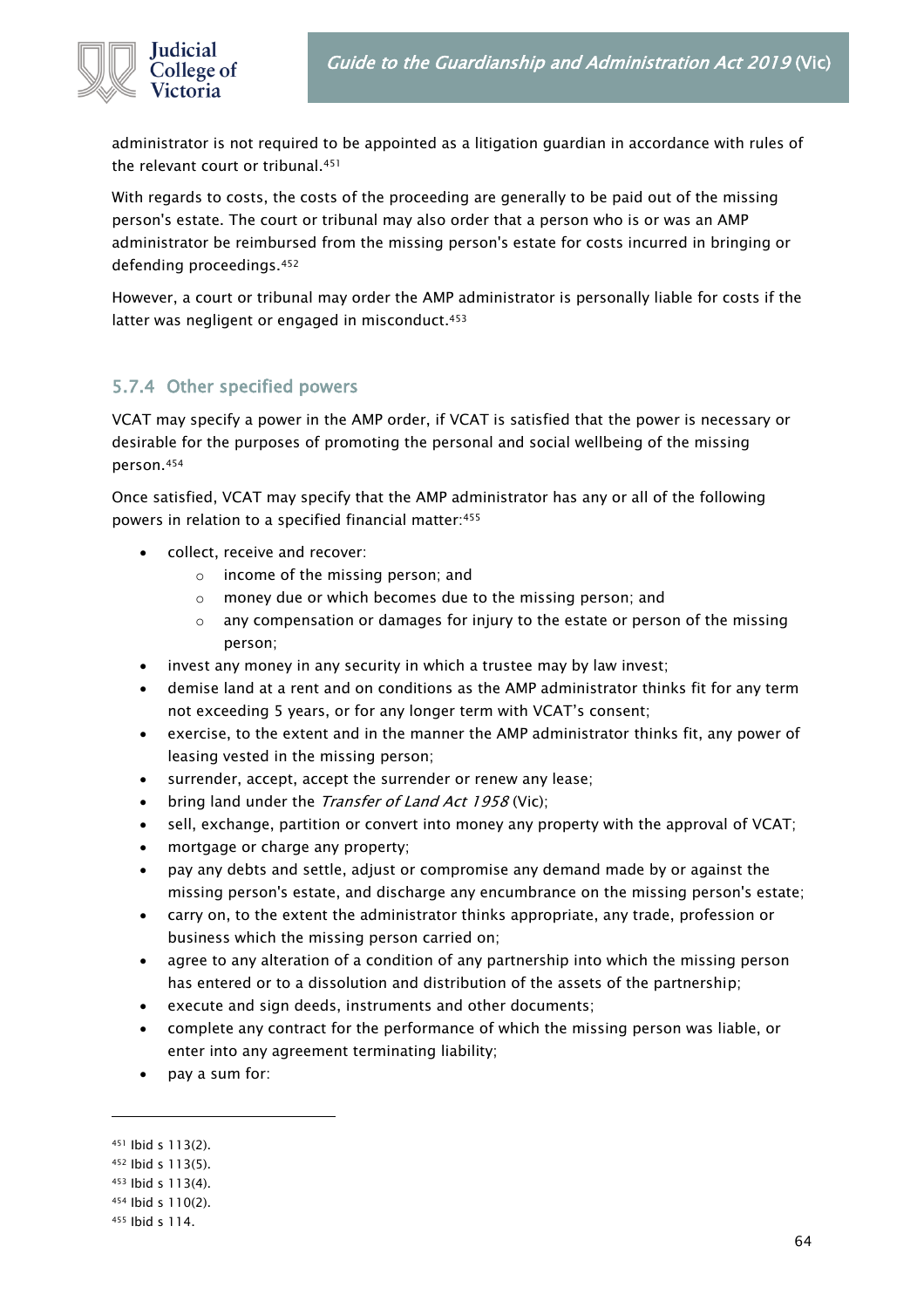administrator is not required to be appointed as a litigation guardian in accordance with rules of the relevant court or tribunal.[451]

With regards to costs, the costs of the proceeding are generally to be paid out of the missing person's estate. The court or tribunal may also order that a person who is or was an AMP administrator be reimbursed from the missing person's estate for costs incurred in bringing or defending proceedings.[452]

However, a court or tribunal may order the AMP administrator is personally liable for costs if the latter was negligent or engaged in misconduct.[453]

### 5.7.4 Other specified powers

VCAT may specify a power in the AMP order, if VCAT is satisfied that the power is necessary or desirable for the purposes of promoting the personal and social wellbeing of the missing person.[454]

Once satisfied, VCAT may specify that the AMP administrator has any or all of the following powers in relation to a specified financial matter:[455]

- collect, receive and recover:
  - income of the missing person; and
  - money due or which becomes due to the missing person; and
  - any compensation or damages for injury to the estate or person of the missing person;
- invest any money in any security in which a trustee may by law invest;
- demise land at a rent and on conditions as the AMP administrator thinks fit for any term not exceeding 5 years, or for any longer term with VCAT's consent;
- exercise, to the extent and in the manner the AMP administrator thinks fit, any power of leasing vested in the missing person;
- surrender, accept, accept the surrender or renew any lease;
- bring land under the *Transfer of Land Act 1958* (Vic);
- sell, exchange, partition or convert into money any property with the approval of VCAT;
- mortgage or charge any property;
- pay any debts and settle, adjust or compromise any demand made by or against the missing person's estate, and discharge any encumbrance on the missing person's estate;
- carry on, to the extent the administrator thinks appropriate, any trade, profession or business which the missing person carried on;
- agree to any alteration of a condition of any partnership into which the missing person has entered or to a dissolution and distribution of the assets of the partnership;
- execute and sign deeds, instruments and other documents;
- complete any contract for the performance of which the missing person was liable, or enter into any agreement terminating liability;
- pay a sum for:

---

[451] Ibid s 113(2).

[452] Ibid s 113(5).

[453] Ibid s 113(4).

[454] Ibid s 110(2).

[455] Ibid s 114.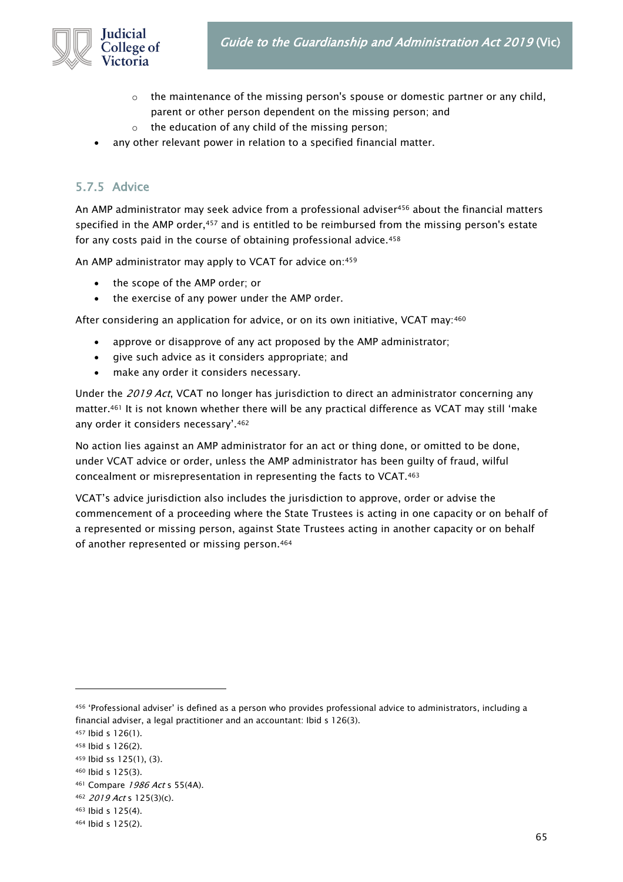- the maintenance of the missing person's spouse or domestic partner or any child, parent or other person dependent on the missing person; and
    - the education of any child of the missing person;
- any other relevant power in relation to a specified financial matter.

### 5.7.5 Advice

An AMP administrator may seek advice from a professional adviser[456] about the financial matters specified in the AMP order,[457] and is entitled to be reimbursed from the missing person's estate for any costs paid in the course of obtaining professional advice.[458]

An AMP administrator may apply to VCAT for advice on:[459]

- the scope of the AMP order; or
- the exercise of any power under the AMP order.

After considering an application for advice, or on its own initiative, VCAT may:[460]

- approve or disapprove of any act proposed by the AMP administrator;
- give such advice as it considers appropriate; and
- make any order it considers necessary.

Under the *2019 Act*, VCAT no longer has jurisdiction to direct an administrator concerning any matter.[461] It is not known whether there will be any practical difference as VCAT may still 'make any order it considers necessary'.[462]

No action lies against an AMP administrator for an act or thing done, or omitted to be done, under VCAT advice or order, unless the AMP administrator has been guilty of fraud, wilful concealment or misrepresentation in representing the facts to VCAT.[463]

VCAT's advice jurisdiction also includes the jurisdiction to approve, order or advise the commencement of a proceeding where the State Trustees is acting in one capacity or on behalf of a represented or missing person, against State Trustees acting in another capacity or on behalf of another represented or missing person.[464]

---

[456] 'Professional adviser' is defined as a person who provides professional advice to administrators, including a financial adviser, a legal practitioner and an accountant: Ibid s 126(3).

[457] Ibid s 126(1).

[458] Ibid s 126(2).

[459] Ibid ss 125(1), (3).

[460] Ibid s 125(3).

[461] Compare *1986 Act* s 55(4A).

[462] *2019 Act* s 125(3)(c).

[463] Ibid s 125(4).

[464] Ibid s 125(2).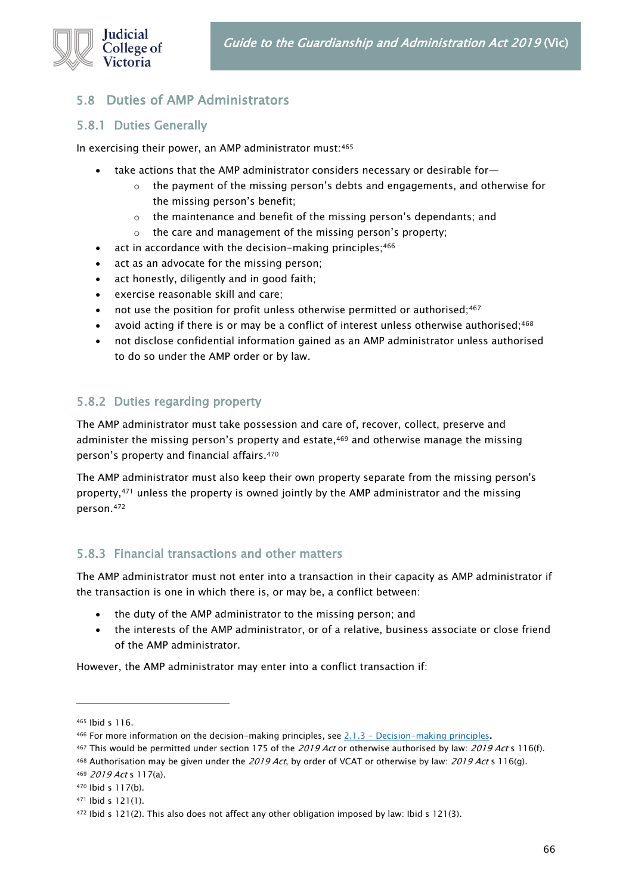## 5.8 Duties of AMP Administrators

### 5.8.1 Duties Generally

In exercising their power, an AMP administrator must:[465]

- take actions that the AMP administrator considers necessary or desirable for—
  - the payment of the missing person's debts and engagements, and otherwise for the missing person's benefit;
  - the maintenance and benefit of the missing person's dependants; and
  - the care and management of the missing person's property;
- act in accordance with the decision-making principles;[466]
- act as an advocate for the missing person;
- act honestly, diligently and in good faith;
- exercise reasonable skill and care;
- not use the position for profit unless otherwise permitted or authorised;[467]
- avoid acting if there is or may be a conflict of interest unless otherwise authorised;[468]
- not disclose confidential information gained as an AMP administrator unless authorised to do so under the AMP order or by law.

### 5.8.2 Duties regarding property

The AMP administrator must take possession and care of, recover, collect, preserve and administer the missing person's property and estate,[469] and otherwise manage the missing person's property and financial affairs.[470]

The AMP administrator must also keep their own property separate from the missing person's property,[471] unless the property is owned jointly by the AMP administrator and the missing person.[472]

### 5.8.3 Financial transactions and other matters

The AMP administrator must not enter into a transaction in their capacity as AMP administrator if the transaction is one in which there is, or may be, a conflict between:

- the duty of the AMP administrator to the missing person; and
- the interests of the AMP administrator, or of a relative, business associate or close friend of the AMP administrator.

However, the AMP administrator may enter into a conflict transaction if:

---

[465] Ibid s 116.

[466] For more information on the decision-making principles, see [2.1.3 – Decision-making principles](#).

[467] This would be permitted under section 175 of the *2019 Act* or otherwise authorised by law: *2019 Act* s 116(f).

[468] Authorisation may be given under the *2019 Act*, by order of VCAT or otherwise by law: *2019 Act* s 116(g).

[469] *2019 Act* s 117(a).

[470] Ibid s 117(b).

[471] Ibid s 121(1).

[472] Ibid s 121(2). This also does not affect any other obligation imposed by law: Ibid s 121(3).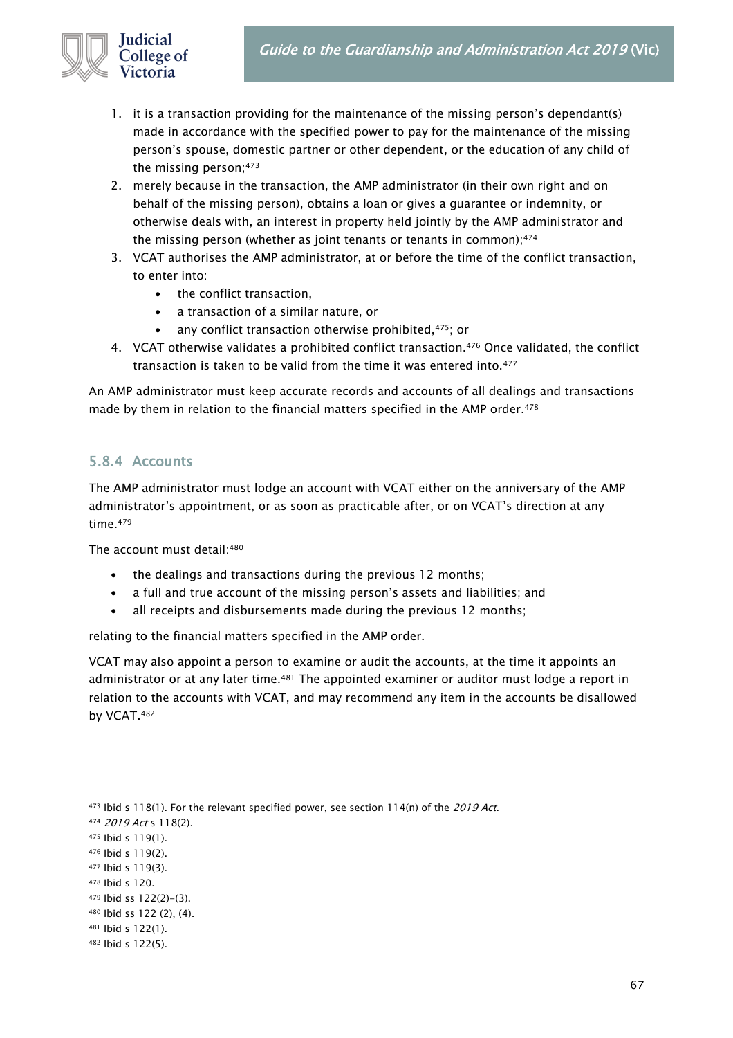1. it is a transaction providing for the maintenance of the missing person's dependant(s) made in accordance with the specified power to pay for the maintenance of the missing person's spouse, domestic partner or other dependent, or the education of any child of the missing person;[473]
2. merely because in the transaction, the AMP administrator (in their own right and on behalf of the missing person), obtains a loan or gives a guarantee or indemnity, or otherwise deals with, an interest in property held jointly by the AMP administrator and the missing person (whether as joint tenants or tenants in common);[474]
3. VCAT authorises the AMP administrator, at or before the time of the conflict transaction, to enter into:
    - the conflict transaction,
    - a transaction of a similar nature, or
    - any conflict transaction otherwise prohibited,[475]; or
4. VCAT otherwise validates a prohibited conflict transaction.[476] Once validated, the conflict transaction is taken to be valid from the time it was entered into.[477]

An AMP administrator must keep accurate records and accounts of all dealings and transactions made by them in relation to the financial matters specified in the AMP order.[478]

### 5.8.4 Accounts

The AMP administrator must lodge an account with VCAT either on the anniversary of the AMP administrator's appointment, or as soon as practicable after, or on VCAT's direction at any time.[479]

The account must detail:[480]

- the dealings and transactions during the previous 12 months;
- a full and true account of the missing person's assets and liabilities; and
- all receipts and disbursements made during the previous 12 months;

relating to the financial matters specified in the AMP order.

VCAT may also appoint a person to examine or audit the accounts, at the time it appoints an administrator or at any later time.[481] The appointed examiner or auditor must lodge a report in relation to the accounts with VCAT, and may recommend any item in the accounts be disallowed by VCAT.[482]

---

[473] Ibid s 118(1). For the relevant specified power, see section 114(n) of the *2019 Act*.
[474] *2019 Act* s 118(2).
[475] Ibid s 119(1).
[476] Ibid s 119(2).
[477] Ibid s 119(3).
[478] Ibid s 120.
[479] Ibid ss 122(2)–(3).
[480] Ibid ss 122 (2), (4).
[481] Ibid s 122(1).
[482] Ibid s 122(5).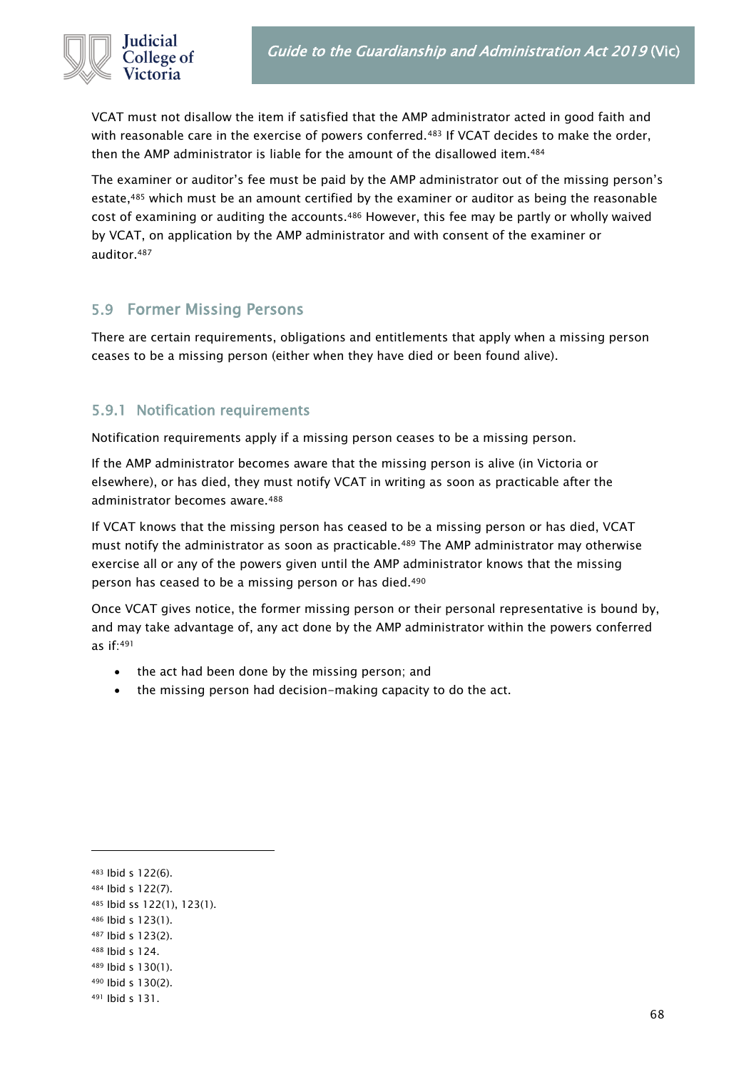VCAT must not disallow the item if satisfied that the AMP administrator acted in good faith and with reasonable care in the exercise of powers conferred.[483] If VCAT decides to make the order, then the AMP administrator is liable for the amount of the disallowed item.[484]

The examiner or auditor's fee must be paid by the AMP administrator out of the missing person's estate,[485] which must be an amount certified by the examiner or auditor as being the reasonable cost of examining or auditing the accounts.[486] However, this fee may be partly or wholly waived by VCAT, on application by the AMP administrator and with consent of the examiner or auditor.[487]

## 5.9 Former Missing Persons

There are certain requirements, obligations and entitlements that apply when a missing person ceases to be a missing person (either when they have died or been found alive).

### 5.9.1 Notification requirements

Notification requirements apply if a missing person ceases to be a missing person.

If the AMP administrator becomes aware that the missing person is alive (in Victoria or elsewhere), or has died, they must notify VCAT in writing as soon as practicable after the administrator becomes aware.[488]

If VCAT knows that the missing person has ceased to be a missing person or has died, VCAT must notify the administrator as soon as practicable.[489] The AMP administrator may otherwise exercise all or any of the powers given until the AMP administrator knows that the missing person has ceased to be a missing person or has died.[490]

Once VCAT gives notice, the former missing person or their personal representative is bound by, and may take advantage of, any act done by the AMP administrator within the powers conferred as if:[491]

- the act had been done by the missing person; and
- the missing person had decision-making capacity to do the act.

---

[483] Ibid s 122(6).
[484] Ibid s 122(7).
[485] Ibid ss 122(1), 123(1).
[486] Ibid s 123(1).
[487] Ibid s 123(2).
[488] Ibid s 124.
[489] Ibid s 130(1).
[490] Ibid s 130(2).
[491] Ibid s 131.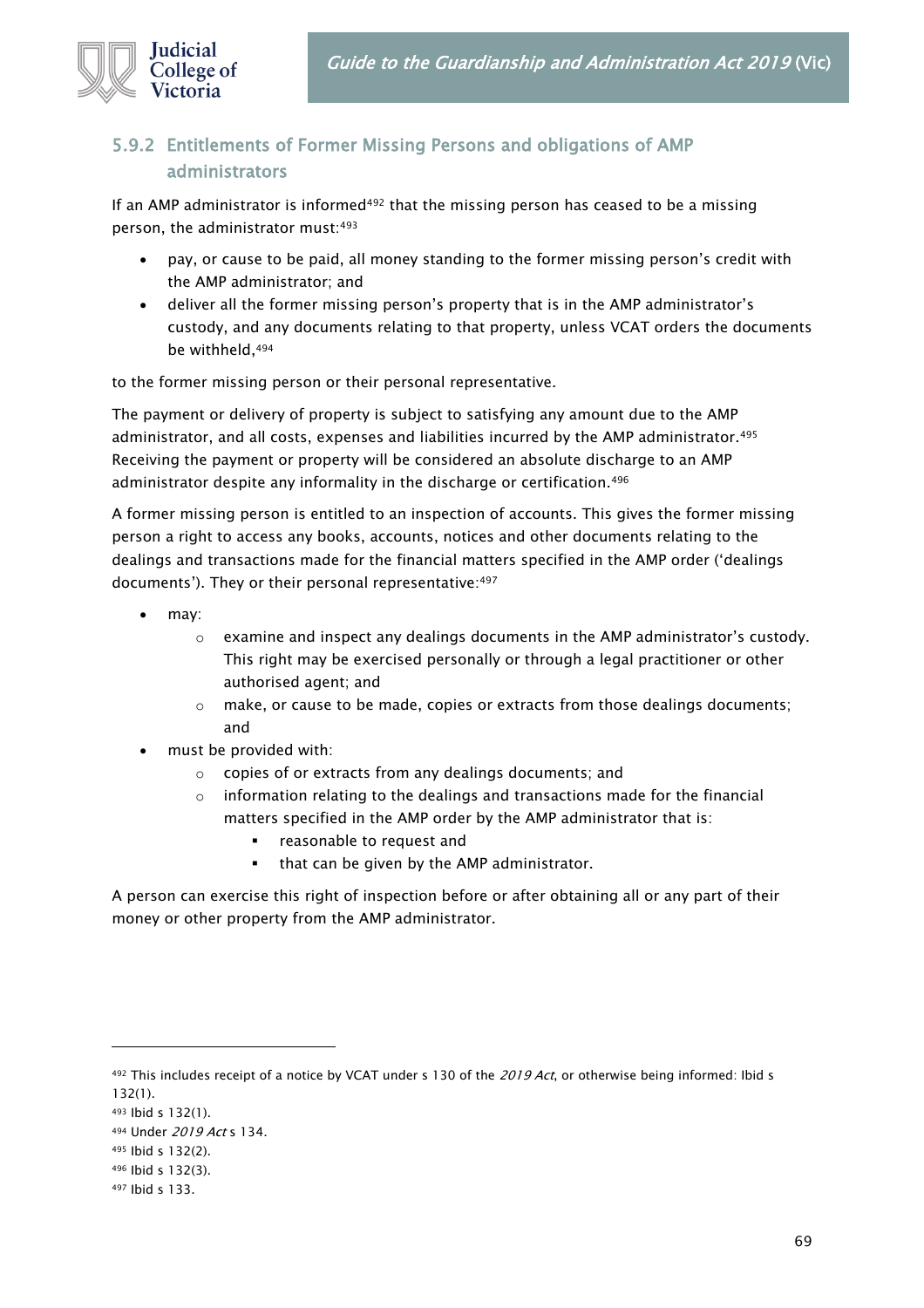### 5.9.2 Entitlements of Former Missing Persons and obligations of AMP administrators

If an AMP administrator is informed[492] that the missing person has ceased to be a missing person, the administrator must:[493]

- pay, or cause to be paid, all money standing to the former missing person's credit with the AMP administrator; and
- deliver all the former missing person's property that is in the AMP administrator's custody, and any documents relating to that property, unless VCAT orders the documents be withheld,[494]

to the former missing person or their personal representative.

The payment or delivery of property is subject to satisfying any amount due to the AMP administrator, and all costs, expenses and liabilities incurred by the AMP administrator.[495] Receiving the payment or property will be considered an absolute discharge to an AMP administrator despite any informality in the discharge or certification.[496]

A former missing person is entitled to an inspection of accounts. This gives the former missing person a right to access any books, accounts, notices and other documents relating to the dealings and transactions made for the financial matters specified in the AMP order ('dealings documents'). They or their personal representative:[497]

- may:
  - examine and inspect any dealings documents in the AMP administrator's custody. This right may be exercised personally or through a legal practitioner or other authorised agent; and
  - make, or cause to be made, copies or extracts from those dealings documents; and
- must be provided with:
  - copies of or extracts from any dealings documents; and
  - information relating to the dealings and transactions made for the financial matters specified in the AMP order by the AMP administrator that is:
    - reasonable to request and
    - that can be given by the AMP administrator.

A person can exercise this right of inspection before or after obtaining all or any part of their money or other property from the AMP administrator.

---

[492] This includes receipt of a notice by VCAT under s 130 of the *2019 Act*, or otherwise being informed: Ibid s 132(1).

[493] Ibid s 132(1).

[494] Under *2019 Act* s 134.

[495] Ibid s 132(2).

[496] Ibid s 132(3).

[497] Ibid s 133.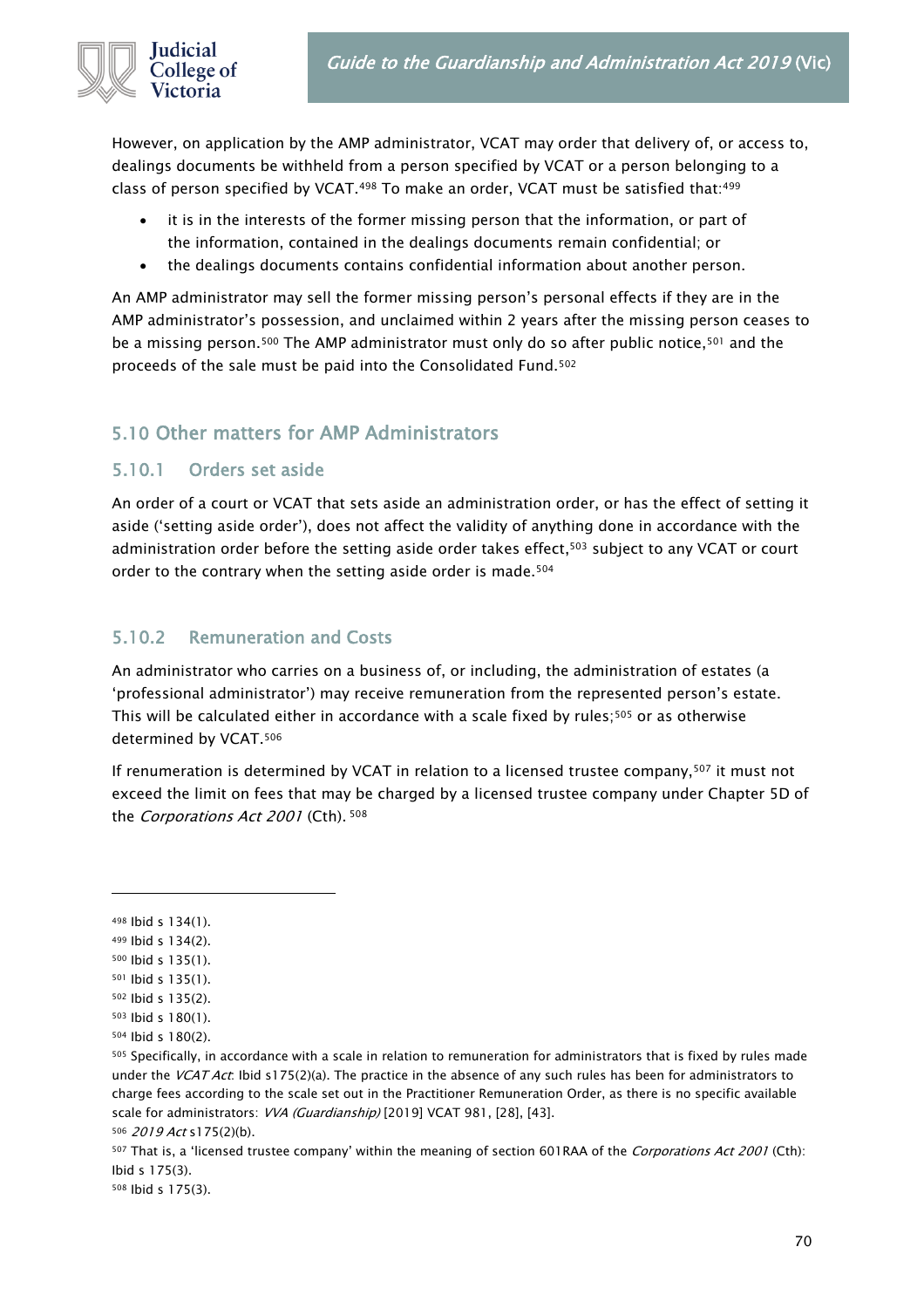However, on application by the AMP administrator, VCAT may order that delivery of, or access to, dealings documents be withheld from a person specified by VCAT or a person belonging to a class of person specified by VCAT.[498] To make an order, VCAT must be satisfied that:[499]

- it is in the interests of the former missing person that the information, or part of the information, contained in the dealings documents remain confidential; or
- the dealings documents contains confidential information about another person.

An AMP administrator may sell the former missing person's personal effects if they are in the AMP administrator's possession, and unclaimed within 2 years after the missing person ceases to be a missing person.[500] The AMP administrator must only do so after public notice,[501] and the proceeds of the sale must be paid into the Consolidated Fund.[502]

## 5.10 Other matters for AMP Administrators

### 5.10.1 Orders set aside

An order of a court or VCAT that sets aside an administration order, or has the effect of setting it aside ('setting aside order'), does not affect the validity of anything done in accordance with the administration order before the setting aside order takes effect,[503] subject to any VCAT or court order to the contrary when the setting aside order is made.[504]

### 5.10.2 Remuneration and Costs

An administrator who carries on a business of, or including, the administration of estates (a 'professional administrator') may receive remuneration from the represented person's estate. This will be calculated either in accordance with a scale fixed by rules;[505] or as otherwise determined by VCAT.[506]

If renumeration is determined by VCAT in relation to a licensed trustee company,[507] it must not exceed the limit on fees that may be charged by a licensed trustee company under Chapter 5D of the *Corporations Act 2001* (Cth). [508]

---

[498] Ibid s 134(1).

[499] Ibid s 134(2).

[500] Ibid s 135(1).

[501] Ibid s 135(1).

[502] Ibid s 135(2).

[503] Ibid s 180(1).

[504] Ibid s 180(2).

[505] Specifically, in accordance with a scale in relation to remuneration for administrators that is fixed by rules made under the *VCAT Act*: Ibid s175(2)(a). The practice in the absence of any such rules has been for administrators to charge fees according to the scale set out in the Practitioner Remuneration Order, as there is no specific available scale for administrators: *VVA (Guardianship)* [2019] VCAT 981, [28], [43].

[506] *2019 Act* s175(2)(b).

[507] That is, a 'licensed trustee company' within the meaning of section 601RAA of the *Corporations Act 2001* (Cth): Ibid s 175(3).

[508] Ibid s 175(3).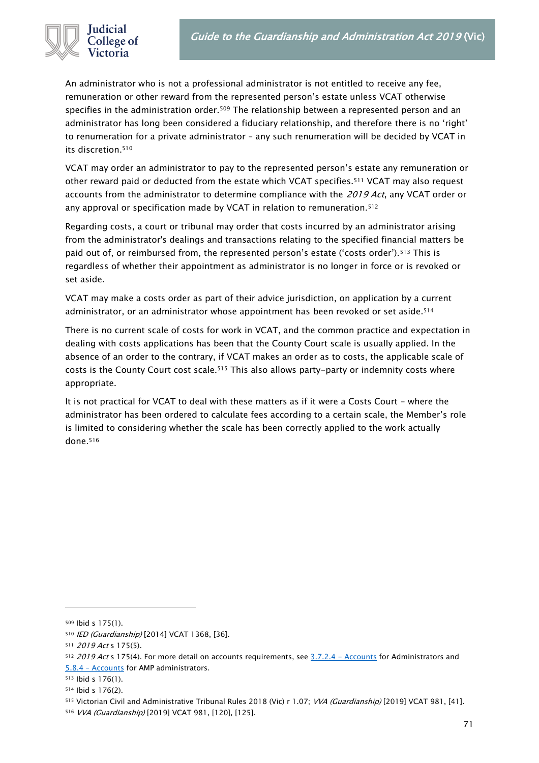An administrator who is not a professional administrator is not entitled to receive any fee, remuneration or other reward from the represented person's estate unless VCAT otherwise specifies in the administration order.[509] The relationship between a represented person and an administrator has long been considered a fiduciary relationship, and therefore there is no 'right' to renumeration for a private administrator – any such renumeration will be decided by VCAT in its discretion.[510]

VCAT may order an administrator to pay to the represented person's estate any remuneration or other reward paid or deducted from the estate which VCAT specifies.[511] VCAT may also request accounts from the administrator to determine compliance with the *2019 Act*, any VCAT order or any approval or specification made by VCAT in relation to remuneration.[512]

Regarding costs, a court or tribunal may order that costs incurred by an administrator arising from the administrator's dealings and transactions relating to the specified financial matters be paid out of, or reimbursed from, the represented person's estate ('costs order').[513] This is regardless of whether their appointment as administrator is no longer in force or is revoked or set aside.

VCAT may make a costs order as part of their advice jurisdiction, on application by a current administrator, or an administrator whose appointment has been revoked or set aside.[514]

There is no current scale of costs for work in VCAT, and the common practice and expectation in dealing with costs applications has been that the County Court scale is usually applied. In the absence of an order to the contrary, if VCAT makes an order as to costs, the applicable scale of costs is the County Court cost scale.[515] This also allows party-party or indemnity costs where appropriate.

It is not practical for VCAT to deal with these matters as if it were a Costs Court – where the administrator has been ordered to calculate fees according to a certain scale, the Member's role is limited to considering whether the scale has been correctly applied to the work actually done.[516]

---

[509] Ibid s 175(1).

[510] *IED (Guardianship)* [2014] VCAT 1368, [36].

[511] *2019 Act* s 175(5).

[512] *2019 Act* s 175(4). For more detail on accounts requirements, see 3.7.2.4 – Accounts for Administrators and 5.8.4 – Accounts for AMP administrators.

[513] Ibid s 176(1).

[514] Ibid s 176(2).

[515] Victorian Civil and Administrative Tribunal Rules 2018 (Vic) r 1.07; *VVA (Guardianship)* [2019] VCAT 981, [41].

[516] *VVA (Guardianship)* [2019] VCAT 981, [120], [125].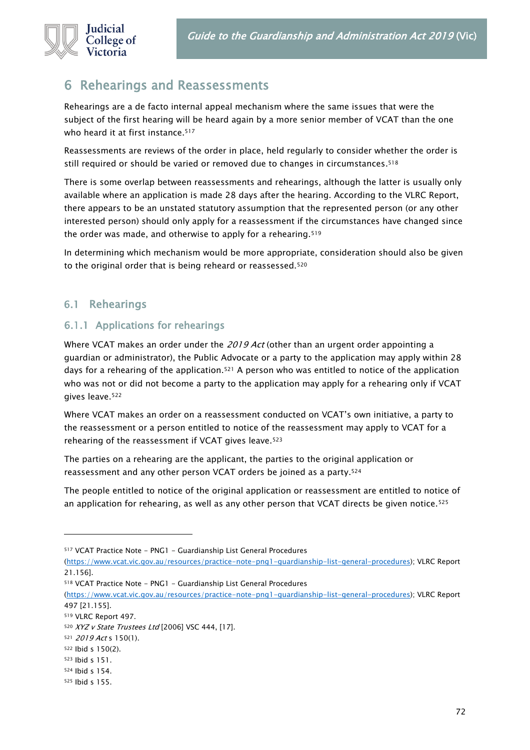# 6 Rehearings and Reassessments

Rehearings are a de facto internal appeal mechanism where the same issues that were the subject of the first hearing will be heard again by a more senior member of VCAT than the one who heard it at first instance.[517]

Reassessments are reviews of the order in place, held regularly to consider whether the order is still required or should be varied or removed due to changes in circumstances.[518]

There is some overlap between reassessments and rehearings, although the latter is usually only available where an application is made 28 days after the hearing. According to the VLRC Report, there appears to be an unstated statutory assumption that the represented person (or any other interested person) should only apply for a reassessment if the circumstances have changed since the order was made, and otherwise to apply for a rehearing.[519]

In determining which mechanism would be more appropriate, consideration should also be given to the original order that is being reheard or reassessed.[520]

## 6.1 Rehearings

### 6.1.1 Applications for rehearings

Where VCAT makes an order under the *2019 Act* (other than an urgent order appointing a guardian or administrator), the Public Advocate or a party to the application may apply within 28 days for a rehearing of the application.[521] A person who was entitled to notice of the application who was not or did not become a party to the application may apply for a rehearing only if VCAT gives leave.[522]

Where VCAT makes an order on a reassessment conducted on VCAT's own initiative, a party to the reassessment or a person entitled to notice of the reassessment may apply to VCAT for a rehearing of the reassessment if VCAT gives leave.[523]

The parties on a rehearing are the applicant, the parties to the original application or reassessment and any other person VCAT orders be joined as a party.[524]

The people entitled to notice of the original application or reassessment are entitled to notice of an application for rehearing, as well as any other person that VCAT directs be given notice.[525]

---

[517] VCAT Practice Note – PNG1 – Guardianship List General Procedures (https://www.vcat.vic.gov.au/resources/practice-note-png1-guardianship-list-general-procedures); VLRC Report 21.156].

[518] VCAT Practice Note – PNG1 – Guardianship List General Procedures (https://www.vcat.vic.gov.au/resources/practice-note-png1-guardianship-list-general-procedures); VLRC Report 497 [21.155].

[519] VLRC Report 497.

[520] *XYZ v State Trustees Ltd* [2006] VSC 444, [17].

[521] *2019 Act* s 150(1).

[522] Ibid s 150(2).

[523] Ibid s 151.

[524] Ibid s 154.

[525] Ibid s 155.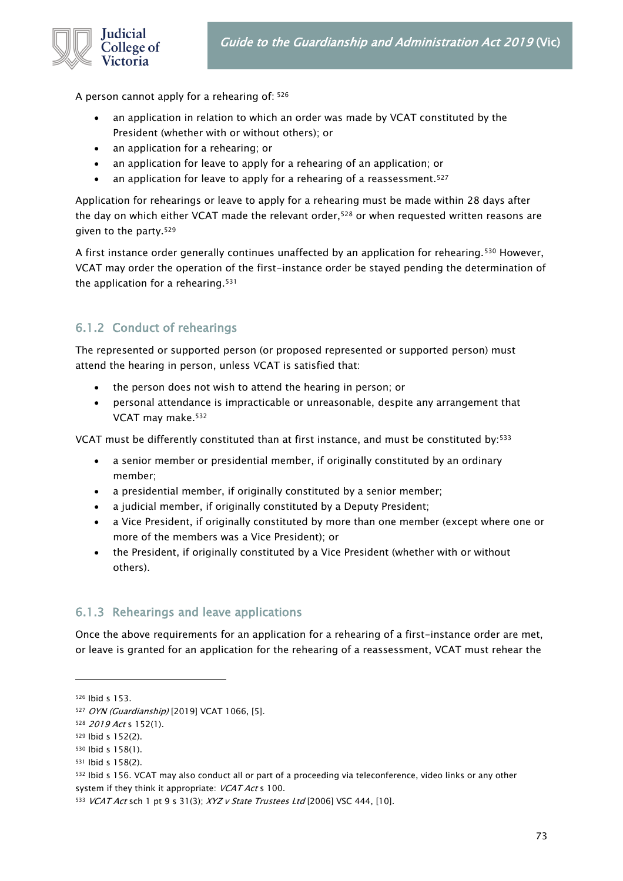A person cannot apply for a rehearing of: [526]

- an application in relation to which an order was made by VCAT constituted by the President (whether with or without others); or
- an application for a rehearing; or
- an application for leave to apply for a rehearing of an application; or
- an application for leave to apply for a rehearing of a reassessment.[527]

Application for rehearings or leave to apply for a rehearing must be made within 28 days after the day on which either VCAT made the relevant order,[528] or when requested written reasons are given to the party.[529]

A first instance order generally continues unaffected by an application for rehearing.[530] However, VCAT may order the operation of the first-instance order be stayed pending the determination of the application for a rehearing.[531]

### 6.1.2 Conduct of rehearings

The represented or supported person (or proposed represented or supported person) must attend the hearing in person, unless VCAT is satisfied that:

- the person does not wish to attend the hearing in person; or
- personal attendance is impracticable or unreasonable, despite any arrangement that VCAT may make.[532]

VCAT must be differently constituted than at first instance, and must be constituted by:[533]

- a senior member or presidential member, if originally constituted by an ordinary member;
- a presidential member, if originally constituted by a senior member;
- a judicial member, if originally constituted by a Deputy President;
- a Vice President, if originally constituted by more than one member (except where one or more of the members was a Vice President); or
- the President, if originally constituted by a Vice President (whether with or without others).

### 6.1.3 Rehearings and leave applications

Once the above requirements for an application for a rehearing of a first-instance order are met, or leave is granted for an application for the rehearing of a reassessment, VCAT must rehear the

---

[526] Ibid s 153.

[527] *OYN (Guardianship)* [2019] VCAT 1066, [5].

[528] *2019 Act* s 152(1).

[529] Ibid s 152(2).

[530] Ibid s 158(1).

[531] Ibid s 158(2).

[532] Ibid s 156. VCAT may also conduct all or part of a proceeding via teleconference, video links or any other system if they think it appropriate: *VCAT Act* s 100.

[533] *VCAT Act* sch 1 pt 9 s 31(3); *XYZ v State Trustees Ltd* [2006] VSC 444, [10].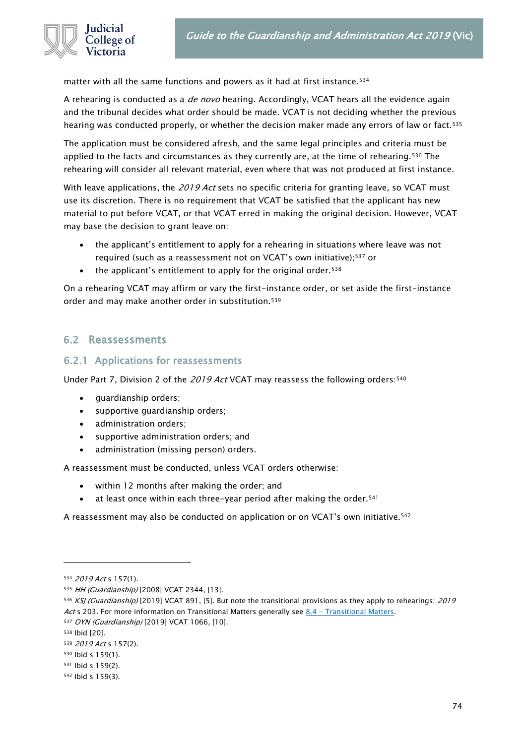matter with all the same functions and powers as it had at first instance.[534]

A rehearing is conducted as a *de novo* hearing. Accordingly, VCAT hears all the evidence again and the tribunal decides what order should be made. VCAT is not deciding whether the previous hearing was conducted properly, or whether the decision maker made any errors of law or fact.[535]

The application must be considered afresh, and the same legal principles and criteria must be applied to the facts and circumstances as they currently are, at the time of rehearing.[536] The rehearing will consider all relevant material, even where that was not produced at first instance.

With leave applications, the *2019 Act* sets no specific criteria for granting leave, so VCAT must use its discretion. There is no requirement that VCAT be satisfied that the applicant has new material to put before VCAT, or that VCAT erred in making the original decision. However, VCAT may base the decision to grant leave on:

- the applicant's entitlement to apply for a rehearing in situations where leave was not required (such as a reassessment not on VCAT's own initiative);[537] or
- the applicant's entitlement to apply for the original order.[538]

On a rehearing VCAT may affirm or vary the first-instance order, or set aside the first-instance order and may make another order in substitution.[539]

## 6.2 Reassessments

### 6.2.1 Applications for reassessments

Under Part 7, Division 2 of the *2019 Act* VCAT may reassess the following orders:[540]

- guardianship orders;
- supportive guardianship orders;
- administration orders;
- supportive administration orders; and
- administration (missing person) orders.

A reassessment must be conducted, unless VCAT orders otherwise:

- within 12 months after making the order; and
- at least once within each three-year period after making the order.[541]

A reassessment may also be conducted on application or on VCAT's own initiative.[542]

---

[534] *2019 Act* s 157(1).

[535] *HH (Guardianship)* [2008] VCAT 2344, [13].

[536] *KSJ (Guardianship)* [2019] VCAT 891, [5]. But note the transitional provisions as they apply to rehearings: *2019 Act* s 203. For more information on Transitional Matters generally see 8.4 – Transitional Matters.

[537] *OYN (Guardianship)* [2019] VCAT 1066, [10].

[538] Ibid [20].

[539] *2019 Act* s 157(2).

[540] Ibid s 159(1).

[541] Ibid s 159(2).

[542] Ibid s 159(3).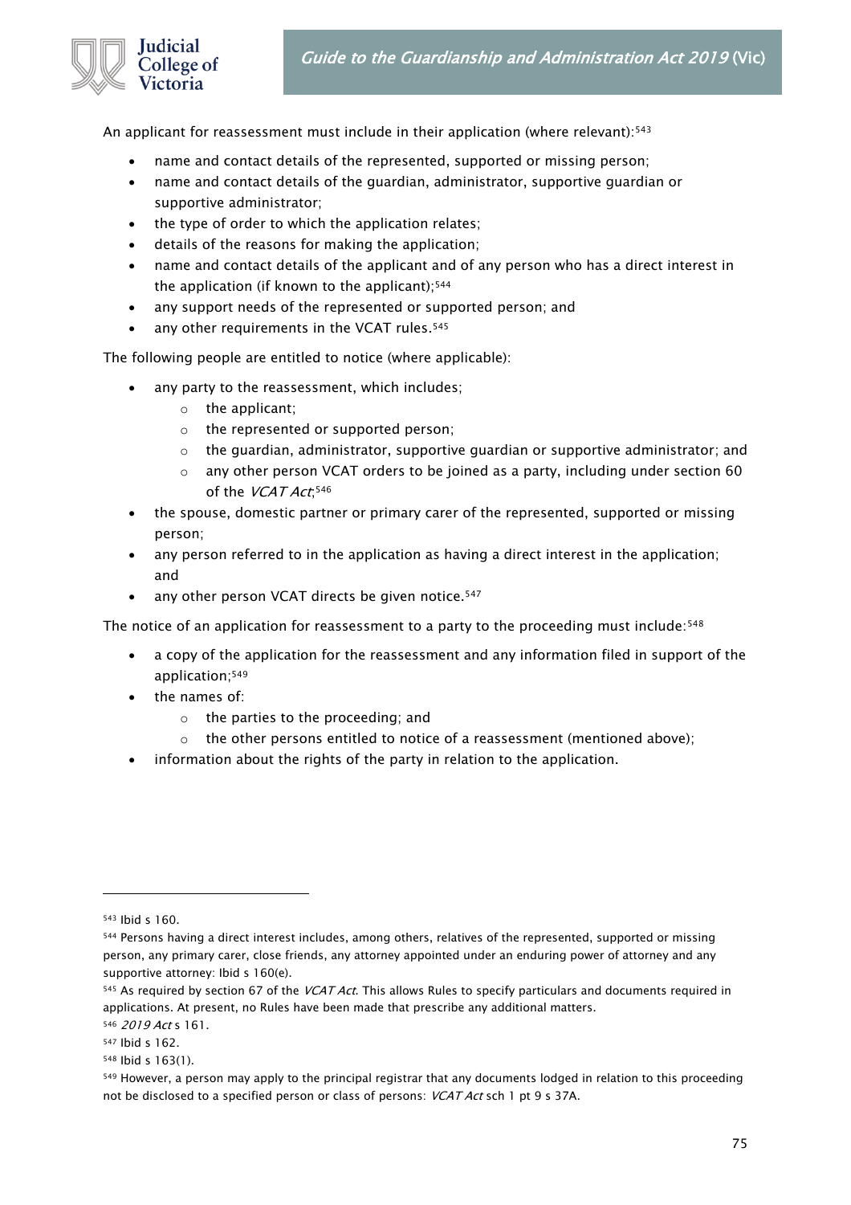An applicant for reassessment must include in their application (where relevant):[543]

- name and contact details of the represented, supported or missing person;
- name and contact details of the guardian, administrator, supportive guardian or supportive administrator;
- the type of order to which the application relates;
- details of the reasons for making the application;
- name and contact details of the applicant and of any person who has a direct interest in the application (if known to the applicant);[544]
- any support needs of the represented or supported person; and
- any other requirements in the VCAT rules.[545]

The following people are entitled to notice (where applicable):

- any party to the reassessment, which includes;
    - the applicant;
    - the represented or supported person;
    - the guardian, administrator, supportive guardian or supportive administrator; and
    - any other person VCAT orders to be joined as a party, including under section 60 of the *VCAT Act*;[546]
- the spouse, domestic partner or primary carer of the represented, supported or missing person;
- any person referred to in the application as having a direct interest in the application; and
- any other person VCAT directs be given notice.[547]

The notice of an application for reassessment to a party to the proceeding must include:[548]

- a copy of the application for the reassessment and any information filed in support of the application;[549]
- the names of:
    - the parties to the proceeding; and
    - the other persons entitled to notice of a reassessment (mentioned above);
- information about the rights of the party in relation to the application.

---

[543] Ibid s 160.

[544] Persons having a direct interest includes, among others, relatives of the represented, supported or missing person, any primary carer, close friends, any attorney appointed under an enduring power of attorney and any supportive attorney: Ibid s 160(e).

[545] As required by section 67 of the *VCAT Act*. This allows Rules to specify particulars and documents required in applications. At present, no Rules have been made that prescribe any additional matters.

[546] *2019 Act* s 161.

[547] Ibid s 162.

[548] Ibid s 163(1).

[549] However, a person may apply to the principal registrar that any documents lodged in relation to this proceeding not be disclosed to a specified person or class of persons: *VCAT Act* sch 1 pt 9 s 37A.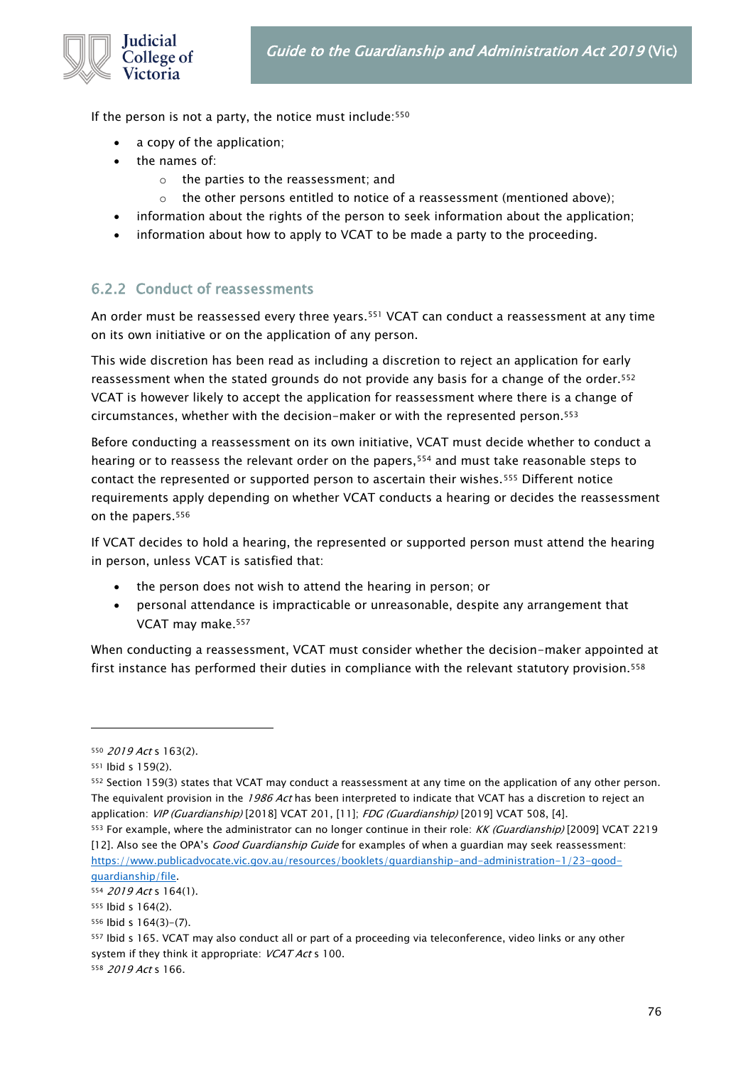If the person is not a party, the notice must include:[550]

- a copy of the application;
- the names of:
  - the parties to the reassessment; and
  - the other persons entitled to notice of a reassessment (mentioned above);
- information about the rights of the person to seek information about the application;
- information about how to apply to VCAT to be made a party to the proceeding.

### 6.2.2 Conduct of reassessments

An order must be reassessed every three years.[551] VCAT can conduct a reassessment at any time on its own initiative or on the application of any person.

This wide discretion has been read as including a discretion to reject an application for early reassessment when the stated grounds do not provide any basis for a change of the order.[552] VCAT is however likely to accept the application for reassessment where there is a change of circumstances, whether with the decision-maker or with the represented person.[553]

Before conducting a reassessment on its own initiative, VCAT must decide whether to conduct a hearing or to reassess the relevant order on the papers,[554] and must take reasonable steps to contact the represented or supported person to ascertain their wishes.[555] Different notice requirements apply depending on whether VCAT conducts a hearing or decides the reassessment on the papers.[556]

If VCAT decides to hold a hearing, the represented or supported person must attend the hearing in person, unless VCAT is satisfied that:

- the person does not wish to attend the hearing in person; or
- personal attendance is impracticable or unreasonable, despite any arrangement that VCAT may make.[557]

When conducting a reassessment, VCAT must consider whether the decision-maker appointed at first instance has performed their duties in compliance with the relevant statutory provision.[558]

---

[550] *2019 Act* s 163(2).

[551] Ibid s 159(2).

[552] Section 159(3) states that VCAT may conduct a reassessment at any time on the application of any other person. The equivalent provision in the *1986 Act* has been interpreted to indicate that VCAT has a discretion to reject an application: *VIP (Guardianship)* [2018] VCAT 201, [11]; *FDG (Guardianship)* [2019] VCAT 508, [4].

[553] For example, where the administrator can no longer continue in their role: *KK (Guardianship)* [2009] VCAT 2219 [12]. Also see the OPA's *Good Guardianship Guide* for examples of when a guardian may seek reassessment: https://www.publicadvocate.vic.gov.au/resources/booklets/guardianship-and-administration-1/23-good-guardianship/file.

[554] *2019 Act* s 164(1).

[555] Ibid s 164(2).

[556] Ibid s 164(3)–(7).

[557] Ibid s 165. VCAT may also conduct all or part of a proceeding via teleconference, video links or any other system if they think it appropriate: *VCAT Act* s 100.

[558] *2019 Act* s 166.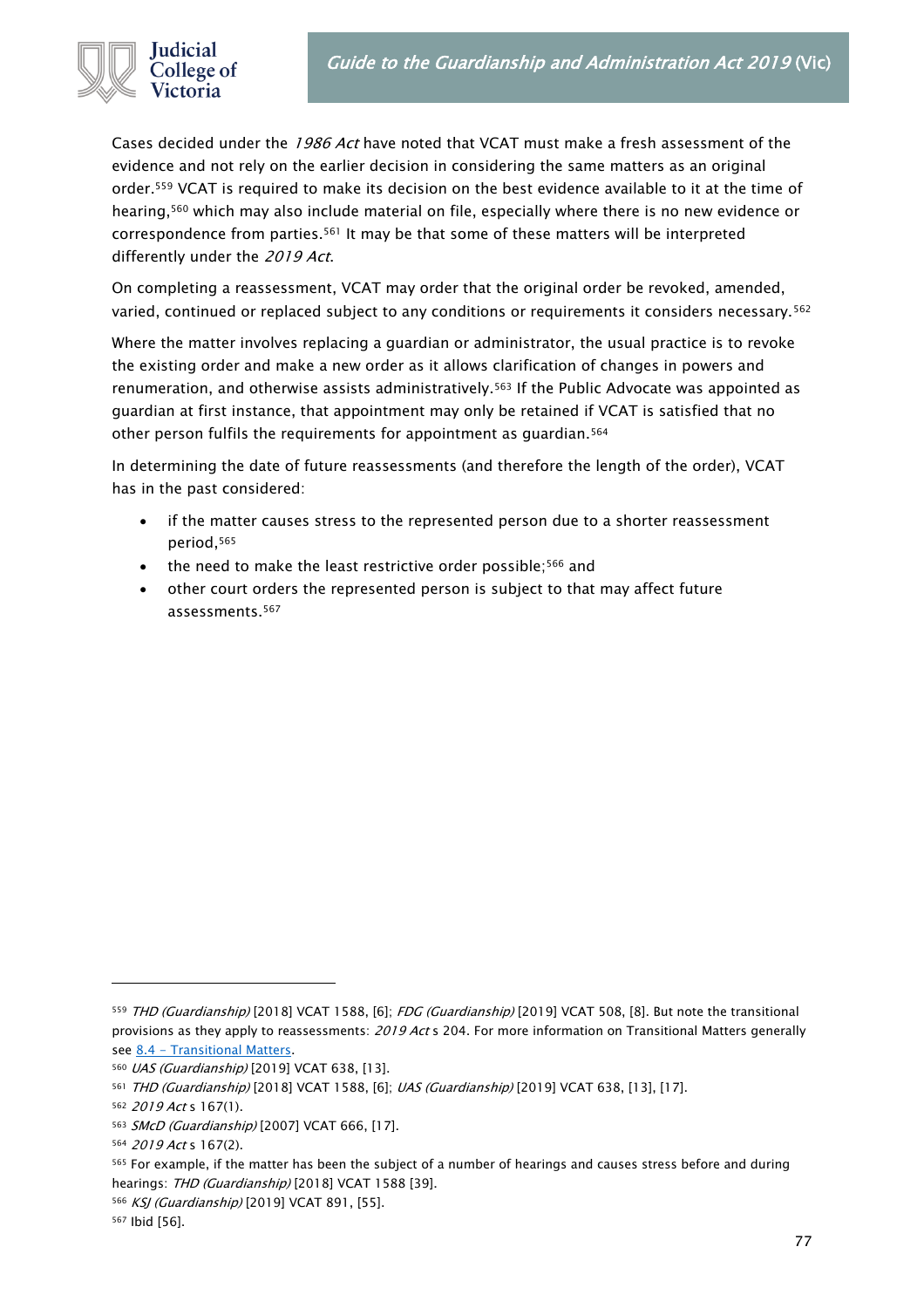Cases decided under the *1986 Act* have noted that VCAT must make a fresh assessment of the evidence and not rely on the earlier decision in considering the same matters as an original order.[559] VCAT is required to make its decision on the best evidence available to it at the time of hearing,[560] which may also include material on file, especially where there is no new evidence or correspondence from parties.[561] It may be that some of these matters will be interpreted differently under the *2019 Act*.

On completing a reassessment, VCAT may order that the original order be revoked, amended, varied, continued or replaced subject to any conditions or requirements it considers necessary.[562]

Where the matter involves replacing a guardian or administrator, the usual practice is to revoke the existing order and make a new order as it allows clarification of changes in powers and renumeration, and otherwise assists administratively.[563] If the Public Advocate was appointed as guardian at first instance, that appointment may only be retained if VCAT is satisfied that no other person fulfils the requirements for appointment as guardian.[564]

In determining the date of future reassessments (and therefore the length of the order), VCAT has in the past considered:

- if the matter causes stress to the represented person due to a shorter reassessment period,[565]
- the need to make the least restrictive order possible;[566] and
- other court orders the represented person is subject to that may affect future assessments.[567]

---

[559] *THD (Guardianship)* [2018] VCAT 1588, [6]; *FDG (Guardianship)* [2019] VCAT 508, [8]. But note the transitional provisions as they apply to reassessments: *2019 Act* s 204. For more information on Transitional Matters generally see [8.4 – Transitional Matters](#).

[560] *UAS (Guardianship)* [2019] VCAT 638, [13].

[561] *THD (Guardianship)* [2018] VCAT 1588, [6]; *UAS (Guardianship)* [2019] VCAT 638, [13], [17].

[562] *2019 Act* s 167(1).

[563] *SMcD (Guardianship)* [2007] VCAT 666, [17].

[564] *2019 Act* s 167(2).

[565] For example, if the matter has been the subject of a number of hearings and causes stress before and during hearings: *THD (Guardianship)* [2018] VCAT 1588 [39].

[566] *KSJ (Guardianship)* [2019] VCAT 891, [55].

[567] Ibid [56].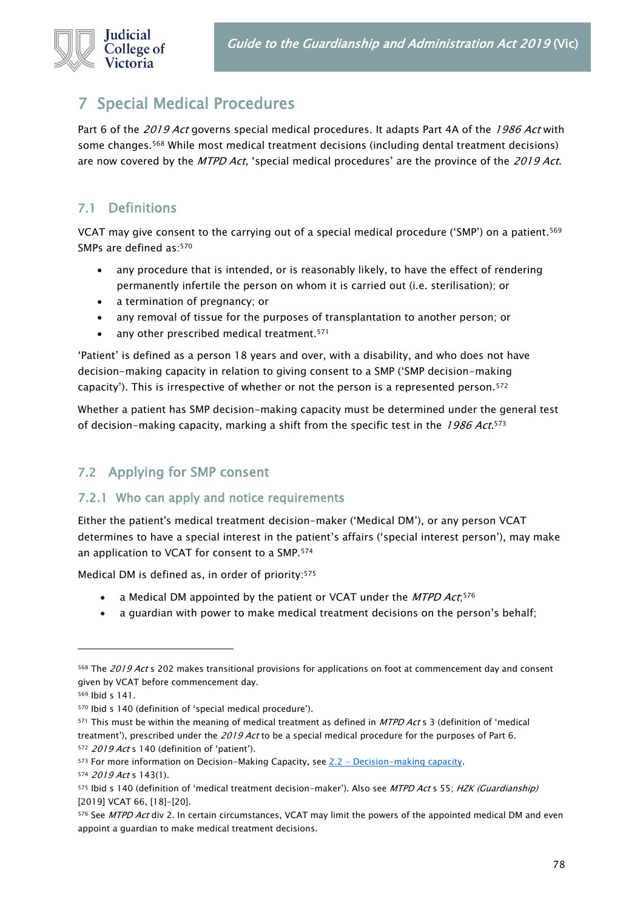# 7 Special Medical Procedures

Part 6 of the *2019 Act* governs special medical procedures. It adapts Part 4A of the *1986 Act* with some changes.[568] While most medical treatment decisions (including dental treatment decisions) are now covered by the *MTPD Act*, 'special medical procedures' are the province of the *2019 Act*.

## 7.1 Definitions

VCAT may give consent to the carrying out of a special medical procedure ('SMP') on a patient.[569] SMPs are defined as:[570]

- any procedure that is intended, or is reasonably likely, to have the effect of rendering permanently infertile the person on whom it is carried out (i.e. sterilisation); or
- a termination of pregnancy; or
- any removal of tissue for the purposes of transplantation to another person; or
- any other prescribed medical treatment.[571]

'Patient' is defined as a person 18 years and over, with a disability, and who does not have decision-making capacity in relation to giving consent to a SMP ('SMP decision-making capacity'). This is irrespective of whether or not the person is a represented person.[572]

Whether a patient has SMP decision-making capacity must be determined under the general test of decision-making capacity, marking a shift from the specific test in the *1986 Act*.[573]

## 7.2 Applying for SMP consent

### 7.2.1 Who can apply and notice requirements

Either the patient's medical treatment decision-maker ('Medical DM'), or any person VCAT determines to have a special interest in the patient's affairs ('special interest person'), may make an application to VCAT for consent to a SMP.[574]

Medical DM is defined as, in order of priority:[575]

- a Medical DM appointed by the patient or VCAT under the *MTPD Act*;[576]
- a guardian with power to make medical treatment decisions on the person's behalf;

---

[568] The *2019 Act* s 202 makes transitional provisions for applications on foot at commencement day and consent given by VCAT before commencement day.

[569] Ibid s 141.

[570] Ibid s 140 (definition of 'special medical procedure').

[571] This must be within the meaning of medical treatment as defined in *MTPD Act* s 3 (definition of 'medical treatment'), prescribed under the *2019 Act* to be a special medical procedure for the purposes of Part 6.

[572] *2019 Act* s 140 (definition of 'patient').

[573] For more information on Decision-Making Capacity, see 2.2 – Decision-making capacity.

[574] *2019 Act* s 143(1).

[575] Ibid s 140 (definition of 'medical treatment decision-maker'). Also see *MTPD Act* s 55; *HZK (Guardianship)* [2019] VCAT 66, [18]–[20].

[576] See *MTPD Act* div 2. In certain circumstances, VCAT may limit the powers of the appointed medical DM and even appoint a guardian to make medical treatment decisions.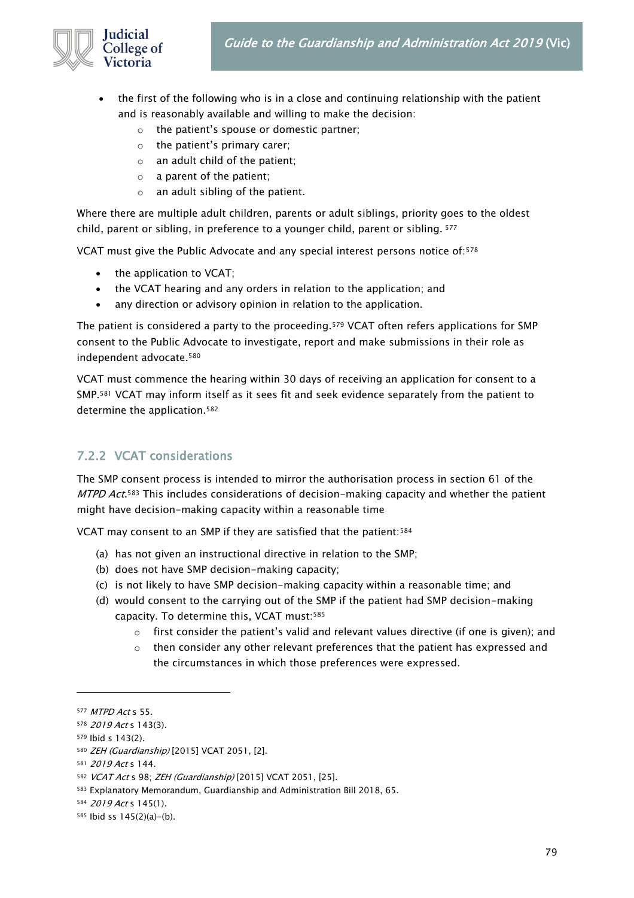- the first of the following who is in a close and continuing relationship with the patient and is reasonably available and willing to make the decision:
  - the patient's spouse or domestic partner;
  - the patient's primary carer;
  - an adult child of the patient;
  - a parent of the patient;
  - an adult sibling of the patient.

Where there are multiple adult children, parents or adult siblings, priority goes to the oldest child, parent or sibling, in preference to a younger child, parent or sibling. [577]

VCAT must give the Public Advocate and any special interest persons notice of:[578]

- the application to VCAT;
- the VCAT hearing and any orders in relation to the application; and
- any direction or advisory opinion in relation to the application.

The patient is considered a party to the proceeding.[579] VCAT often refers applications for SMP consent to the Public Advocate to investigate, report and make submissions in their role as independent advocate.[580]

VCAT must commence the hearing within 30 days of receiving an application for consent to a SMP.[581] VCAT may inform itself as it sees fit and seek evidence separately from the patient to determine the application.[582]

### 7.2.2 VCAT considerations

The SMP consent process is intended to mirror the authorisation process in section 61 of the *MTPD Act*.[583] This includes considerations of decision-making capacity and whether the patient might have decision-making capacity within a reasonable time

VCAT may consent to an SMP if they are satisfied that the patient:[584]

(a) has not given an instructional directive in relation to the SMP;

(b) does not have SMP decision-making capacity;

(c) is not likely to have SMP decision-making capacity within a reasonable time; and

(d) would consent to the carrying out of the SMP if the patient had SMP decision-making capacity. To determine this, VCAT must:[585]
  - first consider the patient's valid and relevant values directive (if one is given); and
  - then consider any other relevant preferences that the patient has expressed and the circumstances in which those preferences were expressed.

---

[577] *MTPD Act* s 55.

[578] *2019 Act* s 143(3).

[579] Ibid s 143(2).

[580] *ZEH (Guardianship)* [2015] VCAT 2051, [2].

[581] *2019 Act* s 144.

[582] *VCAT Act* s 98; *ZEH (Guardianship)* [2015] VCAT 2051, [25].

[583] Explanatory Memorandum, Guardianship and Administration Bill 2018, 65.

[584] *2019 Act* s 145(1).

[585] Ibid ss 145(2)(a)–(b).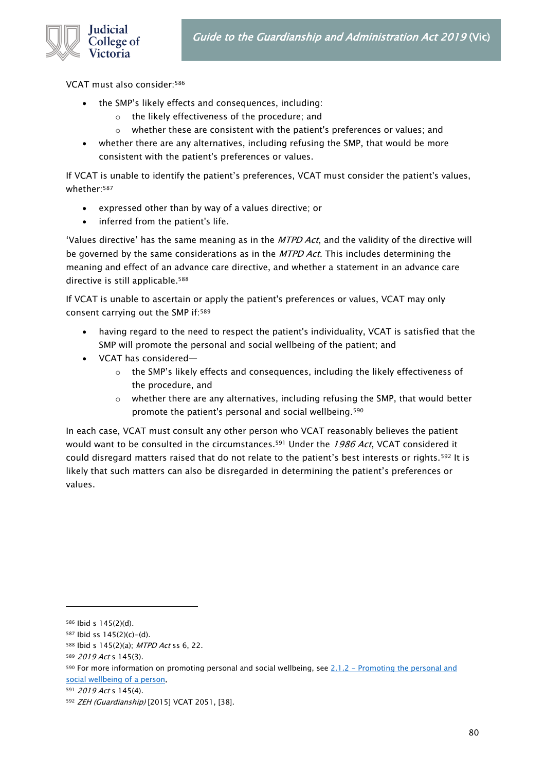VCAT must also consider:[586]

- the SMP's likely effects and consequences, including:
    - the likely effectiveness of the procedure; and
    - whether these are consistent with the patient's preferences or values; and
- whether there are any alternatives, including refusing the SMP, that would be more consistent with the patient's preferences or values.

If VCAT is unable to identify the patient's preferences, VCAT must consider the patient's values, whether:[587]

- expressed other than by way of a values directive; or
- inferred from the patient's life.

'Values directive' has the same meaning as in the *MTPD Act*, and the validity of the directive will be governed by the same considerations as in the *MTPD Act*. This includes determining the meaning and effect of an advance care directive, and whether a statement in an advance care directive is still applicable.[588]

If VCAT is unable to ascertain or apply the patient's preferences or values, VCAT may only consent carrying out the SMP if:[589]

- having regard to the need to respect the patient's individuality, VCAT is satisfied that the SMP will promote the personal and social wellbeing of the patient; and
- VCAT has considered—
    - the SMP's likely effects and consequences, including the likely effectiveness of the procedure, and
    - whether there are any alternatives, including refusing the SMP, that would better promote the patient's personal and social wellbeing.[590]

In each case, VCAT must consult any other person who VCAT reasonably believes the patient would want to be consulted in the circumstances.[591] Under the *1986 Act*, VCAT considered it could disregard matters raised that do not relate to the patient's best interests or rights.[592] It is likely that such matters can also be disregarded in determining the patient's preferences or values.

---

[586] Ibid s 145(2)(d).

[587] Ibid ss 145(2)(c)–(d).

[588] Ibid s 145(2)(a); *MTPD Act* ss 6, 22.

[589] *2019 Act* s 145(3).

[590] For more information on promoting personal and social wellbeing, see [2.1.2 – Promoting the personal and social wellbeing of a person]().

[591] *2019 Act* s 145(4).

[592] *ZEH (Guardianship)* [2015] VCAT 2051, [38].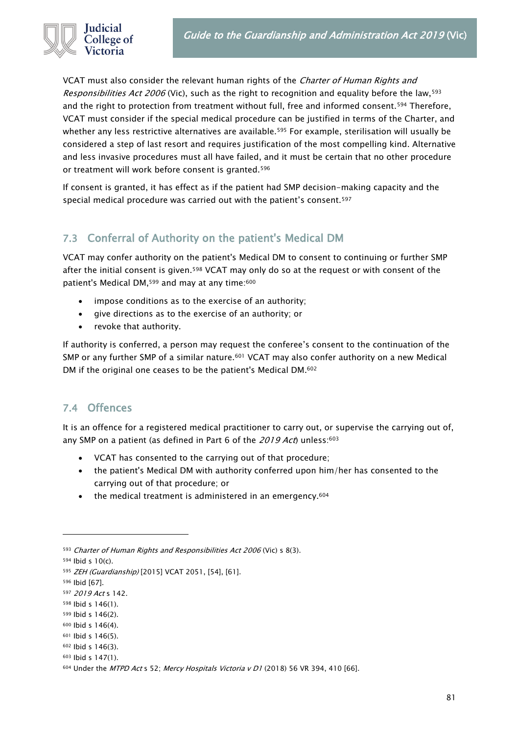VCAT must also consider the relevant human rights of the *Charter of Human Rights and Responsibilities Act 2006* (Vic), such as the right to recognition and equality before the law,[593] and the right to protection from treatment without full, free and informed consent.[594] Therefore, VCAT must consider if the special medical procedure can be justified in terms of the Charter, and whether any less restrictive alternatives are available.[595] For example, sterilisation will usually be considered a step of last resort and requires justification of the most compelling kind. Alternative and less invasive procedures must all have failed, and it must be certain that no other procedure or treatment will work before consent is granted.[596]

If consent is granted, it has effect as if the patient had SMP decision-making capacity and the special medical procedure was carried out with the patient's consent.[597]

## 7.3 Conferral of Authority on the patient's Medical DM

VCAT may confer authority on the patient's Medical DM to consent to continuing or further SMP after the initial consent is given.[598] VCAT may only do so at the request or with consent of the patient's Medical DM,[599] and may at any time:[600]

- impose conditions as to the exercise of an authority;
- give directions as to the exercise of an authority; or
- revoke that authority.

If authority is conferred, a person may request the conferee's consent to the continuation of the SMP or any further SMP of a similar nature.[601] VCAT may also confer authority on a new Medical DM if the original one ceases to be the patient's Medical DM.[602]

## 7.4 Offences

It is an offence for a registered medical practitioner to carry out, or supervise the carrying out of, any SMP on a patient (as defined in Part 6 of the *2019 Act*) unless:[603]

- VCAT has consented to the carrying out of that procedure;
- the patient's Medical DM with authority conferred upon him/her has consented to the carrying out of that procedure; or
- the medical treatment is administered in an emergency.[604]

---

[593] *Charter of Human Rights and Responsibilities Act 2006* (Vic) s 8(3).
[594] Ibid s 10(c).
[595] *ZEH (Guardianship)* [2015] VCAT 2051, [54], [61].
[596] Ibid [67].
[597] *2019 Act* s 142.
[598] Ibid s 146(1).
[599] Ibid s 146(2).
[600] Ibid s 146(4).
[601] Ibid s 146(5).
[602] Ibid s 146(3).
[603] Ibid s 147(1).
[604] Under the *MTPD Act* s 52; *Mercy Hospitals Victoria v D1* (2018) 56 VR 394, 410 [66].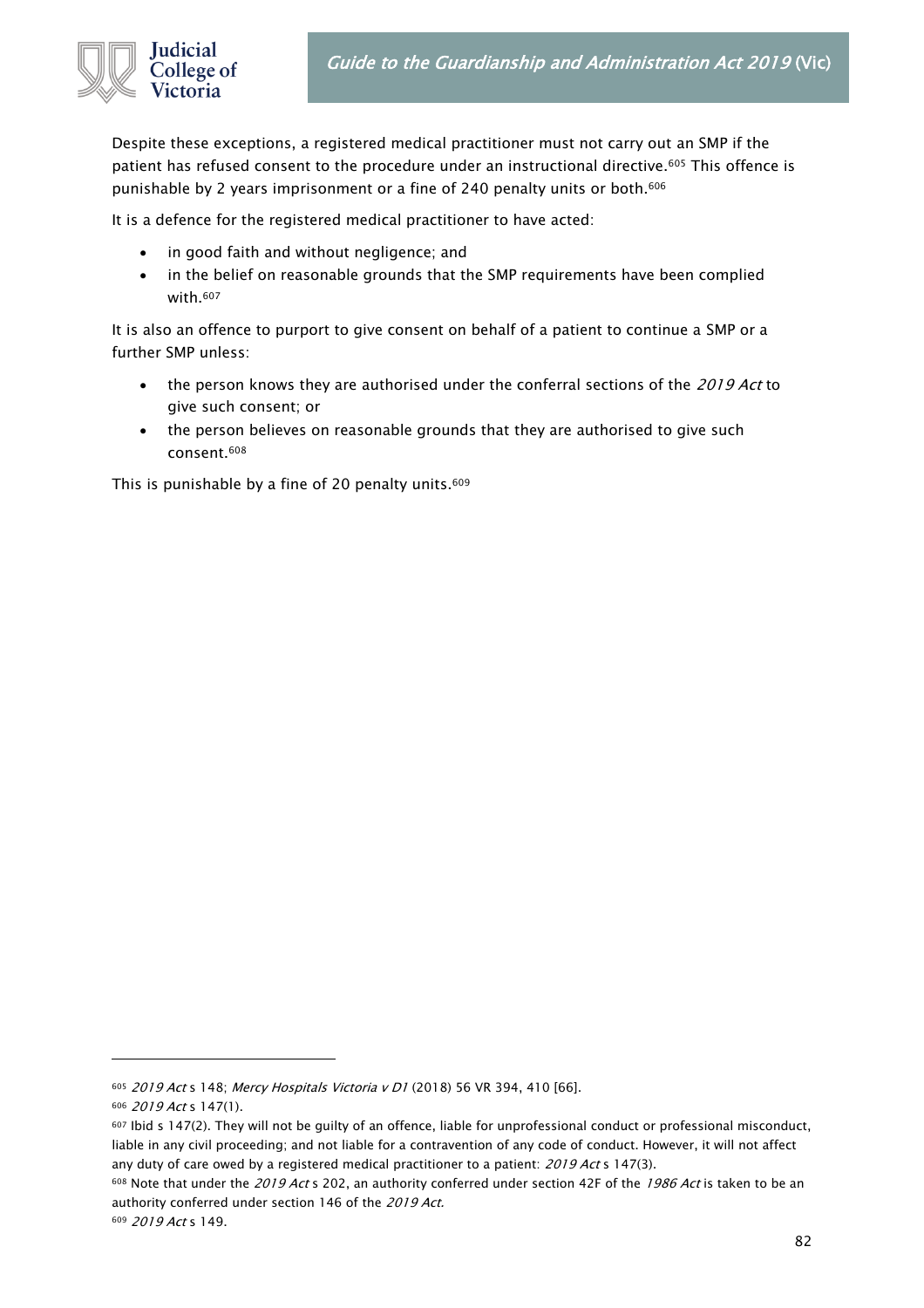Despite these exceptions, a registered medical practitioner must not carry out an SMP if the patient has refused consent to the procedure under an instructional directive.[605] This offence is punishable by 2 years imprisonment or a fine of 240 penalty units or both.[606]

It is a defence for the registered medical practitioner to have acted:

- in good faith and without negligence; and
- in the belief on reasonable grounds that the SMP requirements have been complied with.[607]

It is also an offence to purport to give consent on behalf of a patient to continue a SMP or a further SMP unless:

- the person knows they are authorised under the conferral sections of the *2019 Act* to give such consent; or
- the person believes on reasonable grounds that they are authorised to give such consent.[608]

This is punishable by a fine of 20 penalty units.[609]

---

[605] *2019 Act* s 148; *Mercy Hospitals Victoria v D1* (2018) 56 VR 394, 410 [66].

[606] *2019 Act* s 147(1).

[607] Ibid s 147(2). They will not be guilty of an offence, liable for unprofessional conduct or professional misconduct, liable in any civil proceeding; and not liable for a contravention of any code of conduct. However, it will not affect any duty of care owed by a registered medical practitioner to a patient: *2019 Act* s 147(3).

[608] Note that under the *2019 Act* s 202, an authority conferred under section 42F of the *1986 Act* is taken to be an authority conferred under section 146 of the *2019 Act*.

[609] *2019 Act* s 149.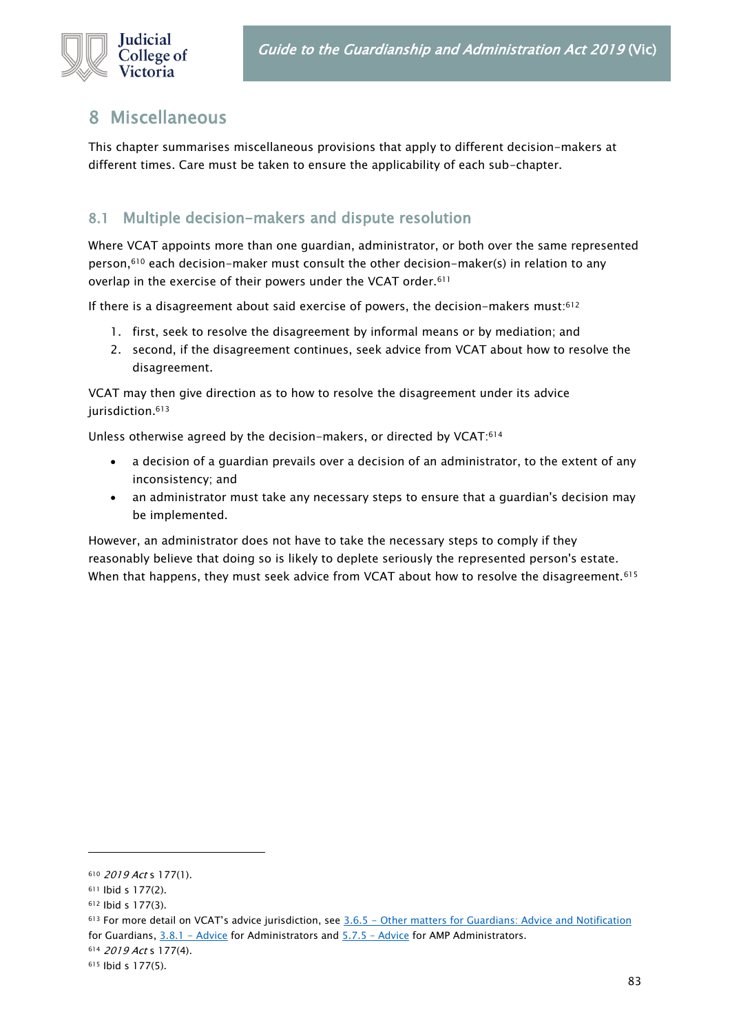# 8 Miscellaneous

This chapter summarises miscellaneous provisions that apply to different decision-makers at different times. Care must be taken to ensure the applicability of each sub-chapter.

## 8.1 Multiple decision-makers and dispute resolution

Where VCAT appoints more than one guardian, administrator, or both over the same represented person,[610] each decision-maker must consult the other decision-maker(s) in relation to any overlap in the exercise of their powers under the VCAT order.[611]

If there is a disagreement about said exercise of powers, the decision-makers must:[612]

1. first, seek to resolve the disagreement by informal means or by mediation; and
2. second, if the disagreement continues, seek advice from VCAT about how to resolve the disagreement.

VCAT may then give direction as to how to resolve the disagreement under its advice jurisdiction.[613]

Unless otherwise agreed by the decision-makers, or directed by VCAT:[614]

- a decision of a guardian prevails over a decision of an administrator, to the extent of any inconsistency; and
- an administrator must take any necessary steps to ensure that a guardian's decision may be implemented.

However, an administrator does not have to take the necessary steps to comply if they reasonably believe that doing so is likely to deplete seriously the represented person's estate. When that happens, they must seek advice from VCAT about how to resolve the disagreement.[615]

---

[610] *2019 Act* s 177(1).

[611] Ibid s 177(2).

[612] Ibid s 177(3).

[613] For more detail on VCAT's advice jurisdiction, see 3.6.5 – Other matters for Guardians: Advice and Notification for Guardians, 3.8.1 – Advice for Administrators and 5.7.5 – Advice for AMP Administrators.

[614] *2019 Act* s 177(4).

[615] Ibid s 177(5).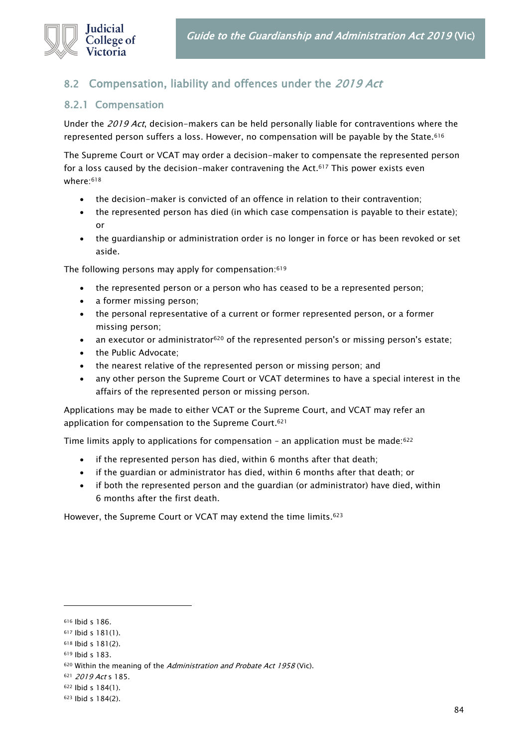## 8.2 Compensation, liability and offences under the *2019 Act*

### 8.2.1 Compensation

Under the *2019 Act*, decision-makers can be held personally liable for contraventions where the represented person suffers a loss. However, no compensation will be payable by the State.[616]

The Supreme Court or VCAT may order a decision-maker to compensate the represented person for a loss caused by the decision-maker contravening the Act.[617] This power exists even where:[618]

- the decision-maker is convicted of an offence in relation to their contravention;
- the represented person has died (in which case compensation is payable to their estate); or
- the guardianship or administration order is no longer in force or has been revoked or set aside.

The following persons may apply for compensation:[619]

- the represented person or a person who has ceased to be a represented person;
- a former missing person;
- the personal representative of a current or former represented person, or a former missing person;
- an executor or administrator[620] of the represented person's or missing person's estate;
- the Public Advocate;
- the nearest relative of the represented person or missing person; and
- any other person the Supreme Court or VCAT determines to have a special interest in the affairs of the represented person or missing person.

Applications may be made to either VCAT or the Supreme Court, and VCAT may refer an application for compensation to the Supreme Court.[621]

Time limits apply to applications for compensation – an application must be made:[622]

- if the represented person has died, within 6 months after that death;
- if the guardian or administrator has died, within 6 months after that death; or
- if both the represented person and the guardian (or administrator) have died, within 6 months after the first death.

However, the Supreme Court or VCAT may extend the time limits.[623]

---

[616] Ibid s 186.
[617] Ibid s 181(1).
[618] Ibid s 181(2).
[619] Ibid s 183.
[620] Within the meaning of the *Administration and Probate Act 1958* (Vic).
[621] *2019 Act* s 185.
[622] Ibid s 184(1).
[623] Ibid s 184(2).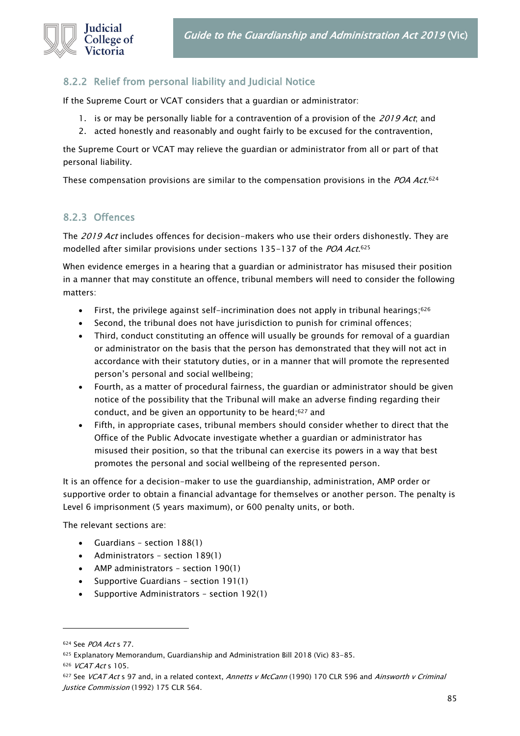### 8.2.2 Relief from personal liability and Judicial Notice

If the Supreme Court or VCAT considers that a guardian or administrator:

1. is or may be personally liable for a contravention of a provision of the *2019 Act*; and
2. acted honestly and reasonably and ought fairly to be excused for the contravention,

the Supreme Court or VCAT may relieve the guardian or administrator from all or part of that personal liability.

These compensation provisions are similar to the compensation provisions in the *POA Act*.[624]

### 8.2.3 Offences

The *2019 Act* includes offences for decision-makers who use their orders dishonestly. They are modelled after similar provisions under sections 135-137 of the *POA Act*.[625]

When evidence emerges in a hearing that a guardian or administrator has misused their position in a manner that may constitute an offence, tribunal members will need to consider the following matters:

- First, the privilege against self-incrimination does not apply in tribunal hearings;[626]
- Second, the tribunal does not have jurisdiction to punish for criminal offences;
- Third, conduct constituting an offence will usually be grounds for removal of a guardian or administrator on the basis that the person has demonstrated that they will not act in accordance with their statutory duties, or in a manner that will promote the represented person's personal and social wellbeing;
- Fourth, as a matter of procedural fairness, the guardian or administrator should be given notice of the possibility that the Tribunal will make an adverse finding regarding their conduct, and be given an opportunity to be heard;[627] and
- Fifth, in appropriate cases, tribunal members should consider whether to direct that the Office of the Public Advocate investigate whether a guardian or administrator has misused their position, so that the tribunal can exercise its powers in a way that best promotes the personal and social wellbeing of the represented person.

It is an offence for a decision-maker to use the guardianship, administration, AMP order or supportive order to obtain a financial advantage for themselves or another person. The penalty is Level 6 imprisonment (5 years maximum), or 600 penalty units, or both.

The relevant sections are:

- Guardians – section 188(1)
- Administrators – section 189(1)
- AMP administrators – section 190(1)
- Supportive Guardians – section 191(1)
- Supportive Administrators – section 192(1)

---

[624] See *POA Act* s 77.

[625] Explanatory Memorandum, Guardianship and Administration Bill 2018 (Vic) 83-85.

[626] *VCAT Act* s 105.

[627] See *VCAT Act* s 97 and, in a related context, *Annetts v McCann* (1990) 170 CLR 596 and *Ainsworth v Criminal Justice Commission* (1992) 175 CLR 564.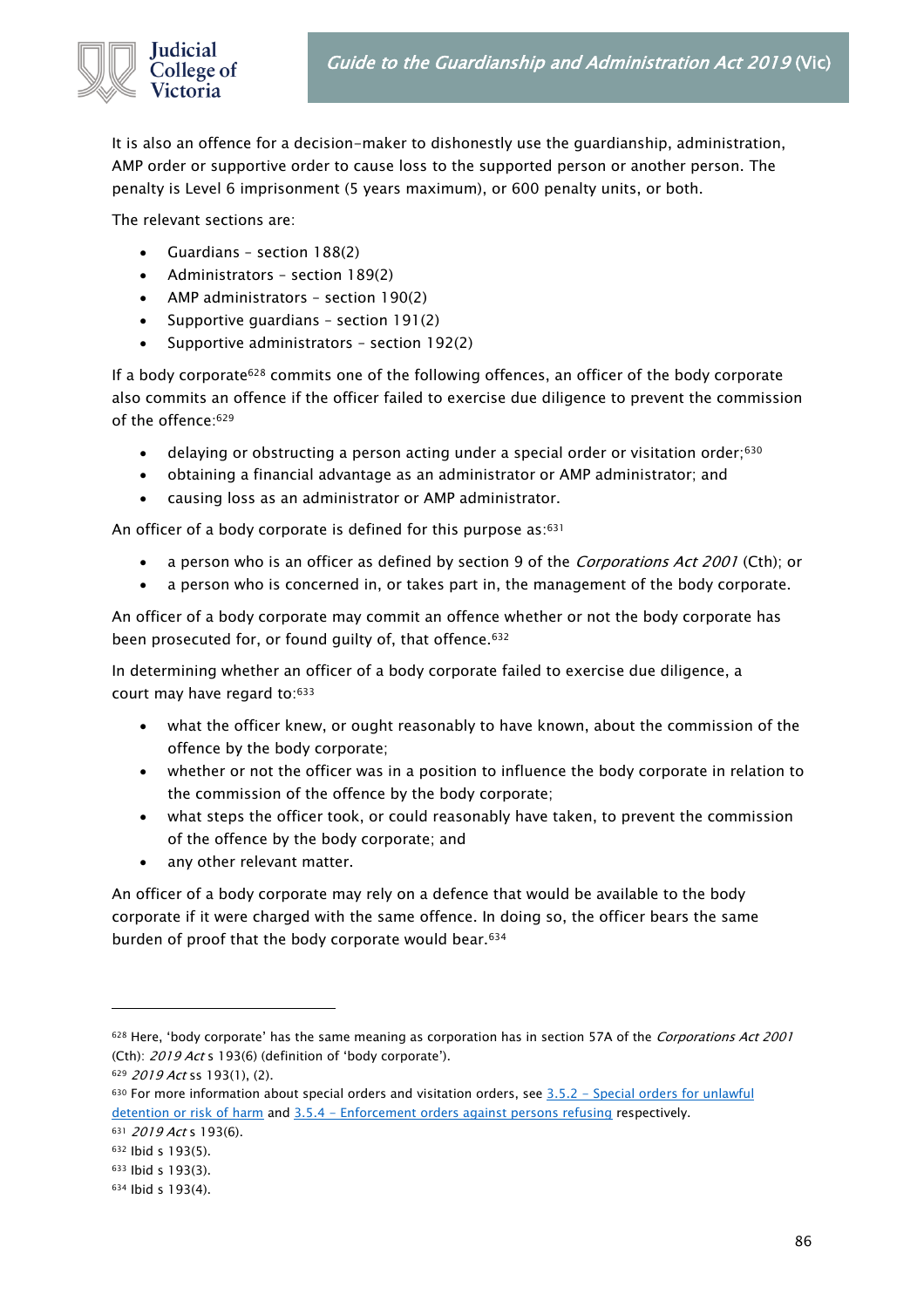It is also an offence for a decision-maker to dishonestly use the guardianship, administration, AMP order or supportive order to cause loss to the supported person or another person. The penalty is Level 6 imprisonment (5 years maximum), or 600 penalty units, or both.

The relevant sections are:

- Guardians – section 188(2)
- Administrators – section 189(2)
- AMP administrators – section 190(2)
- Supportive guardians – section 191(2)
- Supportive administrators – section 192(2)

If a body corporate[628] commits one of the following offences, an officer of the body corporate also commits an offence if the officer failed to exercise due diligence to prevent the commission of the offence:[629]

- delaying or obstructing a person acting under a special order or visitation order;[630]
- obtaining a financial advantage as an administrator or AMP administrator; and
- causing loss as an administrator or AMP administrator.

An officer of a body corporate is defined for this purpose as:[631]

- a person who is an officer as defined by section 9 of the *Corporations Act 2001* (Cth); or
- a person who is concerned in, or takes part in, the management of the body corporate.

An officer of a body corporate may commit an offence whether or not the body corporate has been prosecuted for, or found guilty of, that offence.[632]

In determining whether an officer of a body corporate failed to exercise due diligence, a court may have regard to:[633]

- what the officer knew, or ought reasonably to have known, about the commission of the offence by the body corporate;
- whether or not the officer was in a position to influence the body corporate in relation to the commission of the offence by the body corporate;
- what steps the officer took, or could reasonably have taken, to prevent the commission of the offence by the body corporate; and
- any other relevant matter.

An officer of a body corporate may rely on a defence that would be available to the body corporate if it were charged with the same offence. In doing so, the officer bears the same burden of proof that the body corporate would bear.[634]

---

[628] Here, 'body corporate' has the same meaning as corporation has in section 57A of the *Corporations Act 2001* (Cth): *2019 Act* s 193(6) (definition of 'body corporate').

[629] *2019 Act* ss 193(1), (2).

[630] For more information about special orders and visitation orders, see 3.5.2 – Special orders for unlawful detention or risk of harm and 3.5.4 – Enforcement orders against persons refusing respectively.

[631] *2019 Act* s 193(6).

[632] Ibid s 193(5).

[633] Ibid s 193(3).

[634] Ibid s 193(4).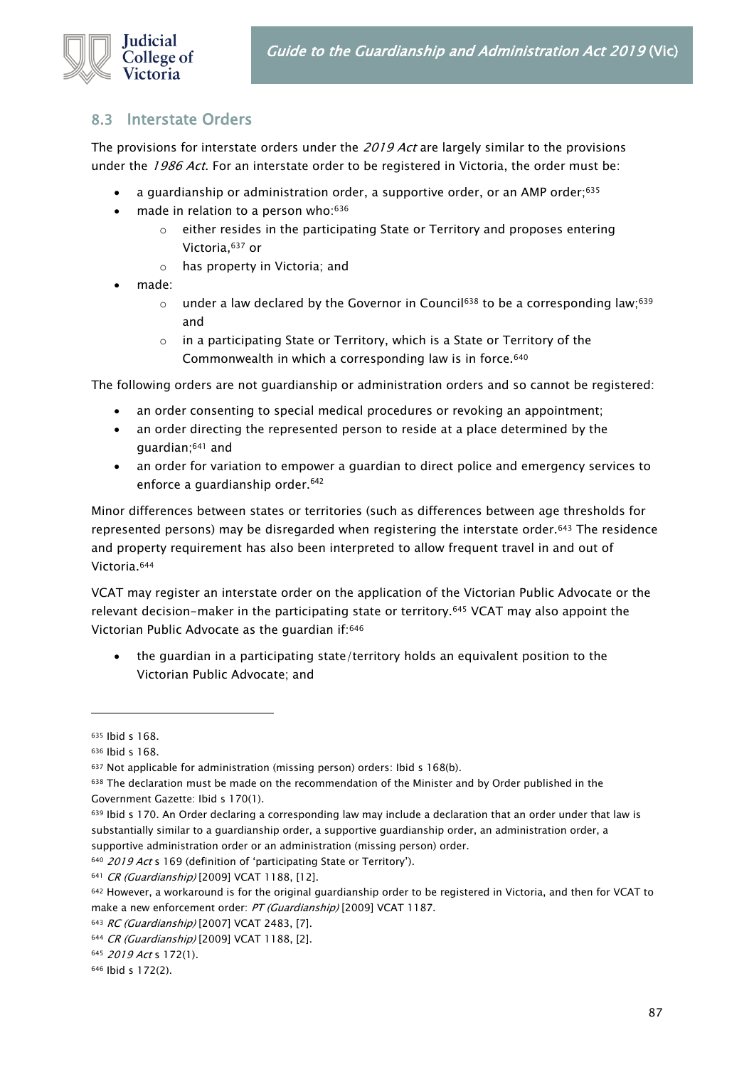## 8.3 Interstate Orders

The provisions for interstate orders under the *2019 Act* are largely similar to the provisions under the *1986 Act*. For an interstate order to be registered in Victoria, the order must be:

- a guardianship or administration order, a supportive order, or an AMP order;[635]
- made in relation to a person who:[636]
  - either resides in the participating State or Territory and proposes entering Victoria,[637] or
  - has property in Victoria; and
- made:
  - under a law declared by the Governor in Council[638] to be a corresponding law;[639] and
  - in a participating State or Territory, which is a State or Territory of the Commonwealth in which a corresponding law is in force.[640]

The following orders are not guardianship or administration orders and so cannot be registered:

- an order consenting to special medical procedures or revoking an appointment;
- an order directing the represented person to reside at a place determined by the guardian;[641] and
- an order for variation to empower a guardian to direct police and emergency services to enforce a guardianship order.[642]

Minor differences between states or territories (such as differences between age thresholds for represented persons) may be disregarded when registering the interstate order.[643] The residence and property requirement has also been interpreted to allow frequent travel in and out of Victoria.[644]

VCAT may register an interstate order on the application of the Victorian Public Advocate or the relevant decision-maker in the participating state or territory.[645] VCAT may also appoint the Victorian Public Advocate as the guardian if:[646]

- the guardian in a participating state/territory holds an equivalent position to the Victorian Public Advocate; and

---

[635] Ibid s 168.

[636] Ibid s 168.

[637] Not applicable for administration (missing person) orders: Ibid s 168(b).

[638] The declaration must be made on the recommendation of the Minister and by Order published in the Government Gazette: Ibid s 170(1).

[639] Ibid s 170. An Order declaring a corresponding law may include a declaration that an order under that law is substantially similar to a guardianship order, a supportive guardianship order, an administration order, a supportive administration order or an administration (missing person) order.

[640] *2019 Act* s 169 (definition of 'participating State or Territory').

[641] *CR (Guardianship)* [2009] VCAT 1188, [12].

[642] However, a workaround is for the original guardianship order to be registered in Victoria, and then for VCAT to make a new enforcement order: *PT (Guardianship)* [2009] VCAT 1187.

[643] *RC (Guardianship)* [2007] VCAT 2483, [7].

[644] *CR (Guardianship)* [2009] VCAT 1188, [2].

[645] *2019 Act* s 172(1).

[646] Ibid s 172(2).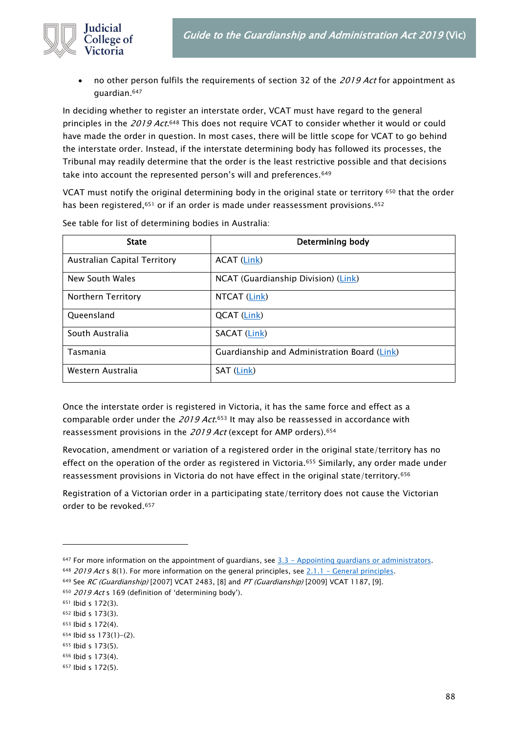- no other person fulfils the requirements of section 32 of the *2019 Act* for appointment as guardian.[647]

In deciding whether to register an interstate order, VCAT must have regard to the general principles in the *2019 Act*.[648] This does not require VCAT to consider whether it would or could have made the order in question. In most cases, there will be little scope for VCAT to go behind the interstate order. Instead, if the interstate determining body has followed its processes, the Tribunal may readily determine that the order is the least restrictive possible and that decisions take into account the represented person's will and preferences.[649]

VCAT must notify the original determining body in the original state or territory [650] that the order has been registered,[651] or if an order is made under reassessment provisions.[652]

See table for list of determining bodies in Australia:

| State | Determining body |
|---|---|
| Australian Capital Territory | ACAT (Link) |
| New South Wales | NCAT (Guardianship Division) (Link) |
| Northern Territory | NTCAT (Link) |
| Queensland | QCAT (Link) |
| South Australia | SACAT (Link) |
| Tasmania | Guardianship and Administration Board (Link) |
| Western Australia | SAT (Link) |

Once the interstate order is registered in Victoria, it has the same force and effect as a comparable order under the *2019 Act*.[653] It may also be reassessed in accordance with reassessment provisions in the *2019 Act* (except for AMP orders).[654]

Revocation, amendment or variation of a registered order in the original state/territory has no effect on the operation of the order as registered in Victoria.[655] Similarly, any order made under reassessment provisions in Victoria do not have effect in the original state/territory.[656]

Registration of a Victorian order in a participating state/territory does not cause the Victorian order to be revoked.[657]

---

[647] For more information on the appointment of guardians, see 3.3 – Appointing guardians or administrators.
[648] *2019 Act* s 8(1). For more information on the general principles, see 2.1.1 – General principles.
[649] See *RC (Guardianship)* [2007] VCAT 2483, [8] and *PT (Guardianship)* [2009] VCAT 1187, [9].
[650] *2019 Act* s 169 (definition of 'determining body').
[651] Ibid s 172(3).
[652] Ibid s 173(3).
[653] Ibid s 172(4).
[654] Ibid ss 173(1)–(2).
[655] Ibid s 173(5).
[656] Ibid s 173(4).
[657] Ibid s 172(5).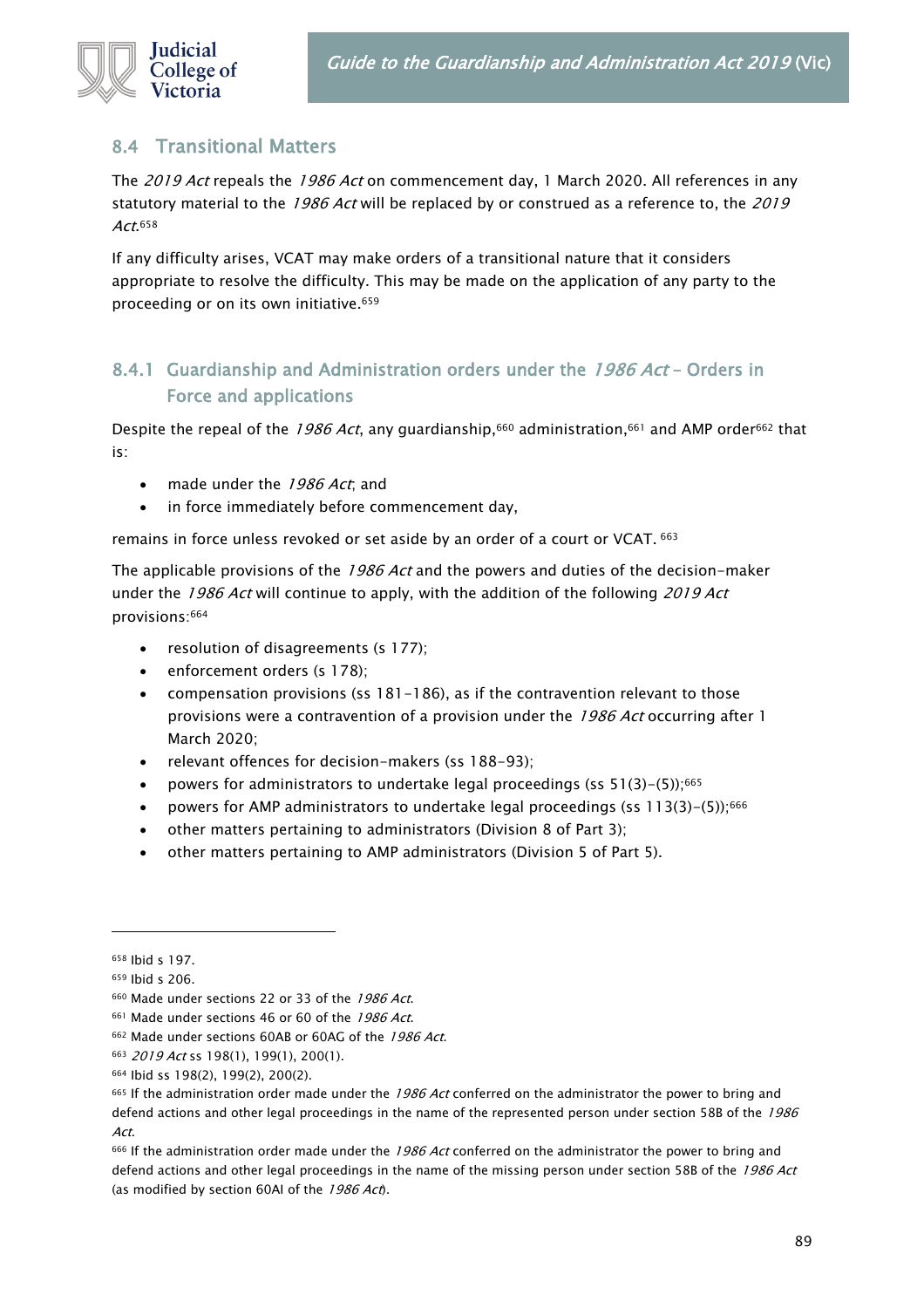## 8.4 Transitional Matters

The *2019 Act* repeals the *1986 Act* on commencement day, 1 March 2020. All references in any statutory material to the *1986 Act* will be replaced by or construed as a reference to, the *2019 Act*.[658]

If any difficulty arises, VCAT may make orders of a transitional nature that it considers appropriate to resolve the difficulty. This may be made on the application of any party to the proceeding or on its own initiative.[659]

### 8.4.1 Guardianship and Administration orders under the *1986 Act* – Orders in Force and applications

Despite the repeal of the *1986 Act*, any guardianship,[660] administration,[661] and AMP order[662] that is:

- made under the *1986 Act*; and
- in force immediately before commencement day,

remains in force unless revoked or set aside by an order of a court or VCAT. [663]

The applicable provisions of the *1986 Act* and the powers and duties of the decision-maker under the *1986 Act* will continue to apply, with the addition of the following *2019 Act* provisions:[664]

- resolution of disagreements (s 177);
- enforcement orders (s 178);
- compensation provisions (ss 181–186), as if the contravention relevant to those provisions were a contravention of a provision under the *1986 Act* occurring after 1 March 2020;
- relevant offences for decision-makers (ss 188–93);
- powers for administrators to undertake legal proceedings (ss 51(3)–(5));[665]
- powers for AMP administrators to undertake legal proceedings (ss 113(3)–(5));[666]
- other matters pertaining to administrators (Division 8 of Part 3);
- other matters pertaining to AMP administrators (Division 5 of Part 5).

---

[658] Ibid s 197.

[659] Ibid s 206.

[660] Made under sections 22 or 33 of the *1986 Act*.

[661] Made under sections 46 or 60 of the *1986 Act*.

[662] Made under sections 60AB or 60AG of the *1986 Act*.

[663] *2019 Act* ss 198(1), 199(1), 200(1).

[664] Ibid ss 198(2), 199(2), 200(2).

[665] If the administration order made under the *1986 Act* conferred on the administrator the power to bring and defend actions and other legal proceedings in the name of the represented person under section 58B of the *1986 Act*.

[666] If the administration order made under the *1986 Act* conferred on the administrator the power to bring and defend actions and other legal proceedings in the name of the missing person under section 58B of the *1986 Act* (as modified by section 60AI of the *1986 Act*).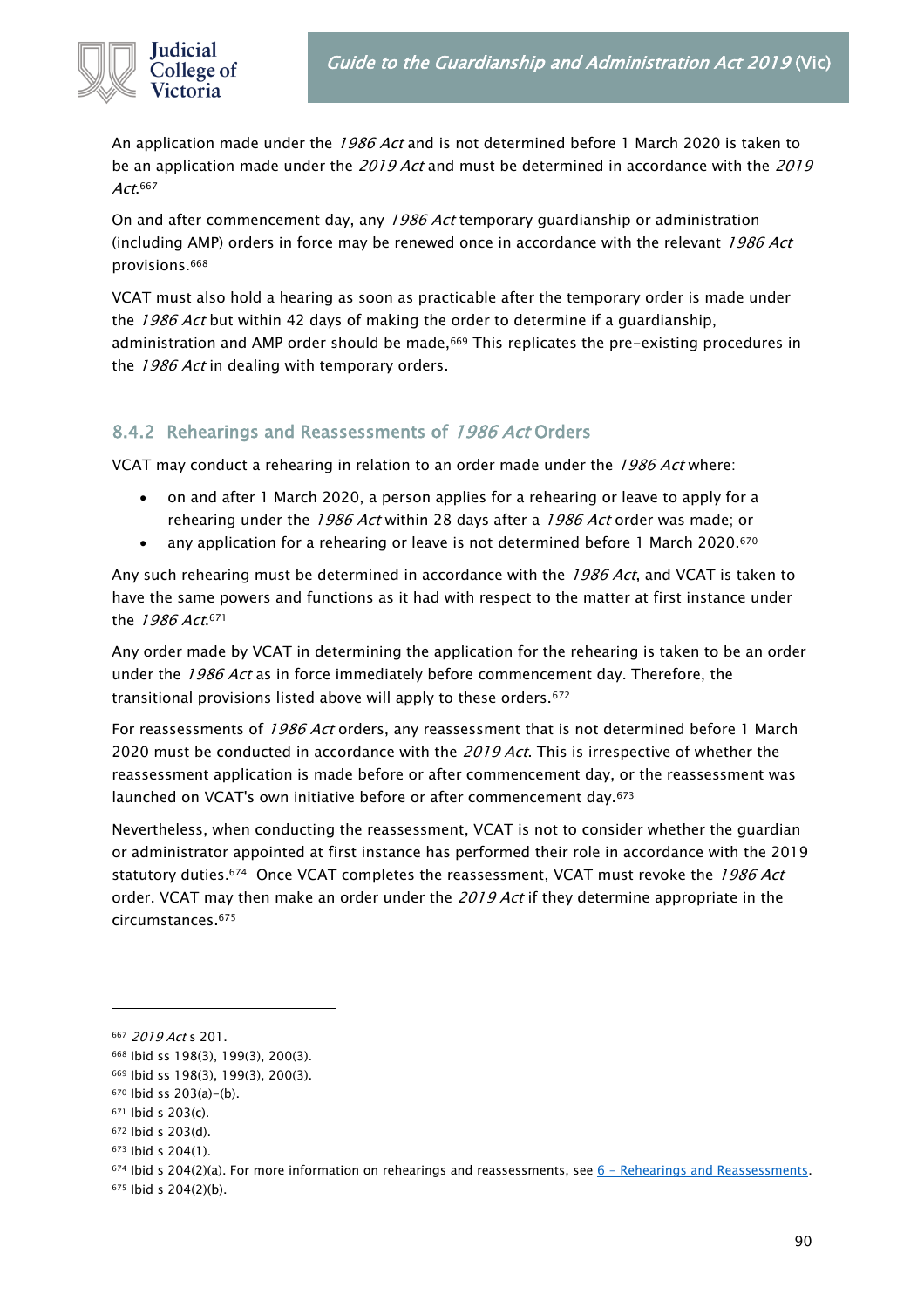An application made under the *1986 Act* and is not determined before 1 March 2020 is taken to be an application made under the *2019 Act* and must be determined in accordance with the *2019 Act*.[667]

On and after commencement day, any *1986 Act* temporary guardianship or administration (including AMP) orders in force may be renewed once in accordance with the relevant *1986 Act* provisions.[668]

VCAT must also hold a hearing as soon as practicable after the temporary order is made under the *1986 Act* but within 42 days of making the order to determine if a guardianship, administration and AMP order should be made,[669] This replicates the pre-existing procedures in the *1986 Act* in dealing with temporary orders.

### 8.4.2 Rehearings and Reassessments of *1986 Act* Orders

VCAT may conduct a rehearing in relation to an order made under the *1986 Act* where:

- on and after 1 March 2020, a person applies for a rehearing or leave to apply for a rehearing under the *1986 Act* within 28 days after a *1986 Act* order was made; or
- any application for a rehearing or leave is not determined before 1 March 2020.[670]

Any such rehearing must be determined in accordance with the *1986 Act*, and VCAT is taken to have the same powers and functions as it had with respect to the matter at first instance under the *1986 Act*.[671]

Any order made by VCAT in determining the application for the rehearing is taken to be an order under the *1986 Act* as in force immediately before commencement day. Therefore, the transitional provisions listed above will apply to these orders.[672]

For reassessments of *1986 Act* orders, any reassessment that is not determined before 1 March 2020 must be conducted in accordance with the *2019 Act*. This is irrespective of whether the reassessment application is made before or after commencement day, or the reassessment was launched on VCAT's own initiative before or after commencement day.[673]

Nevertheless, when conducting the reassessment, VCAT is not to consider whether the guardian or administrator appointed at first instance has performed their role in accordance with the 2019 statutory duties.[674] Once VCAT completes the reassessment, VCAT must revoke the *1986 Act* order. VCAT may then make an order under the *2019 Act* if they determine appropriate in the circumstances.[675]

---

[667] *2019 Act* s 201.
[668] Ibid ss 198(3), 199(3), 200(3).
[669] Ibid ss 198(3), 199(3), 200(3).
[670] Ibid ss 203(a)–(b).
[671] Ibid s 203(c).
[672] Ibid s 203(d).
[673] Ibid s 204(1).
[674] Ibid s 204(2)(a). For more information on rehearings and reassessments, see [6 – Rehearings and Reassessments](#).
[675] Ibid s 204(2)(b).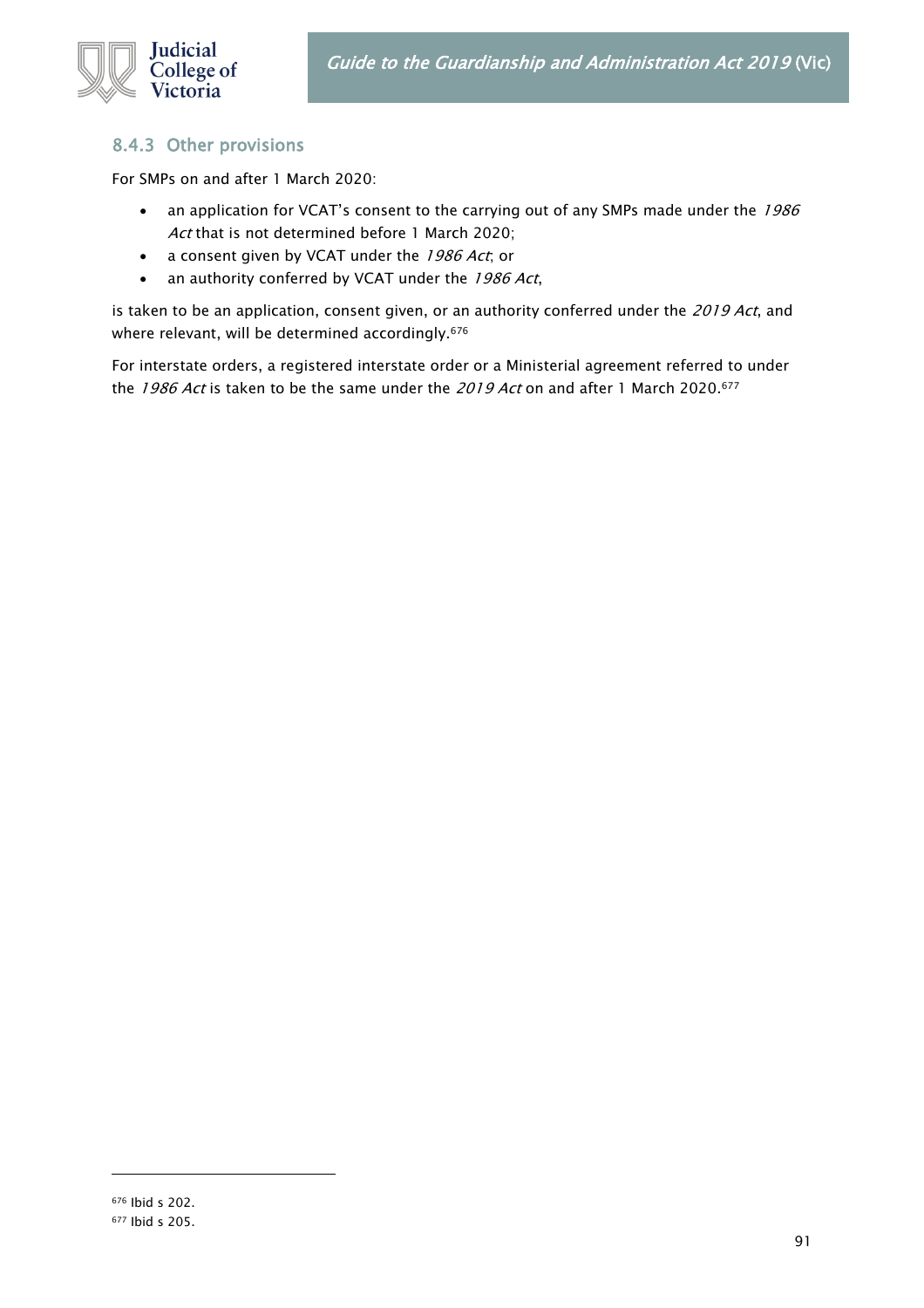### 8.4.3 Other provisions

For SMPs on and after 1 March 2020:

- an application for VCAT's consent to the carrying out of any SMPs made under the *1986 Act* that is not determined before 1 March 2020;
- a consent given by VCAT under the *1986 Act*; or
- an authority conferred by VCAT under the *1986 Act*,

is taken to be an application, consent given, or an authority conferred under the *2019 Act*, and where relevant, will be determined accordingly.[676]

For interstate orders, a registered interstate order or a Ministerial agreement referred to under the *1986 Act* is taken to be the same under the *2019 Act* on and after 1 March 2020.[677]

---

[676] Ibid s 202.

[677] Ibid s 205.